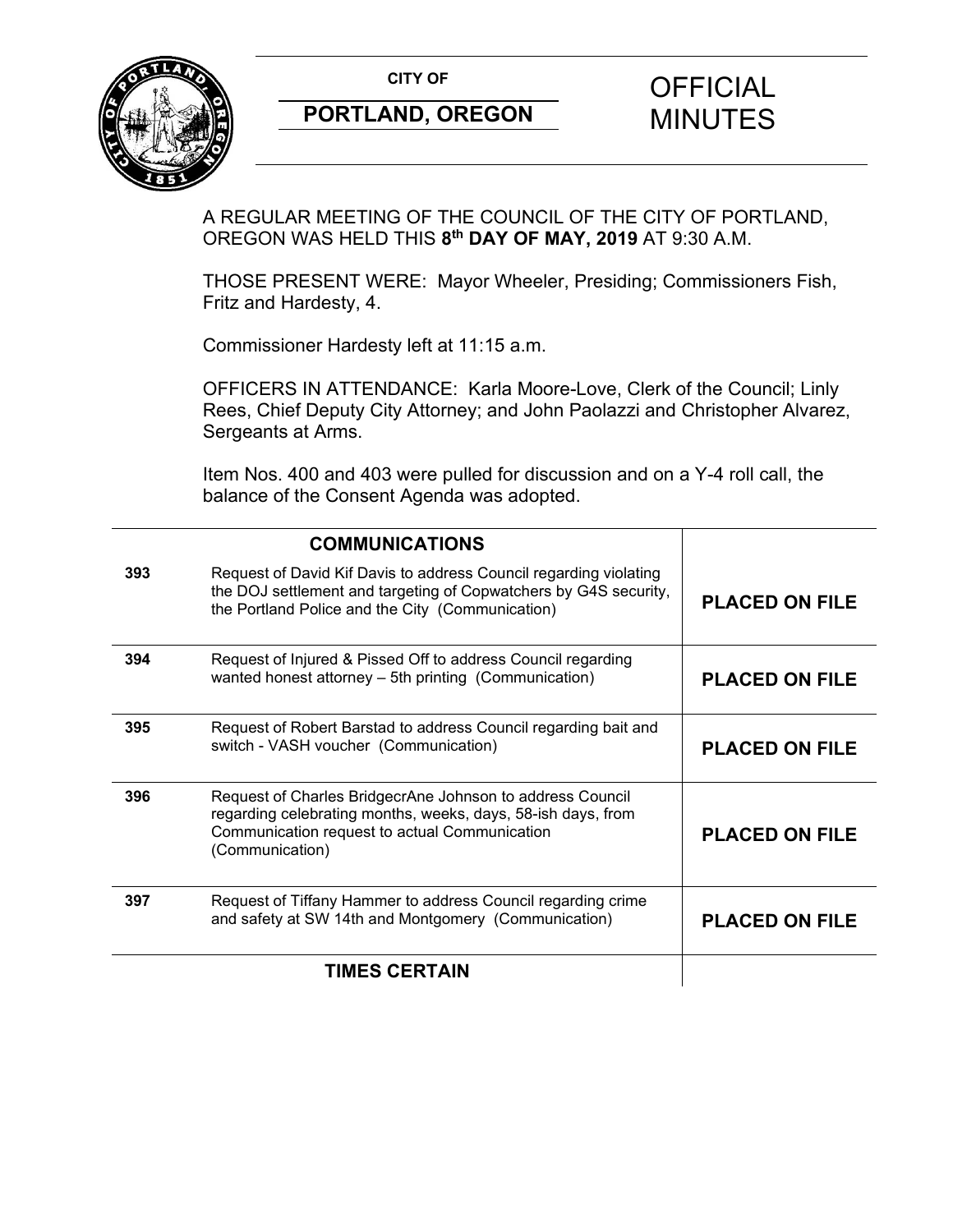CITY OF

**PORTLAND, OREGON**

# OFFICIAL MINUTES

A REGULAR MEETING OF THE COUNCIL OF THE CITY OF PORTLAND, OREGON WAS HELD THIS **8th DAY OF MAY, 2019** AT 9:30 A.M.

THOSE PRESENT WERE: Mayor Wheeler, Presiding; Commissioners Fish, Fritz and Hardesty, 4.

Commissioner Hardesty left at 11:15 a.m.

OFFICERS IN ATTENDANCE: Karla Moore-Love, Clerk of the Council; Linly Rees, Chief Deputy City Attorney; and John Paolazzi and Christopher Alvarez, Sergeants at Arms.

Item Nos. 400 and 403 were pulled for discussion and on a Y-4 roll call, the balance of the Consent Agenda was adopted.

| | **COMMUNICATIONS** | |
|---|---|---|
| **393** | Request of David Kif Davis to address Council regarding violating the DOJ settlement and targeting of Copwatchers by G4S security, the Portland Police and the City (Communication) | **PLACED ON FILE** |
| **394** | Request of Injured & Pissed Off to address Council regarding wanted honest attorney – 5th printing (Communication) | **PLACED ON FILE** |
| **395** | Request of Robert Barstad to address Council regarding bait and switch - VASH voucher (Communication) | **PLACED ON FILE** |
| **396** | Request of Charles BridgecrAne Johnson to address Council regarding celebrating months, weeks, days, 58-ish days, from Communication request to actual Communication (Communication) | **PLACED ON FILE** |
| **397** | Request of Tiffany Hammer to address Council regarding crime and safety at SW 14th and Montgomery (Communication) | **PLACED ON FILE** |
| | **TIMES CERTAIN** | |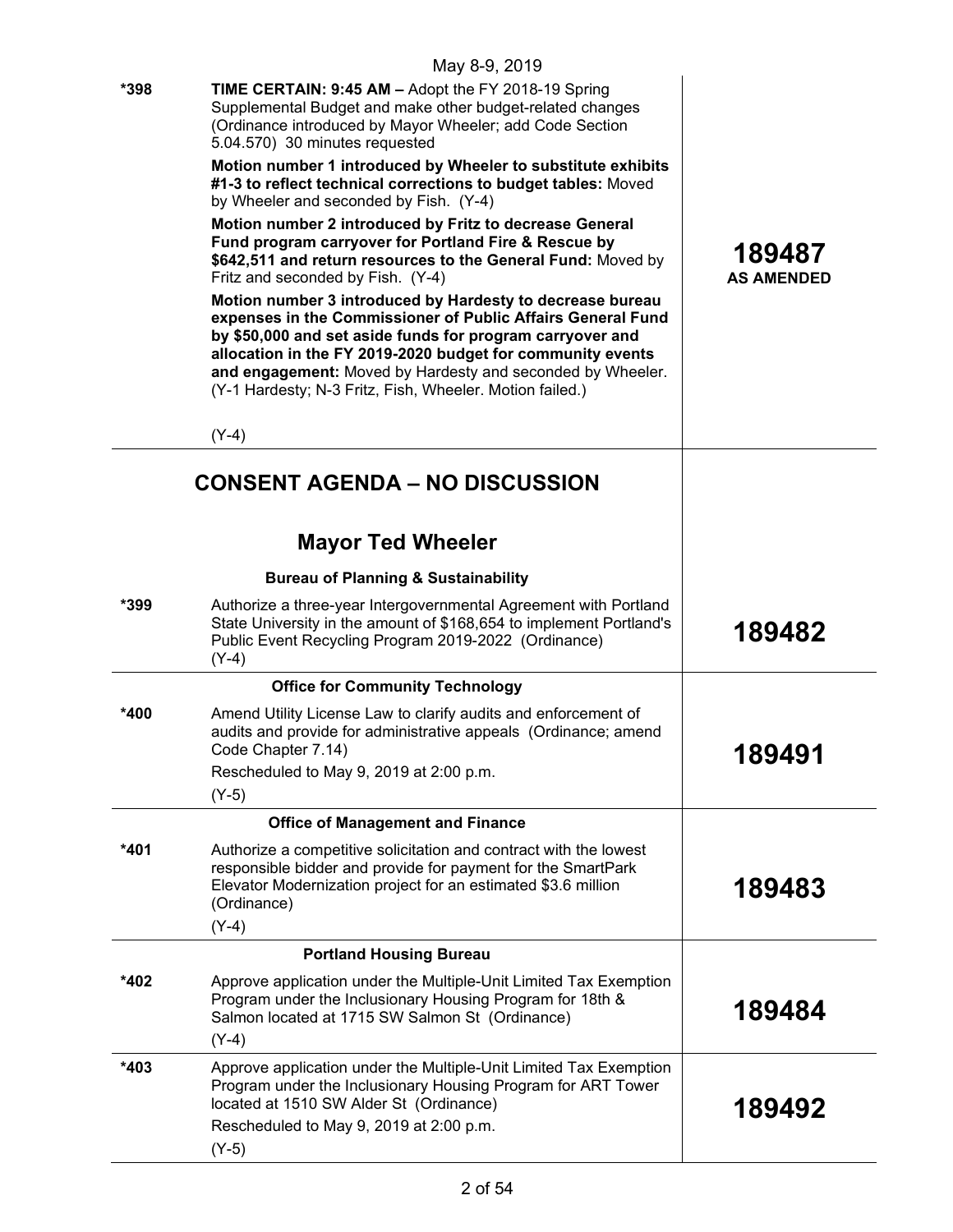May 8-9, 2019

| | | |
|---|---|---|
| *398 | **TIME CERTAIN: 9:45 AM –** Adopt the FY 2018-19 Spring Supplemental Budget and make other budget-related changes (Ordinance introduced by Mayor Wheeler; add Code Section 5.04.570) 30 minutes requested<br><br>**Motion number 1 introduced by Wheeler to substitute exhibits #1-3 to reflect technical corrections to budget tables:** Moved by Wheeler and seconded by Fish. (Y-4)<br><br>**Motion number 2 introduced by Fritz to decrease General Fund program carryover for Portland Fire & Rescue by $642,511 and return resources to the General Fund:** Moved by Fritz and seconded by Fish. (Y-4)<br><br>**Motion number 3 introduced by Hardesty to decrease bureau expenses in the Commissioner of Public Affairs General Fund by $50,000 and set aside funds for program carryover and allocation in the FY 2019-2020 budget for community events and engagement:** Moved by Hardesty and seconded by Wheeler. (Y-1 Hardesty; N-3 Fritz, Fish, Wheeler. Motion failed.)<br><br>(Y-4) | **189487**<br>**AS AMENDED** |

## CONSENT AGENDA – NO DISCUSSION

### Mayor Ted Wheeler

| | | |
|---|---|---|
| | **Bureau of Planning & Sustainability** | |
| *399 | Authorize a three-year Intergovernmental Agreement with Portland State University in the amount of $168,654 to implement Portland's Public Event Recycling Program 2019-2022 (Ordinance)<br>(Y-4) | **189482** |
| | **Office for Community Technology** | |
| *400 | Amend Utility License Law to clarify audits and enforcement of audits and provide for administrative appeals (Ordinance; amend Code Chapter 7.14)<br>Rescheduled to May 9, 2019 at 2:00 p.m.<br>(Y-5) | **189491** |
| | **Office of Management and Finance** | |
| *401 | Authorize a competitive solicitation and contract with the lowest responsible bidder and provide for payment for the SmartPark Elevator Modernization project for an estimated $3.6 million (Ordinance)<br>(Y-4) | **189483** |
| | **Portland Housing Bureau** | |
| *402 | Approve application under the Multiple-Unit Limited Tax Exemption Program under the Inclusionary Housing Program for 18th & Salmon located at 1715 SW Salmon St (Ordinance)<br>(Y-4) | **189484** |
| *403 | Approve application under the Multiple-Unit Limited Tax Exemption Program under the Inclusionary Housing Program for ART Tower located at 1510 SW Alder St (Ordinance)<br>Rescheduled to May 9, 2019 at 2:00 p.m.<br>(Y-5) | **189492** |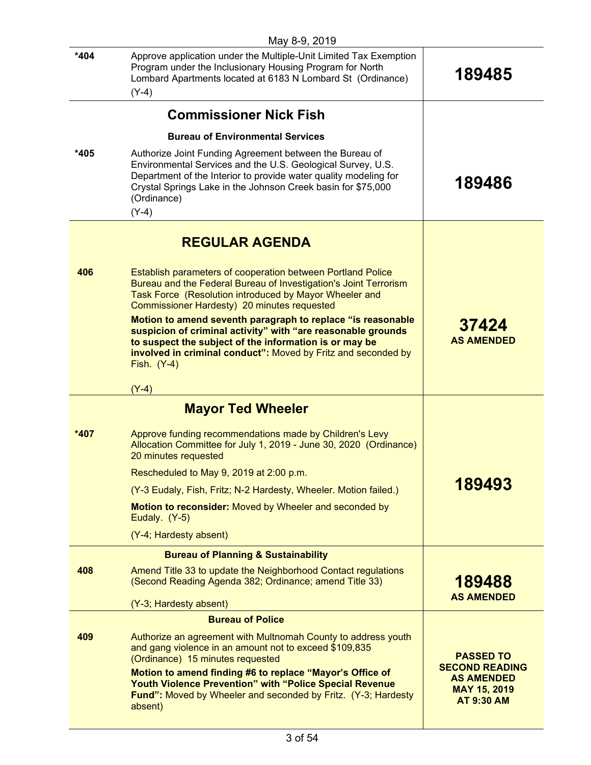| | | |
|---|---|---|
| *404 | Approve application under the Multiple-Unit Limited Tax Exemption Program under the Inclusionary Housing Program for North Lombard Apartments located at 6183 N Lombard St (Ordinance)<br><br>(Y-4) | **189485** |
| | **Commissioner Nick Fish**<br><br>**Bureau of Environmental Services** | |
| *405 | Authorize Joint Funding Agreement between the Bureau of Environmental Services and the U.S. Geological Survey, U.S. Department of the Interior to provide water quality modeling for Crystal Springs Lake in the Johnson Creek basin for $75,000 (Ordinance)<br><br>(Y-4) | **189486** |
| | **REGULAR AGENDA** | |
| 406 | Establish parameters of cooperation between Portland Police Bureau and the Federal Bureau of Investigation's Joint Terrorism Task Force (Resolution introduced by Mayor Wheeler and Commissioner Hardesty) 20 minutes requested<br><br>**Motion to amend seventh paragraph to replace "is reasonable suspicion of criminal activity" with "are reasonable grounds to suspect the subject of the information is or may be involved in criminal conduct":** Moved by Fritz and seconded by Fish. (Y-4)<br><br>(Y-4) | **37424**<br>**AS AMENDED** |
| | **Mayor Ted Wheeler** | |
| *407 | Approve funding recommendations made by Children's Levy Allocation Committee for July 1, 2019 - June 30, 2020 (Ordinance) 20 minutes requested<br><br>Rescheduled to May 9, 2019 at 2:00 p.m.<br><br>(Y-3 Eudaly, Fish, Fritz; N-2 Hardesty, Wheeler. Motion failed.)<br><br>**Motion to reconsider:** Moved by Wheeler and seconded by Eudaly. (Y-5)<br><br>(Y-4; Hardesty absent) | **189493** |
| | **Bureau of Planning & Sustainability** | |
| 408 | Amend Title 33 to update the Neighborhood Contact regulations (Second Reading Agenda 382; Ordinance; amend Title 33)<br><br>(Y-3; Hardesty absent) | **189488**<br>**AS AMENDED** |
| | **Bureau of Police** | |
| 409 | Authorize an agreement with Multnomah County to address youth and gang violence in an amount not to exceed $109,835 (Ordinance) 15 minutes requested<br><br>**Motion to amend finding #6 to replace "Mayor's Office of Youth Violence Prevention" with "Police Special Revenue Fund":** Moved by Wheeler and seconded by Fritz. (Y-3; Hardesty absent) | **PASSED TO SECOND READING AS AMENDED MAY 15, 2019 AT 9:30 AM** |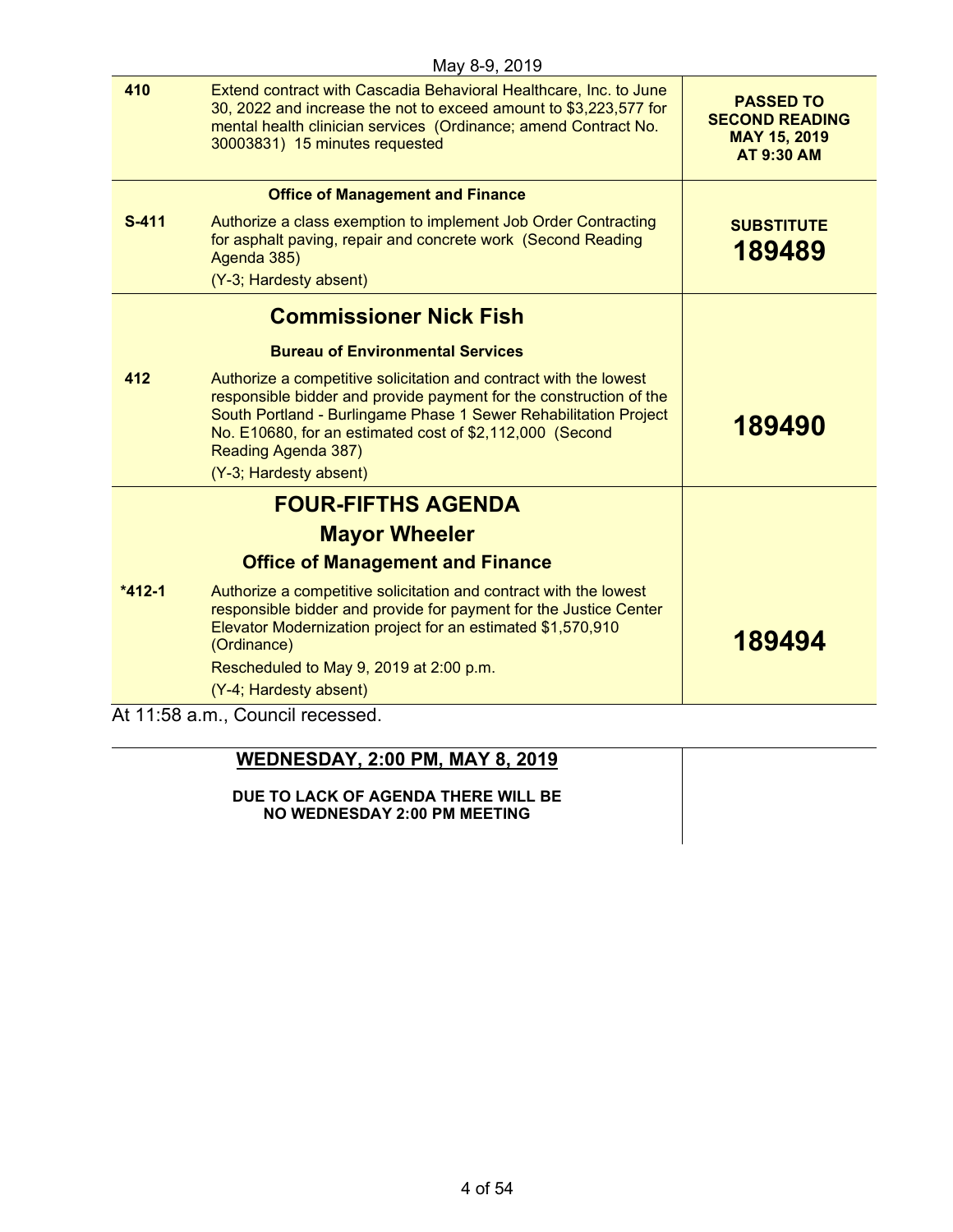May 8-9, 2019

| | | |
|---|---|---|
| **410** | Extend contract with Cascadia Behavioral Healthcare, Inc. to June 30, 2022 and increase the not to exceed amount to $3,223,577 for mental health clinician services (Ordinance; amend Contract No. 30003831) 15 minutes requested | **PASSED TO SECOND READING MAY 15, 2019 AT 9:30 AM** |
| | **Office of Management and Finance** | |
| **S-411** | Authorize a class exemption to implement Job Order Contracting for asphalt paving, repair and concrete work (Second Reading Agenda 385)<br>(Y-3; Hardesty absent) | **SUBSTITUTE 189489** |
| | **Commissioner Nick Fish** | |
| | **Bureau of Environmental Services** | |
| **412** | Authorize a competitive solicitation and contract with the lowest responsible bidder and provide payment for the construction of the South Portland - Burlingame Phase 1 Sewer Rehabilitation Project No. E10680, for an estimated cost of $2,112,000 (Second Reading Agenda 387)<br>(Y-3; Hardesty absent) | **189490** |
| | **FOUR-FIFTHS AGENDA** | |
| | **Mayor Wheeler** | |
| | **Office of Management and Finance** | |
| ***412-1** | Authorize a competitive solicitation and contract with the lowest responsible bidder and provide for payment for the Justice Center Elevator Modernization project for an estimated $1,570,910 (Ordinance)<br>Rescheduled to May 9, 2019 at 2:00 p.m.<br>(Y-4; Hardesty absent) | **189494** |

At 11:58 a.m., Council recessed.

## WEDNESDAY, 2:00 PM, MAY 8, 2019

**DUE TO LACK OF AGENDA THERE WILL BE NO WEDNESDAY 2:00 PM MEETING**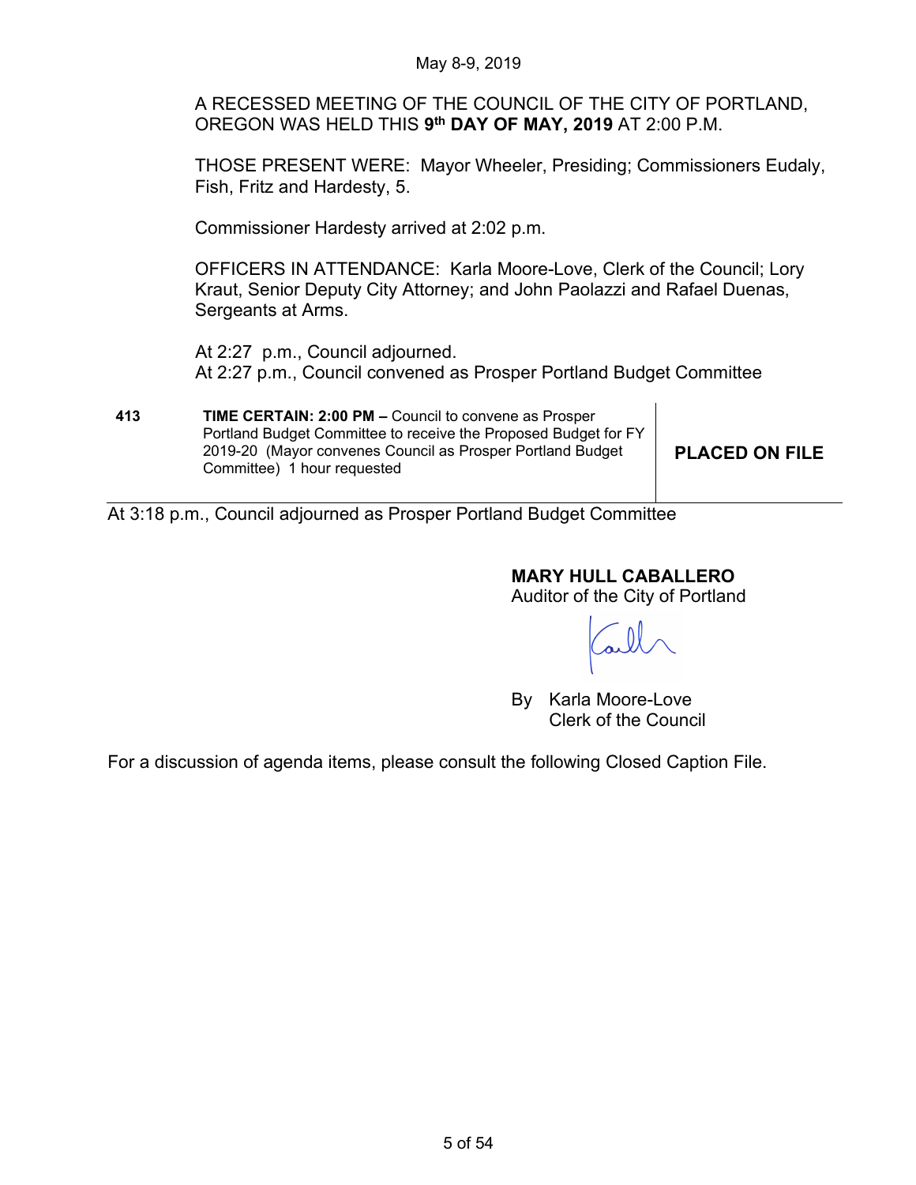May 8-9, 2019

A RECESSED MEETING OF THE COUNCIL OF THE CITY OF PORTLAND, OREGON WAS HELD THIS **9th DAY OF MAY, 2019** AT 2:00 P.M.

THOSE PRESENT WERE: Mayor Wheeler, Presiding; Commissioners Eudaly, Fish, Fritz and Hardesty, 5.

Commissioner Hardesty arrived at 2:02 p.m.

OFFICERS IN ATTENDANCE: Karla Moore-Love, Clerk of the Council; Lory Kraut, Senior Deputy City Attorney; and John Paolazzi and Rafael Duenas, Sergeants at Arms.

At 2:27 p.m., Council adjourned.
At 2:27 p.m., Council convened as Prosper Portland Budget Committee

| | | |
|---|---|---|
| **413** | **TIME CERTAIN: 2:00 PM –** Council to convene as Prosper Portland Budget Committee to receive the Proposed Budget for FY 2019-20 (Mayor convenes Council as Prosper Portland Budget Committee) 1 hour requested | **PLACED ON FILE** |

At 3:18 p.m., Council adjourned as Prosper Portland Budget Committee

**MARY HULL CABALLERO**
Auditor of the City of Portland

By Karla Moore-Love
Clerk of the Council

For a discussion of agenda items, please consult the following Closed Caption File.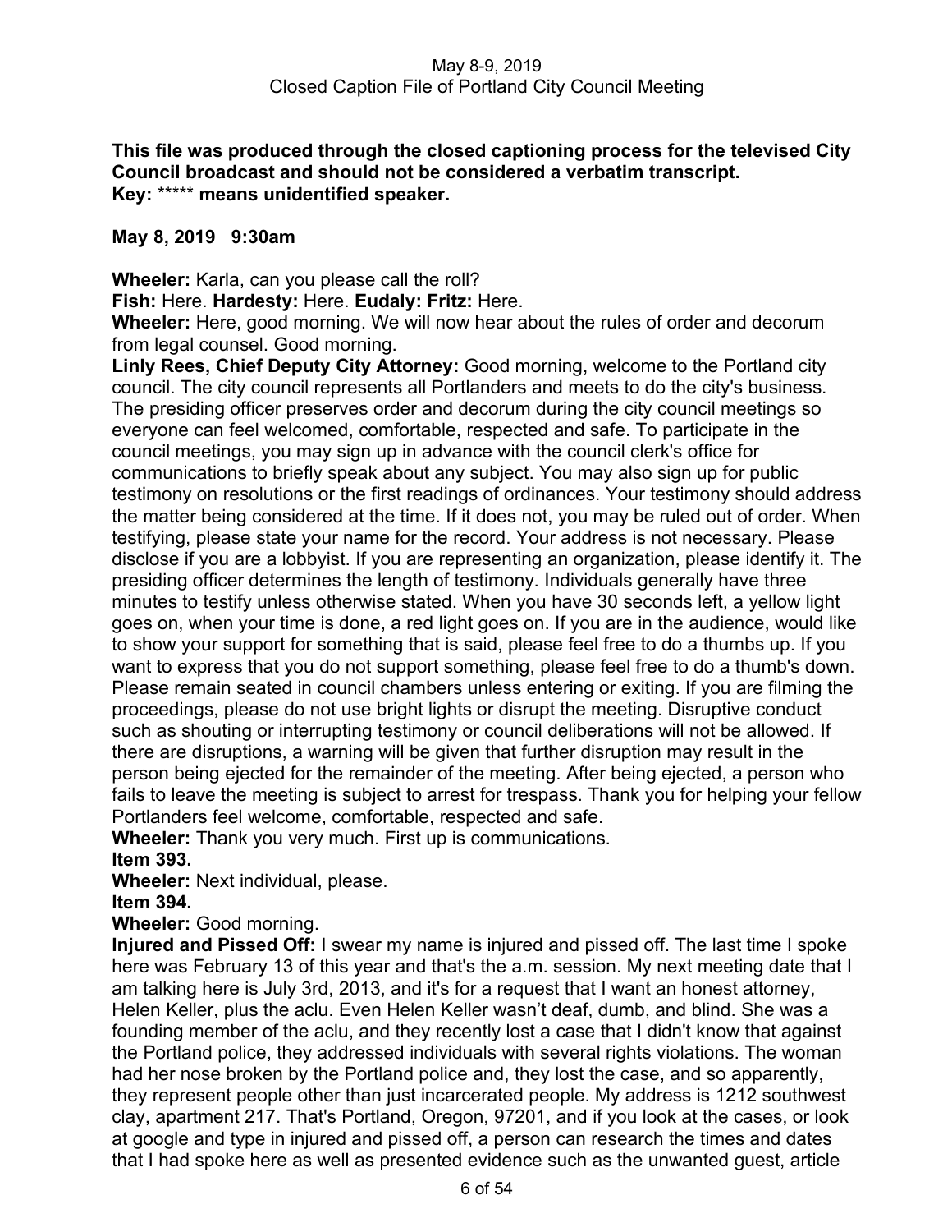May 8-9, 2019
Closed Caption File of Portland City Council Meeting

**This file was produced through the closed captioning process for the televised City Council broadcast and should not be considered a verbatim transcript.**
**Key:** ***** **means unidentified speaker.**

**May 8, 2019 9:30am**

**Wheeler:** Karla, can you please call the roll?
**Fish:** Here. **Hardesty:** Here. **Eudaly: Fritz:** Here.
**Wheeler:** Here, good morning. We will now hear about the rules of order and decorum from legal counsel. Good morning.
**Linly Rees, Chief Deputy City Attorney:** Good morning, welcome to the Portland city council. The city council represents all Portlanders and meets to do the city's business. The presiding officer preserves order and decorum during the city council meetings so everyone can feel welcomed, comfortable, respected and safe. To participate in the council meetings, you may sign up in advance with the council clerk's office for communications to briefly speak about any subject. You may also sign up for public testimony on resolutions or the first readings of ordinances. Your testimony should address the matter being considered at the time. If it does not, you may be ruled out of order. When testifying, please state your name for the record. Your address is not necessary. Please disclose if you are a lobbyist. If you are representing an organization, please identify it. The presiding officer determines the length of testimony. Individuals generally have three minutes to testify unless otherwise stated. When you have 30 seconds left, a yellow light goes on, when your time is done, a red light goes on. If you are in the audience, would like to show your support for something that is said, please feel free to do a thumbs up. If you want to express that you do not support something, please feel free to do a thumb's down. Please remain seated in council chambers unless entering or exiting. If you are filming the proceedings, please do not use bright lights or disrupt the meeting. Disruptive conduct such as shouting or interrupting testimony or council deliberations will not be allowed. If there are disruptions, a warning will be given that further disruption may result in the person being ejected for the remainder of the meeting. After being ejected, a person who fails to leave the meeting is subject to arrest for trespass. Thank you for helping your fellow Portlanders feel welcome, comfortable, respected and safe.
**Wheeler:** Thank you very much. First up is communications.
**Item 393.**
**Wheeler:** Next individual, please.
**Item 394.**
**Wheeler:** Good morning.
**Injured and Pissed Off:** I swear my name is injured and pissed off. The last time I spoke here was February 13 of this year and that's the a.m. session. My next meeting date that I am talking here is July 3rd, 2013, and it's for a request that I want an honest attorney, Helen Keller, plus the aclu. Even Helen Keller wasn't deaf, dumb, and blind. She was a founding member of the aclu, and they recently lost a case that I didn't know that against the Portland police, they addressed individuals with several rights violations. The woman had her nose broken by the Portland police and, they lost the case, and so apparently, they represent people other than just incarcerated people. My address is 1212 southwest clay, apartment 217. That's Portland, Oregon, 97201, and if you look at the cases, or look at google and type in injured and pissed off, a person can research the times and dates that I had spoke here as well as presented evidence such as the unwanted guest, article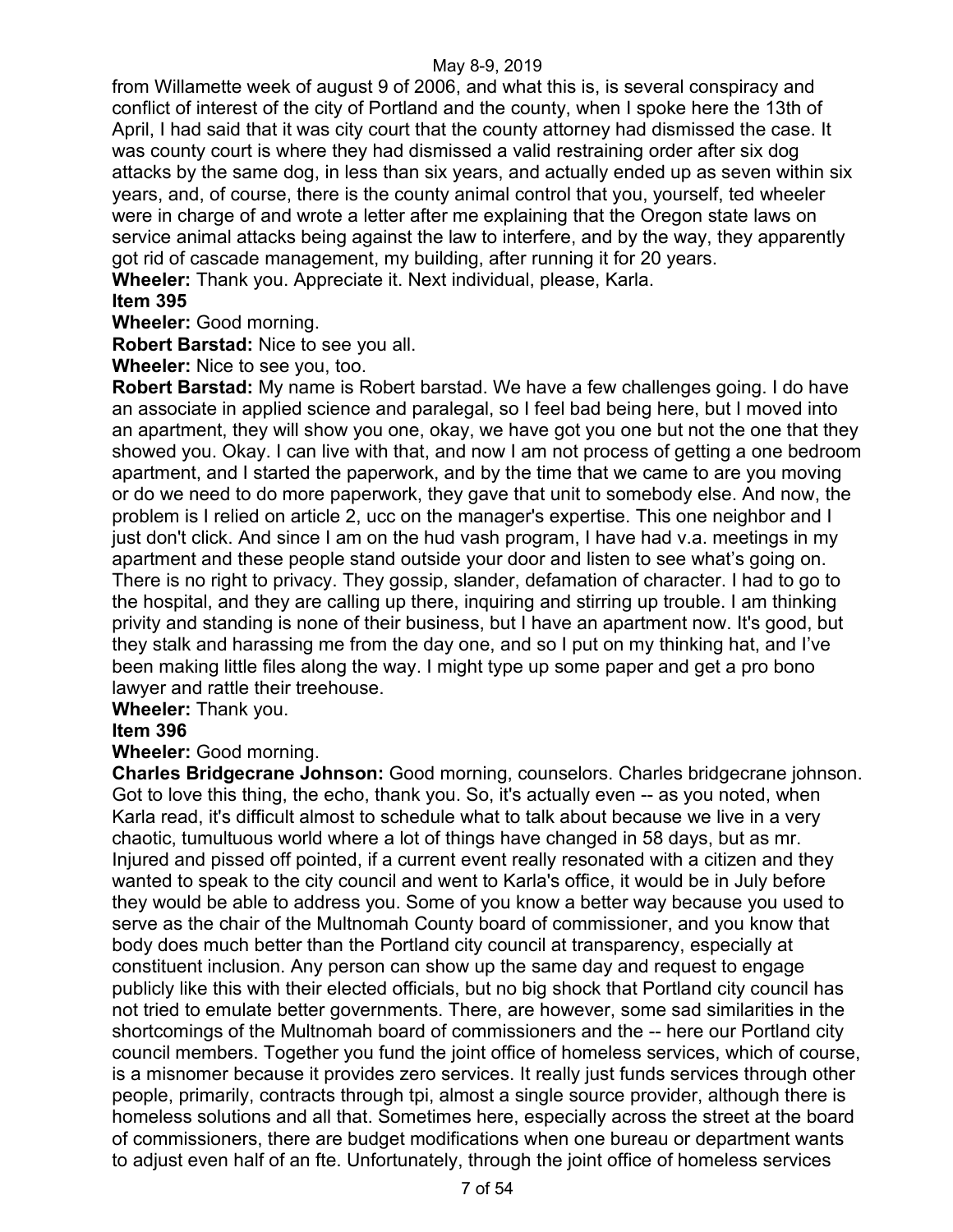from Willamette week of august 9 of 2006, and what this is, is several conspiracy and conflict of interest of the city of Portland and the county, when I spoke here the 13th of April, I had said that it was city court that the county attorney had dismissed the case. It was county court is where they had dismissed a valid restraining order after six dog attacks by the same dog, in less than six years, and actually ended up as seven within six years, and, of course, there is the county animal control that you, yourself, ted wheeler were in charge of and wrote a letter after me explaining that the Oregon state laws on service animal attacks being against the law to interfere, and by the way, they apparently got rid of cascade management, my building, after running it for 20 years.

**Wheeler:** Thank you. Appreciate it. Next individual, please, Karla.

**Item 395**

**Wheeler:** Good morning.

**Robert Barstad:** Nice to see you all.

**Wheeler:** Nice to see you, too.

**Robert Barstad:** My name is Robert barstad. We have a few challenges going. I do have an associate in applied science and paralegal, so I feel bad being here, but I moved into an apartment, they will show you one, okay, we have got you one but not the one that they showed you. Okay. I can live with that, and now I am not process of getting a one bedroom apartment, and I started the paperwork, and by the time that we came to are you moving or do we need to do more paperwork, they gave that unit to somebody else. And now, the problem is I relied on article 2, ucc on the manager's expertise. This one neighbor and I just don't click. And since I am on the hud vash program, I have had v.a. meetings in my apartment and these people stand outside your door and listen to see what's going on. There is no right to privacy. They gossip, slander, defamation of character. I had to go to the hospital, and they are calling up there, inquiring and stirring up trouble. I am thinking privity and standing is none of their business, but I have an apartment now. It's good, but they stalk and harassing me from the day one, and so I put on my thinking hat, and I've been making little files along the way. I might type up some paper and get a pro bono lawyer and rattle their treehouse.

**Wheeler:** Thank you.

**Item 396**

**Wheeler:** Good morning.

**Charles Bridgecrane Johnson:** Good morning, counselors. Charles bridgecrane johnson. Got to love this thing, the echo, thank you. So, it's actually even -- as you noted, when Karla read, it's difficult almost to schedule what to talk about because we live in a very chaotic, tumultuous world where a lot of things have changed in 58 days, but as mr. Injured and pissed off pointed, if a current event really resonated with a citizen and they wanted to speak to the city council and went to Karla's office, it would be in July before they would be able to address you. Some of you know a better way because you used to serve as the chair of the Multnomah County board of commissioner, and you know that body does much better than the Portland city council at transparency, especially at constituent inclusion. Any person can show up the same day and request to engage publicly like this with their elected officials, but no big shock that Portland city council has not tried to emulate better governments. There, are however, some sad similarities in the shortcomings of the Multnomah board of commissioners and the -- here our Portland city council members. Together you fund the joint office of homeless services, which of course, is a misnomer because it provides zero services. It really just funds services through other people, primarily, contracts through tpi, almost a single source provider, although there is homeless solutions and all that. Sometimes here, especially across the street at the board of commissioners, there are budget modifications when one bureau or department wants to adjust even half of an fte. Unfortunately, through the joint office of homeless services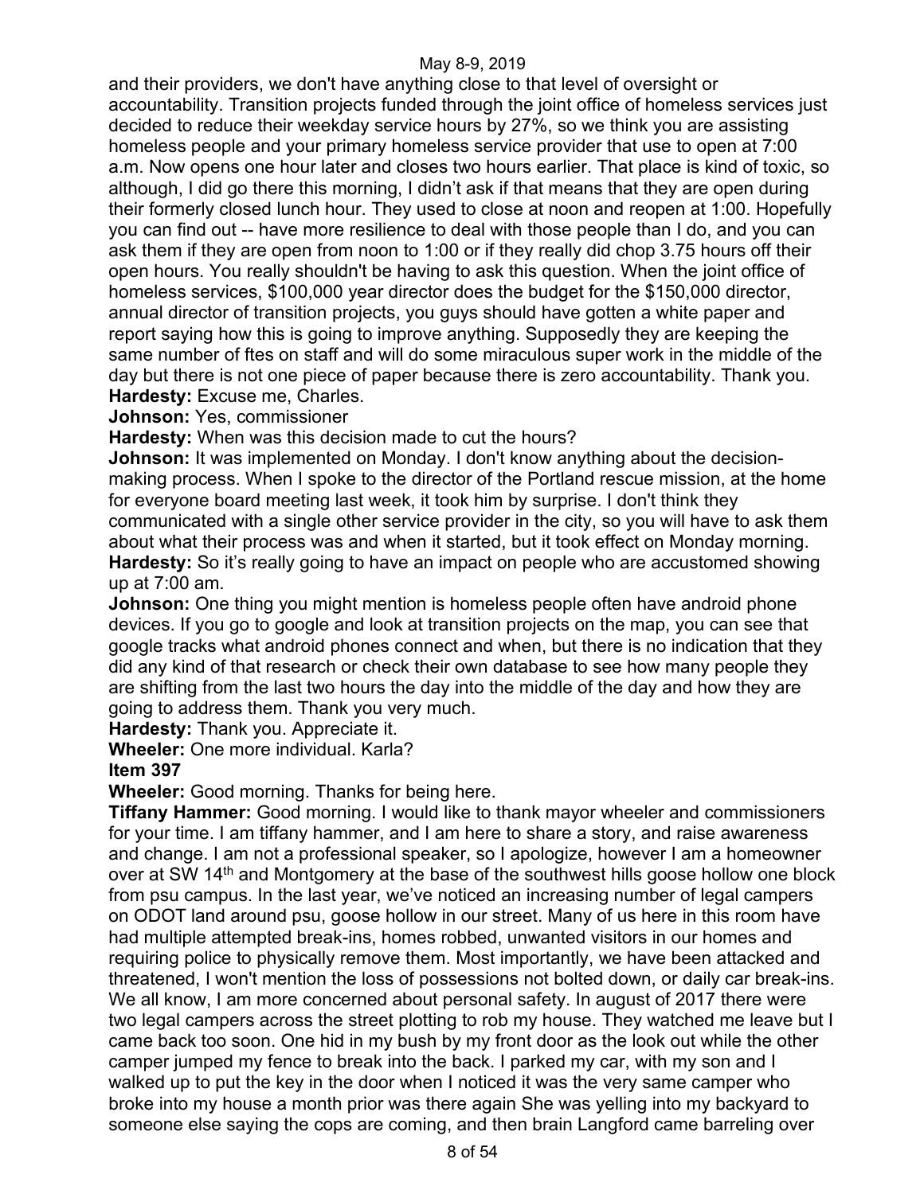and their providers, we don't have anything close to that level of oversight or accountability. Transition projects funded through the joint office of homeless services just decided to reduce their weekday service hours by 27%, so we think you are assisting homeless people and your primary homeless service provider that use to open at 7:00 a.m. Now opens one hour later and closes two hours earlier. That place is kind of toxic, so although, I did go there this morning, I didn't ask if that means that they are open during their formerly closed lunch hour. They used to close at noon and reopen at 1:00. Hopefully you can find out -- have more resilience to deal with those people than I do, and you can ask them if they are open from noon to 1:00 or if they really did chop 3.75 hours off their open hours. You really shouldn't be having to ask this question. When the joint office of homeless services, $100,000 year director does the budget for the $150,000 director, annual director of transition projects, you guys should have gotten a white paper and report saying how this is going to improve anything. Supposedly they are keeping the same number of ftes on staff and will do some miraculous super work in the middle of the day but there is not one piece of paper because there is zero accountability. Thank you.

**Hardesty:** Excuse me, Charles.

**Johnson:** Yes, commissioner

**Hardesty:** When was this decision made to cut the hours?

**Johnson:** It was implemented on Monday. I don't know anything about the decision-making process. When I spoke to the director of the Portland rescue mission, at the home for everyone board meeting last week, it took him by surprise. I don't think they communicated with a single other service provider in the city, so you will have to ask them about what their process was and when it started, but it took effect on Monday morning.

**Hardesty:** So it's really going to have an impact on people who are accustomed showing up at 7:00 am.

**Johnson:** One thing you might mention is homeless people often have android phone devices. If you go to google and look at transition projects on the map, you can see that google tracks what android phones connect and when, but there is no indication that they did any kind of that research or check their own database to see how many people they are shifting from the last two hours the day into the middle of the day and how they are going to address them. Thank you very much.

**Hardesty:** Thank you. Appreciate it.

**Wheeler:** One more individual. Karla?

**Item 397**

**Wheeler:** Good morning. Thanks for being here.

**Tiffany Hammer:** Good morning. I would like to thank mayor wheeler and commissioners for your time. I am tiffany hammer, and I am here to share a story, and raise awareness and change. I am not a professional speaker, so I apologize, however I am a homeowner over at SW 14th and Montgomery at the base of the southwest hills goose hollow one block from psu campus. In the last year, we've noticed an increasing number of legal campers on ODOT land around psu, goose hollow in our street. Many of us here in this room have had multiple attempted break-ins, homes robbed, unwanted visitors in our homes and requiring police to physically remove them. Most importantly, we have been attacked and threatened, I won't mention the loss of possessions not bolted down, or daily car break-ins. We all know, I am more concerned about personal safety. In august of 2017 there were two legal campers across the street plotting to rob my house. They watched me leave but I came back too soon. One hid in my bush by my front door as the look out while the other camper jumped my fence to break into the back. I parked my car, with my son and I walked up to put the key in the door when I noticed it was the very same camper who broke into my house a month prior was there again She was yelling into my backyard to someone else saying the cops are coming, and then brain Langford came barreling over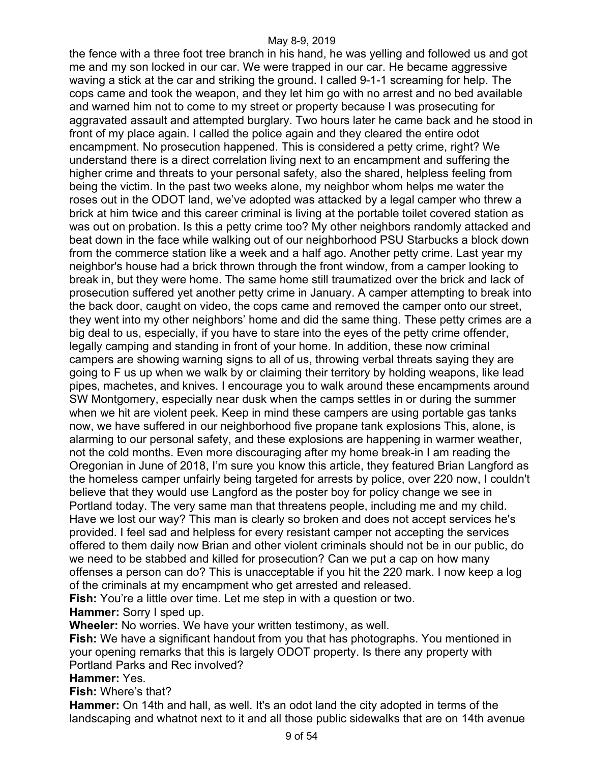the fence with a three foot tree branch in his hand, he was yelling and followed us and got me and my son locked in our car. We were trapped in our car. He became aggressive waving a stick at the car and striking the ground. I called 9-1-1 screaming for help. The cops came and took the weapon, and they let him go with no arrest and no bed available and warned him not to come to my street or property because I was prosecuting for aggravated assault and attempted burglary. Two hours later he came back and he stood in front of my place again. I called the police again and they cleared the entire odot encampment. No prosecution happened. This is considered a petty crime, right? We understand there is a direct correlation living next to an encampment and suffering the higher crime and threats to your personal safety, also the shared, helpless feeling from being the victim. In the past two weeks alone, my neighbor whom helps me water the roses out in the ODOT land, we've adopted was attacked by a legal camper who threw a brick at him twice and this career criminal is living at the portable toilet covered station as was out on probation. Is this a petty crime too? My other neighbors randomly attacked and beat down in the face while walking out of our neighborhood PSU Starbucks a block down from the commerce station like a week and a half ago. Another petty crime. Last year my neighbor's house had a brick thrown through the front window, from a camper looking to break in, but they were home. The same home still traumatized over the brick and lack of prosecution suffered yet another petty crime in January. A camper attempting to break into the back door, caught on video, the cops came and removed the camper onto our street, they went into my other neighbors' home and did the same thing. These petty crimes are a big deal to us, especially, if you have to stare into the eyes of the petty crime offender, legally camping and standing in front of your home. In addition, these now criminal campers are showing warning signs to all of us, throwing verbal threats saying they are going to F us up when we walk by or claiming their territory by holding weapons, like lead pipes, machetes, and knives. I encourage you to walk around these encampments around SW Montgomery, especially near dusk when the camps settles in or during the summer when we hit are violent peek. Keep in mind these campers are using portable gas tanks now, we have suffered in our neighborhood five propane tank explosions This, alone, is alarming to our personal safety, and these explosions are happening in warmer weather, not the cold months. Even more discouraging after my home break-in I am reading the Oregonian in June of 2018, I'm sure you know this article, they featured Brian Langford as the homeless camper unfairly being targeted for arrests by police, over 220 now, I couldn't believe that they would use Langford as the poster boy for policy change we see in Portland today. The very same man that threatens people, including me and my child. Have we lost our way? This man is clearly so broken and does not accept services he's provided. I feel sad and helpless for every resistant camper not accepting the services offered to them daily now Brian and other violent criminals should not be in our public, do we need to be stabbed and killed for prosecution? Can we put a cap on how many offenses a person can do? This is unacceptable if you hit the 220 mark. I now keep a log of the criminals at my encampment who get arrested and released.

**Fish:** You're a little over time. Let me step in with a question or two.

**Hammer:** Sorry I sped up.

**Wheeler:** No worries. We have your written testimony, as well.

**Fish:** We have a significant handout from you that has photographs. You mentioned in your opening remarks that this is largely ODOT property. Is there any property with Portland Parks and Rec involved?

**Hammer:** Yes.

**Fish:** Where's that?

**Hammer:** On 14th and hall, as well. It's an odot land the city adopted in terms of the landscaping and whatnot next to it and all those public sidewalks that are on 14th avenue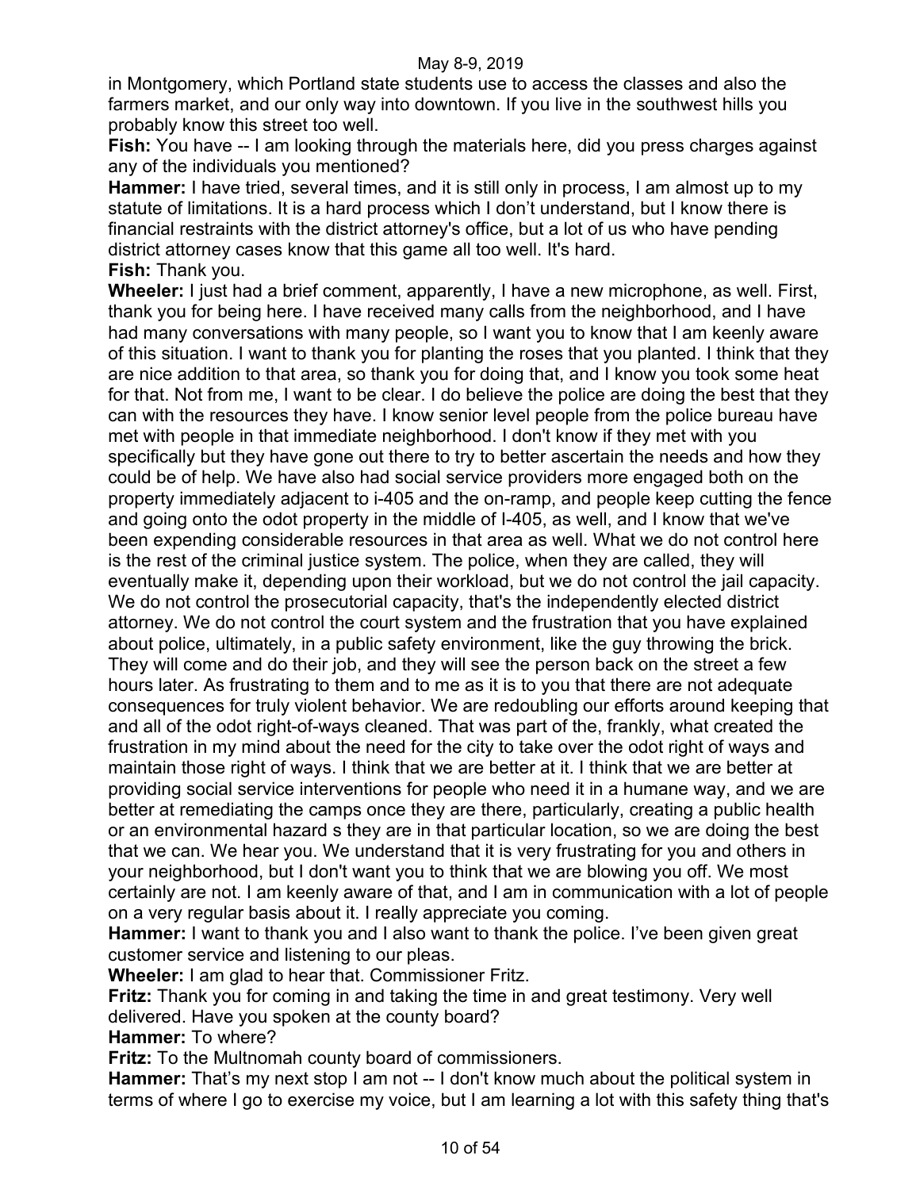in Montgomery, which Portland state students use to access the classes and also the farmers market, and our only way into downtown. If you live in the southwest hills you probably know this street too well.

**Fish:** You have -- I am looking through the materials here, did you press charges against any of the individuals you mentioned?

**Hammer:** I have tried, several times, and it is still only in process, I am almost up to my statute of limitations. It is a hard process which I don't understand, but I know there is financial restraints with the district attorney's office, but a lot of us who have pending district attorney cases know that this game all too well. It's hard.

**Fish:** Thank you.

**Wheeler:** I just had a brief comment, apparently, I have a new microphone, as well. First, thank you for being here. I have received many calls from the neighborhood, and I have had many conversations with many people, so I want you to know that I am keenly aware of this situation. I want to thank you for planting the roses that you planted. I think that they are nice addition to that area, so thank you for doing that, and I know you took some heat for that. Not from me, I want to be clear. I do believe the police are doing the best that they can with the resources they have. I know senior level people from the police bureau have met with people in that immediate neighborhood. I don't know if they met with you specifically but they have gone out there to try to better ascertain the needs and how they could be of help. We have also had social service providers more engaged both on the property immediately adjacent to i-405 and the on-ramp, and people keep cutting the fence and going onto the odot property in the middle of I-405, as well, and I know that we've been expending considerable resources in that area as well. What we do not control here is the rest of the criminal justice system. The police, when they are called, they will eventually make it, depending upon their workload, but we do not control the jail capacity. We do not control the prosecutorial capacity, that's the independently elected district attorney. We do not control the court system and the frustration that you have explained about police, ultimately, in a public safety environment, like the guy throwing the brick. They will come and do their job, and they will see the person back on the street a few hours later. As frustrating to them and to me as it is to you that there are not adequate consequences for truly violent behavior. We are redoubling our efforts around keeping that and all of the odot right-of-ways cleaned. That was part of the, frankly, what created the frustration in my mind about the need for the city to take over the odot right of ways and maintain those right of ways. I think that we are better at it. I think that we are better at providing social service interventions for people who need it in a humane way, and we are better at remediating the camps once they are there, particularly, creating a public health or an environmental hazard s they are in that particular location, so we are doing the best that we can. We hear you. We understand that it is very frustrating for you and others in your neighborhood, but I don't want you to think that we are blowing you off. We most certainly are not. I am keenly aware of that, and I am in communication with a lot of people on a very regular basis about it. I really appreciate you coming.

**Hammer:** I want to thank you and I also want to thank the police. I've been given great customer service and listening to our pleas.

**Wheeler:** I am glad to hear that. Commissioner Fritz.

**Fritz:** Thank you for coming in and taking the time in and great testimony. Very well delivered. Have you spoken at the county board?

**Hammer:** To where?

**Fritz:** To the Multnomah county board of commissioners.

**Hammer:** That's my next stop I am not -- I don't know much about the political system in terms of where I go to exercise my voice, but I am learning a lot with this safety thing that's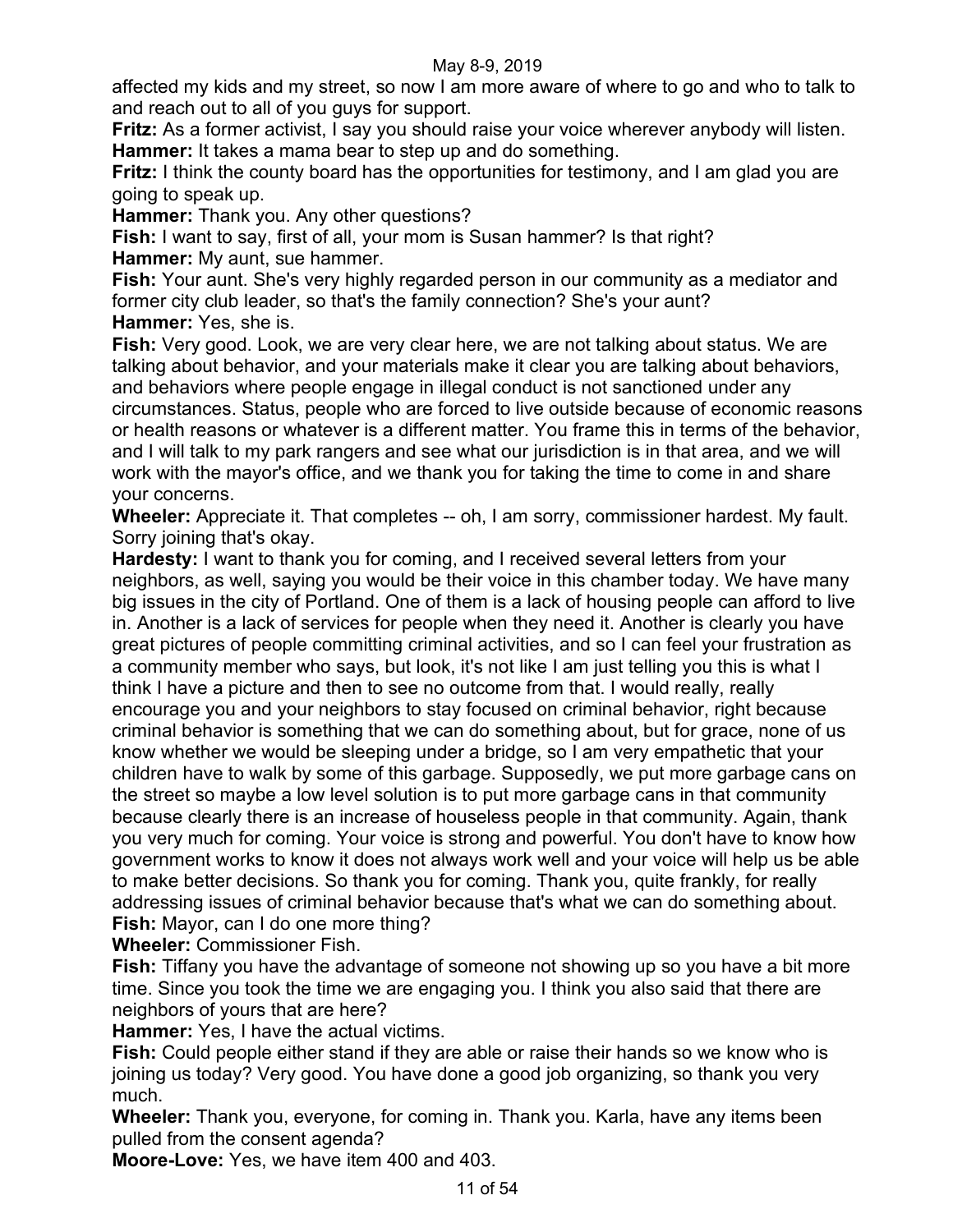affected my kids and my street, so now I am more aware of where to go and who to talk to and reach out to all of you guys for support.

**Fritz:** As a former activist, I say you should raise your voice wherever anybody will listen.

**Hammer:** It takes a mama bear to step up and do something.

**Fritz:** I think the county board has the opportunities for testimony, and I am glad you are going to speak up.

**Hammer:** Thank you. Any other questions?

**Fish:** I want to say, first of all, your mom is Susan hammer? Is that right?

**Hammer:** My aunt, sue hammer.

**Fish:** Your aunt. She's very highly regarded person in our community as a mediator and former city club leader, so that's the family connection? She's your aunt?

**Hammer:** Yes, she is.

**Fish:** Very good. Look, we are very clear here, we are not talking about status. We are talking about behavior, and your materials make it clear you are talking about behaviors, and behaviors where people engage in illegal conduct is not sanctioned under any circumstances. Status, people who are forced to live outside because of economic reasons or health reasons or whatever is a different matter. You frame this in terms of the behavior, and I will talk to my park rangers and see what our jurisdiction is in that area, and we will work with the mayor's office, and we thank you for taking the time to come in and share your concerns.

**Wheeler:** Appreciate it. That completes -- oh, I am sorry, commissioner hardest. My fault. Sorry joining that's okay.

**Hardesty:** I want to thank you for coming, and I received several letters from your neighbors, as well, saying you would be their voice in this chamber today. We have many big issues in the city of Portland. One of them is a lack of housing people can afford to live in. Another is a lack of services for people when they need it. Another is clearly you have great pictures of people committing criminal activities, and so I can feel your frustration as a community member who says, but look, it's not like I am just telling you this is what I think I have a picture and then to see no outcome from that. I would really, really encourage you and your neighbors to stay focused on criminal behavior, right because criminal behavior is something that we can do something about, but for grace, none of us know whether we would be sleeping under a bridge, so I am very empathetic that your children have to walk by some of this garbage. Supposedly, we put more garbage cans on the street so maybe a low level solution is to put more garbage cans in that community because clearly there is an increase of houseless people in that community. Again, thank you very much for coming. Your voice is strong and powerful. You don't have to know how government works to know it does not always work well and your voice will help us be able to make better decisions. So thank you for coming. Thank you, quite frankly, for really addressing issues of criminal behavior because that's what we can do something about.

**Fish:** Mayor, can I do one more thing?

**Wheeler:** Commissioner Fish.

**Fish:** Tiffany you have the advantage of someone not showing up so you have a bit more time. Since you took the time we are engaging you. I think you also said that there are neighbors of yours that are here?

**Hammer:** Yes, I have the actual victims.

**Fish:** Could people either stand if they are able or raise their hands so we know who is joining us today? Very good. You have done a good job organizing, so thank you very much.

**Wheeler:** Thank you, everyone, for coming in. Thank you. Karla, have any items been pulled from the consent agenda?

**Moore-Love:** Yes, we have item 400 and 403.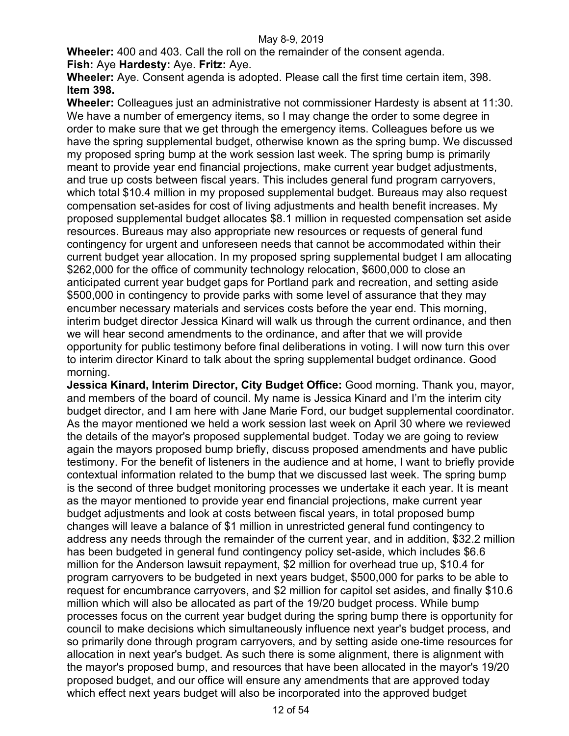**Wheeler:** 400 and 403. Call the roll on the remainder of the consent agenda.
**Fish:** Aye **Hardesty:** Aye. **Fritz:** Aye.
**Wheeler:** Aye. Consent agenda is adopted. Please call the first time certain item, 398.
**Item 398.**
**Wheeler:** Colleagues just an administrative not commissioner Hardesty is absent at 11:30. We have a number of emergency items, so I may change the order to some degree in order to make sure that we get through the emergency items. Colleagues before us we have the spring supplemental budget, otherwise known as the spring bump. We discussed my proposed spring bump at the work session last week. The spring bump is primarily meant to provide year end financial projections, make current year budget adjustments, and true up costs between fiscal years. This includes general fund program carryovers, which total $10.4 million in my proposed supplemental budget. Bureaus may also request compensation set-asides for cost of living adjustments and health benefit increases. My proposed supplemental budget allocates $8.1 million in requested compensation set aside resources. Bureaus may also appropriate new resources or requests of general fund contingency for urgent and unforeseen needs that cannot be accommodated within their current budget year allocation. In my proposed spring supplemental budget I am allocating $262,000 for the office of community technology relocation, $600,000 to close an anticipated current year budget gaps for Portland park and recreation, and setting aside $500,000 in contingency to provide parks with some level of assurance that they may encumber necessary materials and services costs before the year end. This morning, interim budget director Jessica Kinard will walk us through the current ordinance, and then we will hear second amendments to the ordinance, and after that we will provide opportunity for public testimony before final deliberations in voting. I will now turn this over to interim director Kinard to talk about the spring supplemental budget ordinance. Good morning.
**Jessica Kinard, Interim Director, City Budget Office:** Good morning. Thank you, mayor, and members of the board of council. My name is Jessica Kinard and I'm the interim city budget director, and I am here with Jane Marie Ford, our budget supplemental coordinator. As the mayor mentioned we held a work session last week on April 30 where we reviewed the details of the mayor's proposed supplemental budget. Today we are going to review again the mayors proposed bump briefly, discuss proposed amendments and have public testimony. For the benefit of listeners in the audience and at home, I want to briefly provide contextual information related to the bump that we discussed last week. The spring bump is the second of three budget monitoring processes we undertake it each year. It is meant as the mayor mentioned to provide year end financial projections, make current year budget adjustments and look at costs between fiscal years, in total proposed bump changes will leave a balance of $1 million in unrestricted general fund contingency to address any needs through the remainder of the current year, and in addition, $32.2 million has been budgeted in general fund contingency policy set-aside, which includes $6.6 million for the Anderson lawsuit repayment, $2 million for overhead true up, $10.4 for program carryovers to be budgeted in next years budget, $500,000 for parks to be able to request for encumbrance carryovers, and $2 million for capitol set asides, and finally $10.6 million which will also be allocated as part of the 19/20 budget process. While bump processes focus on the current year budget during the spring bump there is opportunity for council to make decisions which simultaneously influence next year's budget process, and so primarily done through program carryovers, and by setting aside one-time resources for allocation in next year's budget. As such there is some alignment, there is alignment with the mayor's proposed bump, and resources that have been allocated in the mayor's 19/20 proposed budget, and our office will ensure any amendments that are approved today which effect next years budget will also be incorporated into the approved budget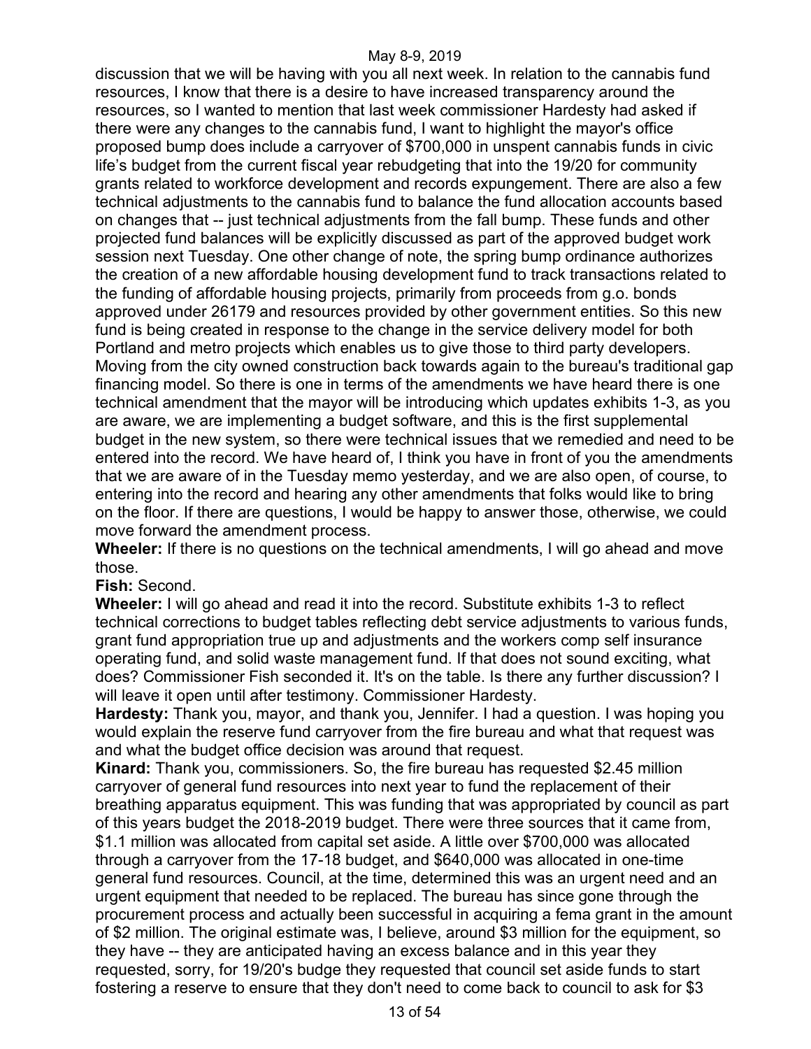discussion that we will be having with you all next week. In relation to the cannabis fund resources, I know that there is a desire to have increased transparency around the resources, so I wanted to mention that last week commissioner Hardesty had asked if there were any changes to the cannabis fund, I want to highlight the mayor's office proposed bump does include a carryover of $700,000 in unspent cannabis funds in civic life's budget from the current fiscal year rebudgeting that into the 19/20 for community grants related to workforce development and records expungement. There are also a few technical adjustments to the cannabis fund to balance the fund allocation accounts based on changes that -- just technical adjustments from the fall bump. These funds and other projected fund balances will be explicitly discussed as part of the approved budget work session next Tuesday. One other change of note, the spring bump ordinance authorizes the creation of a new affordable housing development fund to track transactions related to the funding of affordable housing projects, primarily from proceeds from g.o. bonds approved under 26179 and resources provided by other government entities. So this new fund is being created in response to the change in the service delivery model for both Portland and metro projects which enables us to give those to third party developers. Moving from the city owned construction back towards again to the bureau's traditional gap financing model. So there is one in terms of the amendments we have heard there is one technical amendment that the mayor will be introducing which updates exhibits 1-3, as you are aware, we are implementing a budget software, and this is the first supplemental budget in the new system, so there were technical issues that we remedied and need to be entered into the record. We have heard of, I think you have in front of you the amendments that we are aware of in the Tuesday memo yesterday, and we are also open, of course, to entering into the record and hearing any other amendments that folks would like to bring on the floor. If there are questions, I would be happy to answer those, otherwise, we could move forward the amendment process.

**Wheeler:** If there is no questions on the technical amendments, I will go ahead and move those.

**Fish:** Second.

**Wheeler:** I will go ahead and read it into the record. Substitute exhibits 1-3 to reflect technical corrections to budget tables reflecting debt service adjustments to various funds, grant fund appropriation true up and adjustments and the workers comp self insurance operating fund, and solid waste management fund. If that does not sound exciting, what does? Commissioner Fish seconded it. It's on the table. Is there any further discussion? I will leave it open until after testimony. Commissioner Hardesty.

**Hardesty:** Thank you, mayor, and thank you, Jennifer. I had a question. I was hoping you would explain the reserve fund carryover from the fire bureau and what that request was and what the budget office decision was around that request.

**Kinard:** Thank you, commissioners. So, the fire bureau has requested $2.45 million carryover of general fund resources into next year to fund the replacement of their breathing apparatus equipment. This was funding that was appropriated by council as part of this years budget the 2018-2019 budget. There were three sources that it came from, $1.1 million was allocated from capital set aside. A little over $700,000 was allocated through a carryover from the 17-18 budget, and $640,000 was allocated in one-time general fund resources. Council, at the time, determined this was an urgent need and an urgent equipment that needed to be replaced. The bureau has since gone through the procurement process and actually been successful in acquiring a fema grant in the amount of $2 million. The original estimate was, I believe, around $3 million for the equipment, so they have -- they are anticipated having an excess balance and in this year they requested, sorry, for 19/20's budge they requested that council set aside funds to start fostering a reserve to ensure that they don't need to come back to council to ask for $3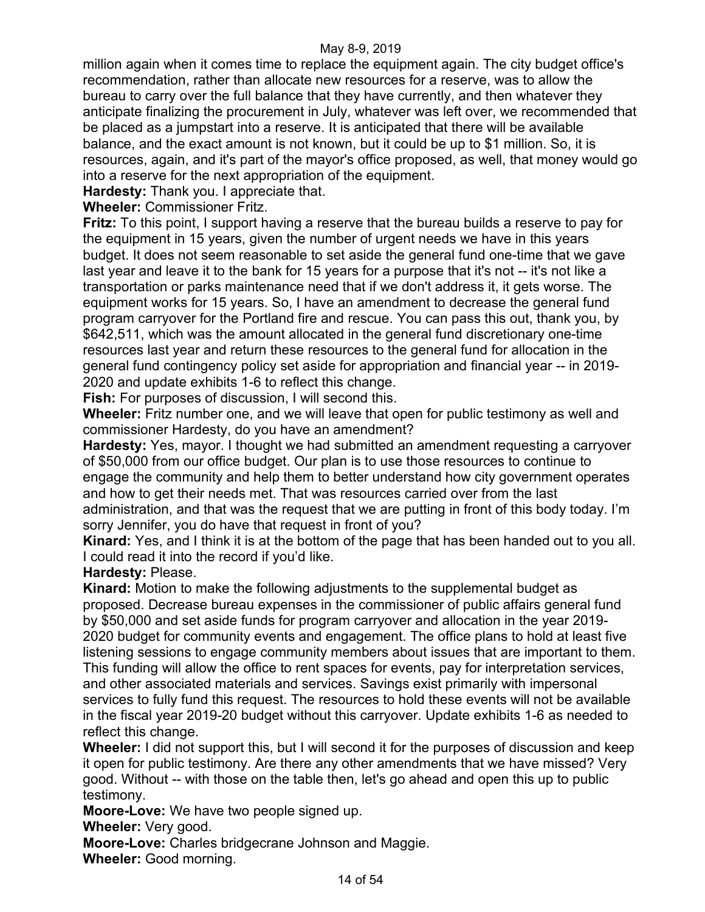million again when it comes time to replace the equipment again. The city budget office's recommendation, rather than allocate new resources for a reserve, was to allow the bureau to carry over the full balance that they have currently, and then whatever they anticipate finalizing the procurement in July, whatever was left over, we recommended that be placed as a jumpstart into a reserve. It is anticipated that there will be available balance, and the exact amount is not known, but it could be up to $1 million. So, it is resources, again, and it's part of the mayor's office proposed, as well, that money would go into a reserve for the next appropriation of the equipment.

**Hardesty:** Thank you. I appreciate that.

**Wheeler:** Commissioner Fritz.

**Fritz:** To this point, I support having a reserve that the bureau builds a reserve to pay for the equipment in 15 years, given the number of urgent needs we have in this years budget. It does not seem reasonable to set aside the general fund one-time that we gave last year and leave it to the bank for 15 years for a purpose that it's not -- it's not like a transportation or parks maintenance need that if we don't address it, it gets worse. The equipment works for 15 years. So, I have an amendment to decrease the general fund program carryover for the Portland fire and rescue. You can pass this out, thank you, by $642,511, which was the amount allocated in the general fund discretionary one-time resources last year and return these resources to the general fund for allocation in the general fund contingency policy set aside for appropriation and financial year -- in 2019-2020 and update exhibits 1-6 to reflect this change.

**Fish:** For purposes of discussion, I will second this.

**Wheeler:** Fritz number one, and we will leave that open for public testimony as well and commissioner Hardesty, do you have an amendment?

**Hardesty:** Yes, mayor. I thought we had submitted an amendment requesting a carryover of $50,000 from our office budget. Our plan is to use those resources to continue to engage the community and help them to better understand how city government operates and how to get their needs met. That was resources carried over from the last administration, and that was the request that we are putting in front of this body today. I'm sorry Jennifer, you do have that request in front of you?

**Kinard:** Yes, and I think it is at the bottom of the page that has been handed out to you all. I could read it into the record if you'd like.

**Hardesty:** Please.

**Kinard:** Motion to make the following adjustments to the supplemental budget as proposed. Decrease bureau expenses in the commissioner of public affairs general fund by $50,000 and set aside funds for program carryover and allocation in the year 2019-2020 budget for community events and engagement. The office plans to hold at least five listening sessions to engage community members about issues that are important to them. This funding will allow the office to rent spaces for events, pay for interpretation services, and other associated materials and services. Savings exist primarily with impersonal services to fully fund this request. The resources to hold these events will not be available in the fiscal year 2019-20 budget without this carryover. Update exhibits 1-6 as needed to reflect this change.

**Wheeler:** I did not support this, but I will second it for the purposes of discussion and keep it open for public testimony. Are there any other amendments that we have missed? Very good. Without -- with those on the table then, let's go ahead and open this up to public testimony.

**Moore-Love:** We have two people signed up.

**Wheeler:** Very good.

**Moore-Love:** Charles bridgecrane Johnson and Maggie.

**Wheeler:** Good morning.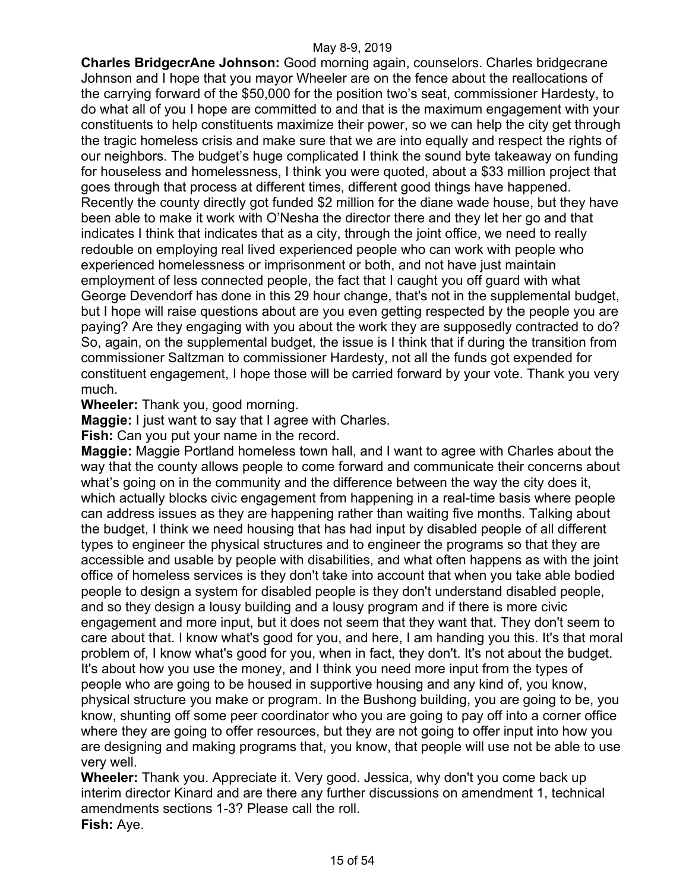**Charles BridgecrAne Johnson:** Good morning again, counselors. Charles bridgecrane Johnson and I hope that you mayor Wheeler are on the fence about the reallocations of the carrying forward of the $50,000 for the position two's seat, commissioner Hardesty, to do what all of you I hope are committed to and that is the maximum engagement with your constituents to help constituents maximize their power, so we can help the city get through the tragic homeless crisis and make sure that we are into equally and respect the rights of our neighbors. The budget's huge complicated I think the sound byte takeaway on funding for houseless and homelessness, I think you were quoted, about a $33 million project that goes through that process at different times, different good things have happened. Recently the county directly got funded $2 million for the diane wade house, but they have been able to make it work with O'Nesha the director there and they let her go and that indicates I think that indicates that as a city, through the joint office, we need to really redouble on employing real lived experienced people who can work with people who experienced homelessness or imprisonment or both, and not have just maintain employment of less connected people, the fact that I caught you off guard with what George Devendorf has done in this 29 hour change, that's not in the supplemental budget, but I hope will raise questions about are you even getting respected by the people you are paying? Are they engaging with you about the work they are supposedly contracted to do? So, again, on the supplemental budget, the issue is I think that if during the transition from commissioner Saltzman to commissioner Hardesty, not all the funds got expended for constituent engagement, I hope those will be carried forward by your vote. Thank you very much.

**Wheeler:** Thank you, good morning.

**Maggie:** I just want to say that I agree with Charles.

**Fish:** Can you put your name in the record.

**Maggie:** Maggie Portland homeless town hall, and I want to agree with Charles about the way that the county allows people to come forward and communicate their concerns about what's going on in the community and the difference between the way the city does it, which actually blocks civic engagement from happening in a real-time basis where people can address issues as they are happening rather than waiting five months. Talking about the budget, I think we need housing that has had input by disabled people of all different types to engineer the physical structures and to engineer the programs so that they are accessible and usable by people with disabilities, and what often happens as with the joint office of homeless services is they don't take into account that when you take able bodied people to design a system for disabled people is they don't understand disabled people, and so they design a lousy building and a lousy program and if there is more civic engagement and more input, but it does not seem that they want that. They don't seem to care about that. I know what's good for you, and here, I am handing you this. It's that moral problem of, I know what's good for you, when in fact, they don't. It's not about the budget. It's about how you use the money, and I think you need more input from the types of people who are going to be housed in supportive housing and any kind of, you know, physical structure you make or program. In the Bushong building, you are going to be, you know, shunting off some peer coordinator who you are going to pay off into a corner office where they are going to offer resources, but they are not going to offer input into how you are designing and making programs that, you know, that people will use not be able to use very well.

**Wheeler:** Thank you. Appreciate it. Very good. Jessica, why don't you come back up interim director Kinard and are there any further discussions on amendment 1, technical amendments sections 1-3? Please call the roll.

**Fish:** Aye.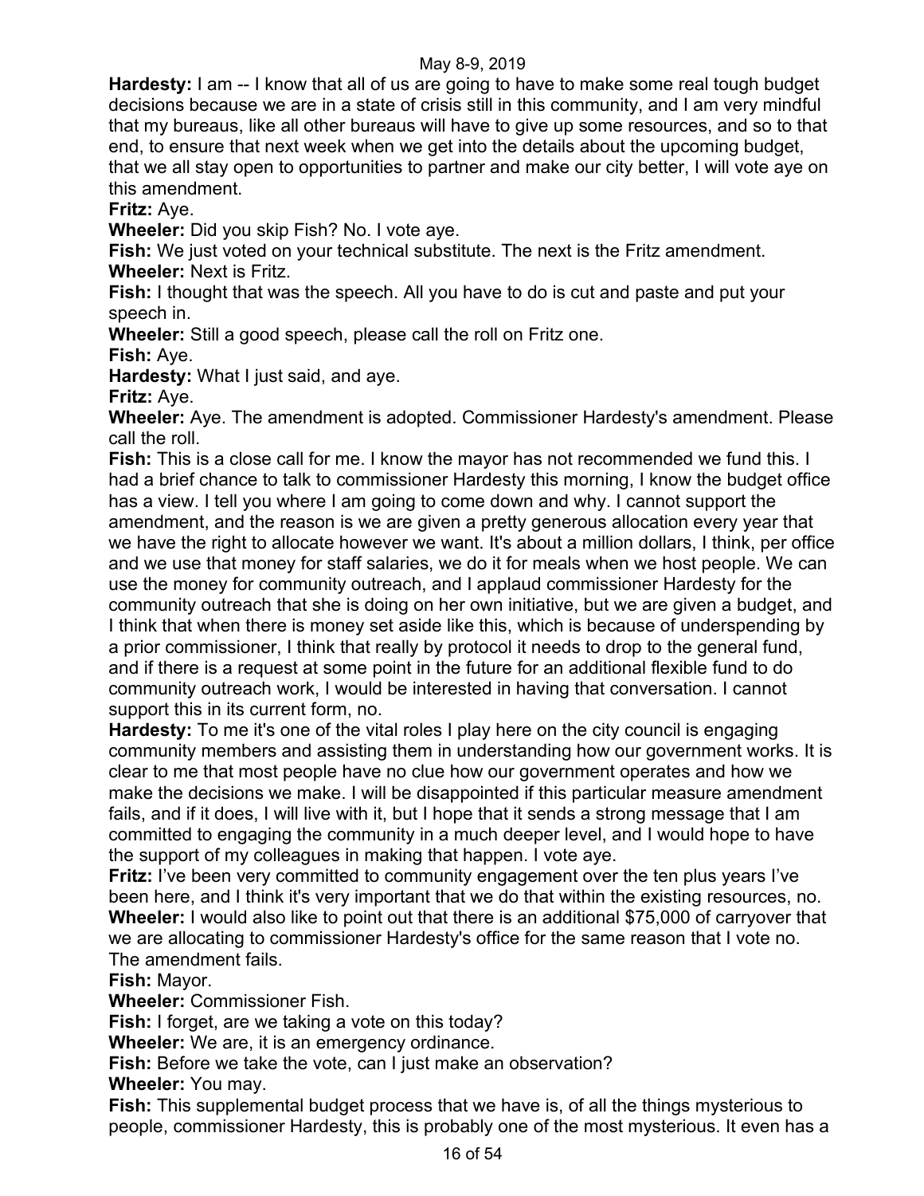**Hardesty:** I am -- I know that all of us are going to have to make some real tough budget decisions because we are in a state of crisis still in this community, and I am very mindful that my bureaus, like all other bureaus will have to give up some resources, and so to that end, to ensure that next week when we get into the details about the upcoming budget, that we all stay open to opportunities to partner and make our city better, I will vote aye on this amendment.

**Fritz:** Aye.

**Wheeler:** Did you skip Fish? No. I vote aye.

**Fish:** We just voted on your technical substitute. The next is the Fritz amendment.

**Wheeler:** Next is Fritz.

**Fish:** I thought that was the speech. All you have to do is cut and paste and put your speech in.

**Wheeler:** Still a good speech, please call the roll on Fritz one.

**Fish:** Aye.

**Hardesty:** What I just said, and aye.

**Fritz:** Aye.

**Wheeler:** Aye. The amendment is adopted. Commissioner Hardesty's amendment. Please call the roll.

**Fish:** This is a close call for me. I know the mayor has not recommended we fund this. I had a brief chance to talk to commissioner Hardesty this morning, I know the budget office has a view. I tell you where I am going to come down and why. I cannot support the amendment, and the reason is we are given a pretty generous allocation every year that we have the right to allocate however we want. It's about a million dollars, I think, per office and we use that money for staff salaries, we do it for meals when we host people. We can use the money for community outreach, and I applaud commissioner Hardesty for the community outreach that she is doing on her own initiative, but we are given a budget, and I think that when there is money set aside like this, which is because of underspending by a prior commissioner, I think that really by protocol it needs to drop to the general fund, and if there is a request at some point in the future for an additional flexible fund to do community outreach work, I would be interested in having that conversation. I cannot support this in its current form, no.

**Hardesty:** To me it's one of the vital roles I play here on the city council is engaging community members and assisting them in understanding how our government works. It is clear to me that most people have no clue how our government operates and how we make the decisions we make. I will be disappointed if this particular measure amendment fails, and if it does, I will live with it, but I hope that it sends a strong message that I am committed to engaging the community in a much deeper level, and I would hope to have the support of my colleagues in making that happen. I vote aye.

**Fritz:** I've been very committed to community engagement over the ten plus years I've been here, and I think it's very important that we do that within the existing resources, no.

**Wheeler:** I would also like to point out that there is an additional $75,000 of carryover that we are allocating to commissioner Hardesty's office for the same reason that I vote no. The amendment fails.

**Fish:** Mayor.

**Wheeler:** Commissioner Fish.

**Fish:** I forget, are we taking a vote on this today?

**Wheeler:** We are, it is an emergency ordinance.

**Fish:** Before we take the vote, can I just make an observation?

**Wheeler:** You may.

**Fish:** This supplemental budget process that we have is, of all the things mysterious to people, commissioner Hardesty, this is probably one of the most mysterious. It even has a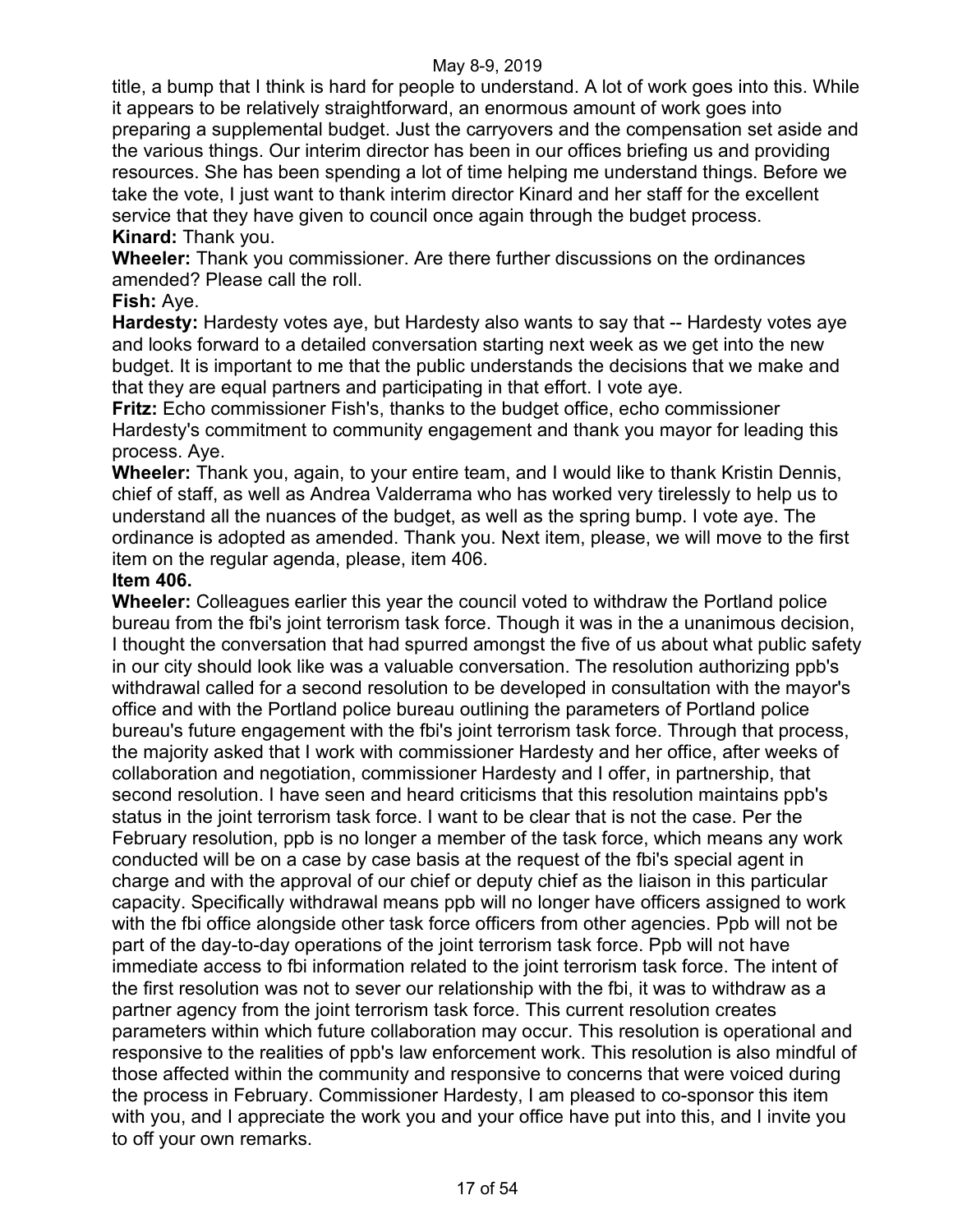title, a bump that I think is hard for people to understand. A lot of work goes into this. While it appears to be relatively straightforward, an enormous amount of work goes into preparing a supplemental budget. Just the carryovers and the compensation set aside and the various things. Our interim director has been in our offices briefing us and providing resources. She has been spending a lot of time helping me understand things. Before we take the vote, I just want to thank interim director Kinard and her staff for the excellent service that they have given to council once again through the budget process.
**Kinard:** Thank you.
**Wheeler:** Thank you commissioner. Are there further discussions on the ordinances amended? Please call the roll.
**Fish:** Aye.
**Hardesty:** Hardesty votes aye, but Hardesty also wants to say that -- Hardesty votes aye and looks forward to a detailed conversation starting next week as we get into the new budget. It is important to me that the public understands the decisions that we make and that they are equal partners and participating in that effort. I vote aye.
**Fritz:** Echo commissioner Fish's, thanks to the budget office, echo commissioner Hardesty's commitment to community engagement and thank you mayor for leading this process. Aye.
**Wheeler:** Thank you, again, to your entire team, and I would like to thank Kristin Dennis, chief of staff, as well as Andrea Valderrama who has worked very tirelessly to help us to understand all the nuances of the budget, as well as the spring bump. I vote aye. The ordinance is adopted as amended. Thank you. Next item, please, we will move to the first item on the regular agenda, please, item 406.
**Item 406.**
**Wheeler:** Colleagues earlier this year the council voted to withdraw the Portland police bureau from the fbi's joint terrorism task force. Though it was in the a unanimous decision, I thought the conversation that had spurred amongst the five of us about what public safety in our city should look like was a valuable conversation. The resolution authorizing ppb's withdrawal called for a second resolution to be developed in consultation with the mayor's office and with the Portland police bureau outlining the parameters of Portland police bureau's future engagement with the fbi's joint terrorism task force. Through that process, the majority asked that I work with commissioner Hardesty and her office, after weeks of collaboration and negotiation, commissioner Hardesty and I offer, in partnership, that second resolution. I have seen and heard criticisms that this resolution maintains ppb's status in the joint terrorism task force. I want to be clear that is not the case. Per the February resolution, ppb is no longer a member of the task force, which means any work conducted will be on a case by case basis at the request of the fbi's special agent in charge and with the approval of our chief or deputy chief as the liaison in this particular capacity. Specifically withdrawal means ppb will no longer have officers assigned to work with the fbi office alongside other task force officers from other agencies. Ppb will not be part of the day-to-day operations of the joint terrorism task force. Ppb will not have immediate access to fbi information related to the joint terrorism task force. The intent of the first resolution was not to sever our relationship with the fbi, it was to withdraw as a partner agency from the joint terrorism task force. This current resolution creates parameters within which future collaboration may occur. This resolution is operational and responsive to the realities of ppb's law enforcement work. This resolution is also mindful of those affected within the community and responsive to concerns that were voiced during the process in February. Commissioner Hardesty, I am pleased to co-sponsor this item with you, and I appreciate the work you and your office have put into this, and I invite you to off your own remarks.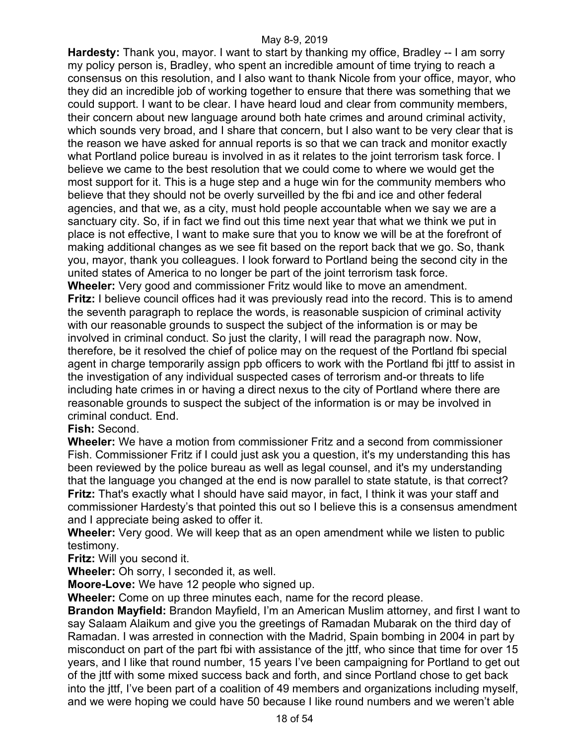**Hardesty:** Thank you, mayor. I want to start by thanking my office, Bradley -- I am sorry my policy person is, Bradley, who spent an incredible amount of time trying to reach a consensus on this resolution, and I also want to thank Nicole from your office, mayor, who they did an incredible job of working together to ensure that there was something that we could support. I want to be clear. I have heard loud and clear from community members, their concern about new language around both hate crimes and around criminal activity, which sounds very broad, and I share that concern, but I also want to be very clear that is the reason we have asked for annual reports is so that we can track and monitor exactly what Portland police bureau is involved in as it relates to the joint terrorism task force. I believe we came to the best resolution that we could come to where we would get the most support for it. This is a huge step and a huge win for the community members who believe that they should not be overly surveilled by the fbi and ice and other federal agencies, and that we, as a city, must hold people accountable when we say we are a sanctuary city. So, if in fact we find out this time next year that what we think we put in place is not effective, I want to make sure that you to know we will be at the forefront of making additional changes as we see fit based on the report back that we go. So, thank you, mayor, thank you colleagues. I look forward to Portland being the second city in the united states of America to no longer be part of the joint terrorism task force.

**Wheeler:** Very good and commissioner Fritz would like to move an amendment.

**Fritz:** I believe council offices had it was previously read into the record. This is to amend the seventh paragraph to replace the words, is reasonable suspicion of criminal activity with our reasonable grounds to suspect the subject of the information is or may be involved in criminal conduct. So just the clarity, I will read the paragraph now. Now, therefore, be it resolved the chief of police may on the request of the Portland fbi special agent in charge temporarily assign ppb officers to work with the Portland fbi jttf to assist in the investigation of any individual suspected cases of terrorism and-or threats to life including hate crimes in or having a direct nexus to the city of Portland where there are reasonable grounds to suspect the subject of the information is or may be involved in criminal conduct. End.

**Fish:** Second.

**Wheeler:** We have a motion from commissioner Fritz and a second from commissioner Fish. Commissioner Fritz if I could just ask you a question, it's my understanding this has been reviewed by the police bureau as well as legal counsel, and it's my understanding that the language you changed at the end is now parallel to state statute, is that correct?

**Fritz:** That's exactly what I should have said mayor, in fact, I think it was your staff and commissioner Hardesty's that pointed this out so I believe this is a consensus amendment and I appreciate being asked to offer it.

**Wheeler:** Very good. We will keep that as an open amendment while we listen to public testimony.

**Fritz:** Will you second it.

**Wheeler:** Oh sorry, I seconded it, as well.

**Moore-Love:** We have 12 people who signed up.

**Wheeler:** Come on up three minutes each, name for the record please.

**Brandon Mayfield:** Brandon Mayfield, I'm an American Muslim attorney, and first I want to say Salaam Alaikum and give you the greetings of Ramadan Mubarak on the third day of Ramadan. I was arrested in connection with the Madrid, Spain bombing in 2004 in part by misconduct on part of the part fbi with assistance of the jttf, who since that time for over 15 years, and I like that round number, 15 years I've been campaigning for Portland to get out of the jttf with some mixed success back and forth, and since Portland chose to get back into the jttf, I've been part of a coalition of 49 members and organizations including myself, and we were hoping we could have 50 because I like round numbers and we weren't able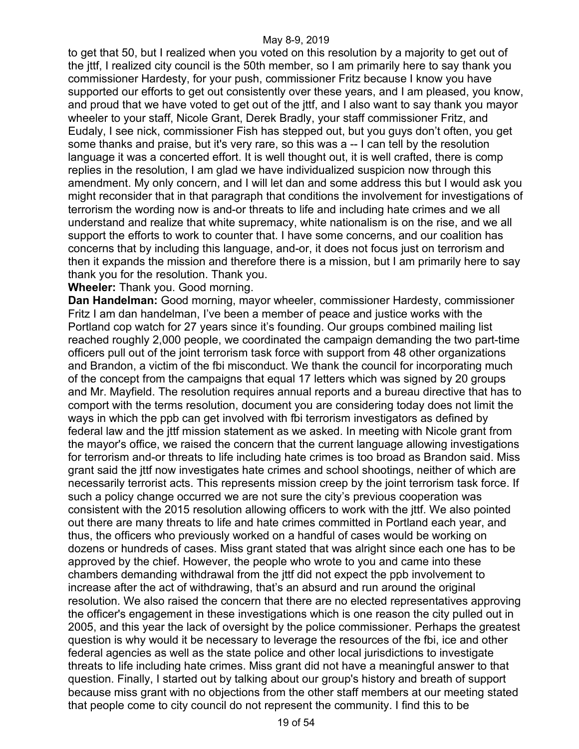to get that 50, but I realized when you voted on this resolution by a majority to get out of the jttf, I realized city council is the 50th member, so I am primarily here to say thank you commissioner Hardesty, for your push, commissioner Fritz because I know you have supported our efforts to get out consistently over these years, and I am pleased, you know, and proud that we have voted to get out of the jttf, and I also want to say thank you mayor wheeler to your staff, Nicole Grant, Derek Bradly, your staff commissioner Fritz, and Eudaly, I see nick, commissioner Fish has stepped out, but you guys don't often, you get some thanks and praise, but it's very rare, so this was a -- I can tell by the resolution language it was a concerted effort. It is well thought out, it is well crafted, there is comp replies in the resolution, I am glad we have individualized suspicion now through this amendment. My only concern, and I will let dan and some address this but I would ask you might reconsider that in that paragraph that conditions the involvement for investigations of terrorism the wording now is and-or threats to life and including hate crimes and we all understand and realize that white supremacy, white nationalism is on the rise, and we all support the efforts to work to counter that. I have some concerns, and our coalition has concerns that by including this language, and-or, it does not focus just on terrorism and then it expands the mission and therefore there is a mission, but I am primarily here to say thank you for the resolution. Thank you.

**Wheeler:** Thank you. Good morning.

**Dan Handelman:** Good morning, mayor wheeler, commissioner Hardesty, commissioner Fritz I am dan handelman, I've been a member of peace and justice works with the Portland cop watch for 27 years since it's founding. Our groups combined mailing list reached roughly 2,000 people, we coordinated the campaign demanding the two part-time officers pull out of the joint terrorism task force with support from 48 other organizations and Brandon, a victim of the fbi misconduct. We thank the council for incorporating much of the concept from the campaigns that equal 17 letters which was signed by 20 groups and Mr. Mayfield. The resolution requires annual reports and a bureau directive that has to comport with the terms resolution, document you are considering today does not limit the ways in which the ppb can get involved with fbi terrorism investigators as defined by federal law and the jttf mission statement as we asked. In meeting with Nicole grant from the mayor's office, we raised the concern that the current language allowing investigations for terrorism and-or threats to life including hate crimes is too broad as Brandon said. Miss grant said the jttf now investigates hate crimes and school shootings, neither of which are necessarily terrorist acts. This represents mission creep by the joint terrorism task force. If such a policy change occurred we are not sure the city's previous cooperation was consistent with the 2015 resolution allowing officers to work with the jttf. We also pointed out there are many threats to life and hate crimes committed in Portland each year, and thus, the officers who previously worked on a handful of cases would be working on dozens or hundreds of cases. Miss grant stated that was alright since each one has to be approved by the chief. However, the people who wrote to you and came into these chambers demanding withdrawal from the jttf did not expect the ppb involvement to increase after the act of withdrawing, that's an absurd and run around the original resolution. We also raised the concern that there are no elected representatives approving the officer's engagement in these investigations which is one reason the city pulled out in 2005, and this year the lack of oversight by the police commissioner. Perhaps the greatest question is why would it be necessary to leverage the resources of the fbi, ice and other federal agencies as well as the state police and other local jurisdictions to investigate threats to life including hate crimes. Miss grant did not have a meaningful answer to that question. Finally, I started out by talking about our group's history and breath of support because miss grant with no objections from the other staff members at our meeting stated that people come to city council do not represent the community. I find this to be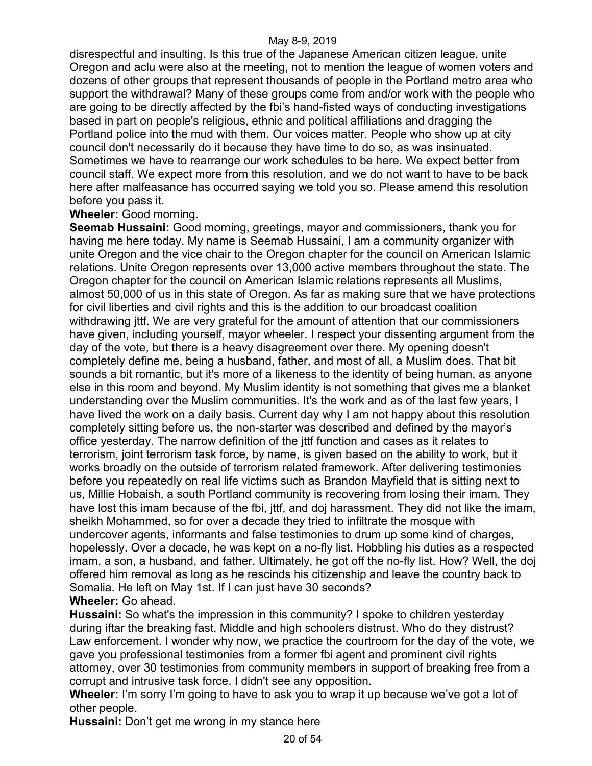disrespectful and insulting. Is this true of the Japanese American citizen league, unite Oregon and aclu were also at the meeting, not to mention the league of women voters and dozens of other groups that represent thousands of people in the Portland metro area who support the withdrawal? Many of these groups come from and/or work with the people who are going to be directly affected by the fbi's hand-fisted ways of conducting investigations based in part on people's religious, ethnic and political affiliations and dragging the Portland police into the mud with them. Our voices matter. People who show up at city council don't necessarily do it because they have time to do so, as was insinuated. Sometimes we have to rearrange our work schedules to be here. We expect better from council staff. We expect more from this resolution, and we do not want to have to be back here after malfeasance has occurred saying we told you so. Please amend this resolution before you pass it.

**Wheeler:** Good morning.

**Seemab Hussaini:** Good morning, greetings, mayor and commissioners, thank you for having me here today. My name is Seemab Hussaini, I am a community organizer with unite Oregon and the vice chair to the Oregon chapter for the council on American Islamic relations. Unite Oregon represents over 13,000 active members throughout the state. The Oregon chapter for the council on American Islamic relations represents all Muslims, almost 50,000 of us in this state of Oregon. As far as making sure that we have protections for civil liberties and civil rights and this is the addition to our broadcast coalition withdrawing jttf. We are very grateful for the amount of attention that our commissioners have given, including yourself, mayor wheeler. I respect your dissenting argument from the day of the vote, but there is a heavy disagreement over there. My opening doesn't completely define me, being a husband, father, and most of all, a Muslim does. That bit sounds a bit romantic, but it's more of a likeness to the identity of being human, as anyone else in this room and beyond. My Muslim identity is not something that gives me a blanket understanding over the Muslim communities. It's the work and as of the last few years, I have lived the work on a daily basis. Current day why I am not happy about this resolution completely sitting before us, the non-starter was described and defined by the mayor's office yesterday. The narrow definition of the jttf function and cases as it relates to terrorism, joint terrorism task force, by name, is given based on the ability to work, but it works broadly on the outside of terrorism related framework. After delivering testimonies before you repeatedly on real life victims such as Brandon Mayfield that is sitting next to us, Millie Hobaish, a south Portland community is recovering from losing their imam. They have lost this imam because of the fbi, jttf, and doj harassment. They did not like the imam, sheikh Mohammed, so for over a decade they tried to infiltrate the mosque with undercover agents, informants and false testimonies to drum up some kind of charges, hopelessly. Over a decade, he was kept on a no-fly list. Hobbling his duties as a respected imam, a son, a husband, and father. Ultimately, he got off the no-fly list. How? Well, the doj offered him removal as long as he rescinds his citizenship and leave the country back to Somalia. He left on May 1st. If I can just have 30 seconds?

**Wheeler:** Go ahead.

**Hussaini:** So what's the impression in this community? I spoke to children yesterday during iftar the breaking fast. Middle and high schoolers distrust. Who do they distrust? Law enforcement. I wonder why now, we practice the courtroom for the day of the vote, we gave you professional testimonies from a former fbi agent and prominent civil rights attorney, over 30 testimonies from community members in support of breaking free from a corrupt and intrusive task force. I didn't see any opposition.

**Wheeler:** I'm sorry I'm going to have to ask you to wrap it up because we've got a lot of other people.

**Hussaini:** Don't get me wrong in my stance here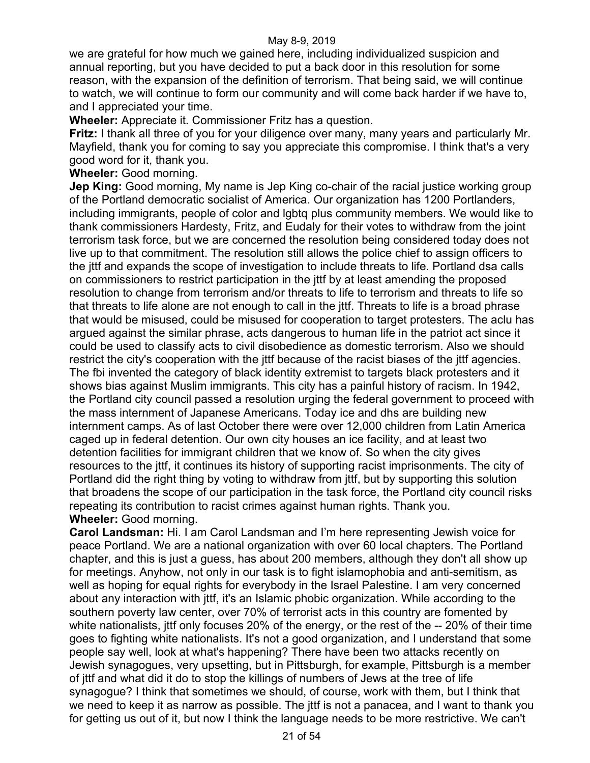we are grateful for how much we gained here, including individualized suspicion and annual reporting, but you have decided to put a back door in this resolution for some reason, with the expansion of the definition of terrorism. That being said, we will continue to watch, we will continue to form our community and will come back harder if we have to, and I appreciated your time.

**Wheeler:** Appreciate it. Commissioner Fritz has a question.

**Fritz:** I thank all three of you for your diligence over many, many years and particularly Mr. Mayfield, thank you for coming to say you appreciate this compromise. I think that's a very good word for it, thank you.

**Wheeler:** Good morning.

**Jep King:** Good morning, My name is Jep King co-chair of the racial justice working group of the Portland democratic socialist of America. Our organization has 1200 Portlanders, including immigrants, people of color and lgbtq plus community members. We would like to thank commissioners Hardesty, Fritz, and Eudaly for their votes to withdraw from the joint terrorism task force, but we are concerned the resolution being considered today does not live up to that commitment. The resolution still allows the police chief to assign officers to the jttf and expands the scope of investigation to include threats to life. Portland dsa calls on commissioners to restrict participation in the jttf by at least amending the proposed resolution to change from terrorism and/or threats to life to terrorism and threats to life so that threats to life alone are not enough to call in the jttf. Threats to life is a broad phrase that would be misused, could be misused for cooperation to target protesters. The aclu has argued against the similar phrase, acts dangerous to human life in the patriot act since it could be used to classify acts to civil disobedience as domestic terrorism. Also we should restrict the city's cooperation with the jttf because of the racist biases of the jttf agencies. The fbi invented the category of black identity extremist to targets black protesters and it shows bias against Muslim immigrants. This city has a painful history of racism. In 1942, the Portland city council passed a resolution urging the federal government to proceed with the mass internment of Japanese Americans. Today ice and dhs are building new internment camps. As of last October there were over 12,000 children from Latin America caged up in federal detention. Our own city houses an ice facility, and at least two detention facilities for immigrant children that we know of. So when the city gives resources to the jttf, it continues its history of supporting racist imprisonments. The city of Portland did the right thing by voting to withdraw from jttf, but by supporting this solution that broadens the scope of our participation in the task force, the Portland city council risks repeating its contribution to racist crimes against human rights. Thank you.

**Wheeler:** Good morning.

**Carol Landsman:** Hi. I am Carol Landsman and I'm here representing Jewish voice for peace Portland. We are a national organization with over 60 local chapters. The Portland chapter, and this is just a guess, has about 200 members, although they don't all show up for meetings. Anyhow, not only in our task is to fight islamophobia and anti-semitism, as well as hoping for equal rights for everybody in the Israel Palestine. I am very concerned about any interaction with jttf, it's an Islamic phobic organization. While according to the southern poverty law center, over 70% of terrorist acts in this country are fomented by white nationalists, jttf only focuses 20% of the energy, or the rest of the -- 20% of their time goes to fighting white nationalists. It's not a good organization, and I understand that some people say well, look at what's happening? There have been two attacks recently on Jewish synagogues, very upsetting, but in Pittsburgh, for example, Pittsburgh is a member of jttf and what did it do to stop the killings of numbers of Jews at the tree of life synagogue? I think that sometimes we should, of course, work with them, but I think that we need to keep it as narrow as possible. The jttf is not a panacea, and I want to thank you for getting us out of it, but now I think the language needs to be more restrictive. We can't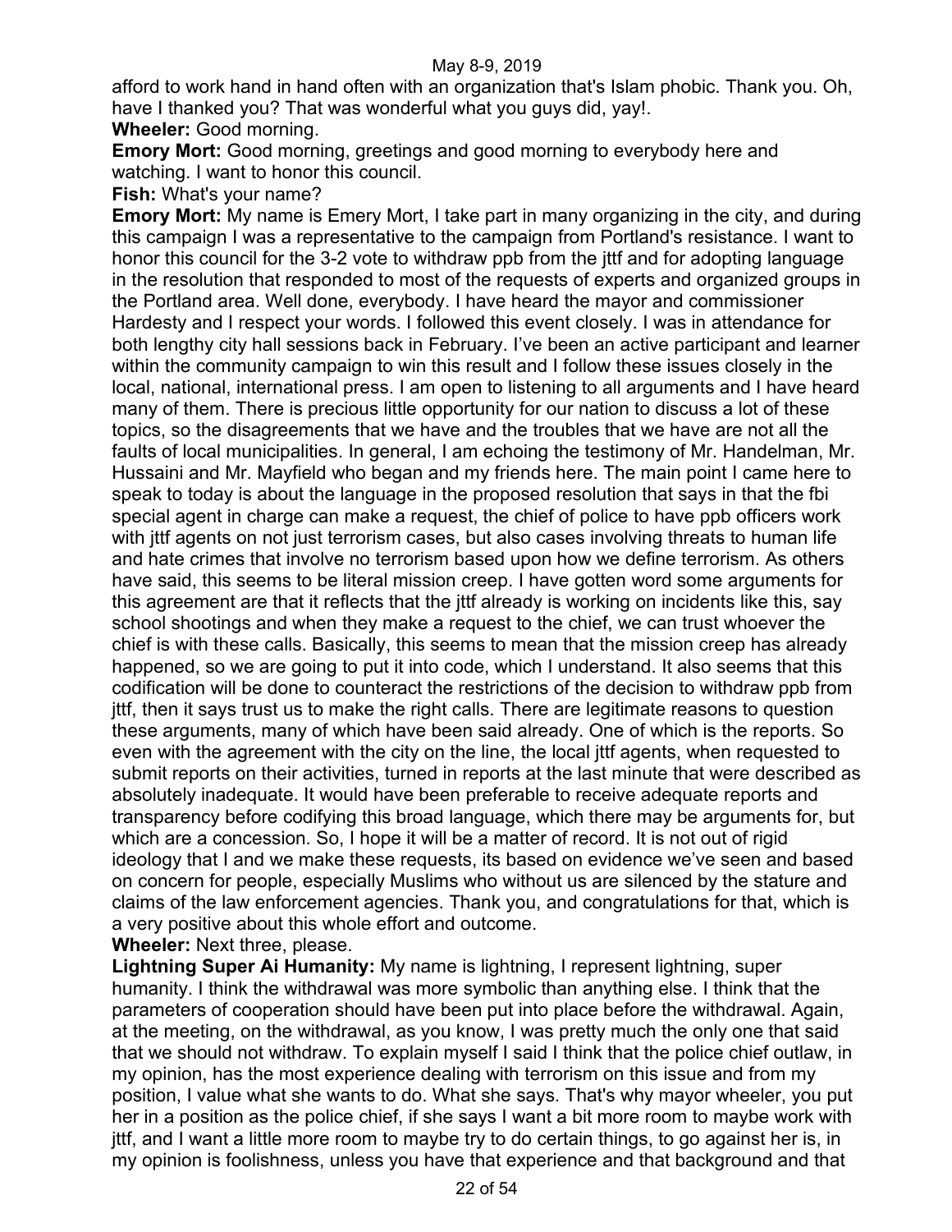afford to work hand in hand often with an organization that's Islam phobic. Thank you. Oh, have I thanked you? That was wonderful what you guys did, yay!.

**Wheeler:** Good morning.

**Emory Mort:** Good morning, greetings and good morning to everybody here and watching. I want to honor this council.

**Fish:** What's your name?

**Emory Mort:** My name is Emery Mort, I take part in many organizing in the city, and during this campaign I was a representative to the campaign from Portland's resistance. I want to honor this council for the 3-2 vote to withdraw ppb from the jttf and for adopting language in the resolution that responded to most of the requests of experts and organized groups in the Portland area. Well done, everybody. I have heard the mayor and commissioner Hardesty and I respect your words. I followed this event closely. I was in attendance for both lengthy city hall sessions back in February. I've been an active participant and learner within the community campaign to win this result and I follow these issues closely in the local, national, international press. I am open to listening to all arguments and I have heard many of them. There is precious little opportunity for our nation to discuss a lot of these topics, so the disagreements that we have and the troubles that we have are not all the faults of local municipalities. In general, I am echoing the testimony of Mr. Handelman, Mr. Hussaini and Mr. Mayfield who began and my friends here. The main point I came here to speak to today is about the language in the proposed resolution that says in that the fbi special agent in charge can make a request, the chief of police to have ppb officers work with jttf agents on not just terrorism cases, but also cases involving threats to human life and hate crimes that involve no terrorism based upon how we define terrorism. As others have said, this seems to be literal mission creep. I have gotten word some arguments for this agreement are that it reflects that the jttf already is working on incidents like this, say school shootings and when they make a request to the chief, we can trust whoever the chief is with these calls. Basically, this seems to mean that the mission creep has already happened, so we are going to put it into code, which I understand. It also seems that this codification will be done to counteract the restrictions of the decision to withdraw ppb from jttf, then it says trust us to make the right calls. There are legitimate reasons to question these arguments, many of which have been said already. One of which is the reports. So even with the agreement with the city on the line, the local jttf agents, when requested to submit reports on their activities, turned in reports at the last minute that were described as absolutely inadequate. It would have been preferable to receive adequate reports and transparency before codifying this broad language, which there may be arguments for, but which are a concession. So, I hope it will be a matter of record. It is not out of rigid ideology that I and we make these requests, its based on evidence we've seen and based on concern for people, especially Muslims who without us are silenced by the stature and claims of the law enforcement agencies. Thank you, and congratulations for that, which is a very positive about this whole effort and outcome.

**Wheeler:** Next three, please.

**Lightning Super Ai Humanity:** My name is lightning, I represent lightning, super humanity. I think the withdrawal was more symbolic than anything else. I think that the parameters of cooperation should have been put into place before the withdrawal. Again, at the meeting, on the withdrawal, as you know, I was pretty much the only one that said that we should not withdraw. To explain myself I said I think that the police chief outlaw, in my opinion, has the most experience dealing with terrorism on this issue and from my position, I value what she wants to do. What she says. That's why mayor wheeler, you put her in a position as the police chief, if she says I want a bit more room to maybe work with jttf, and I want a little more room to maybe try to do certain things, to go against her is, in my opinion is foolishness, unless you have that experience and that background and that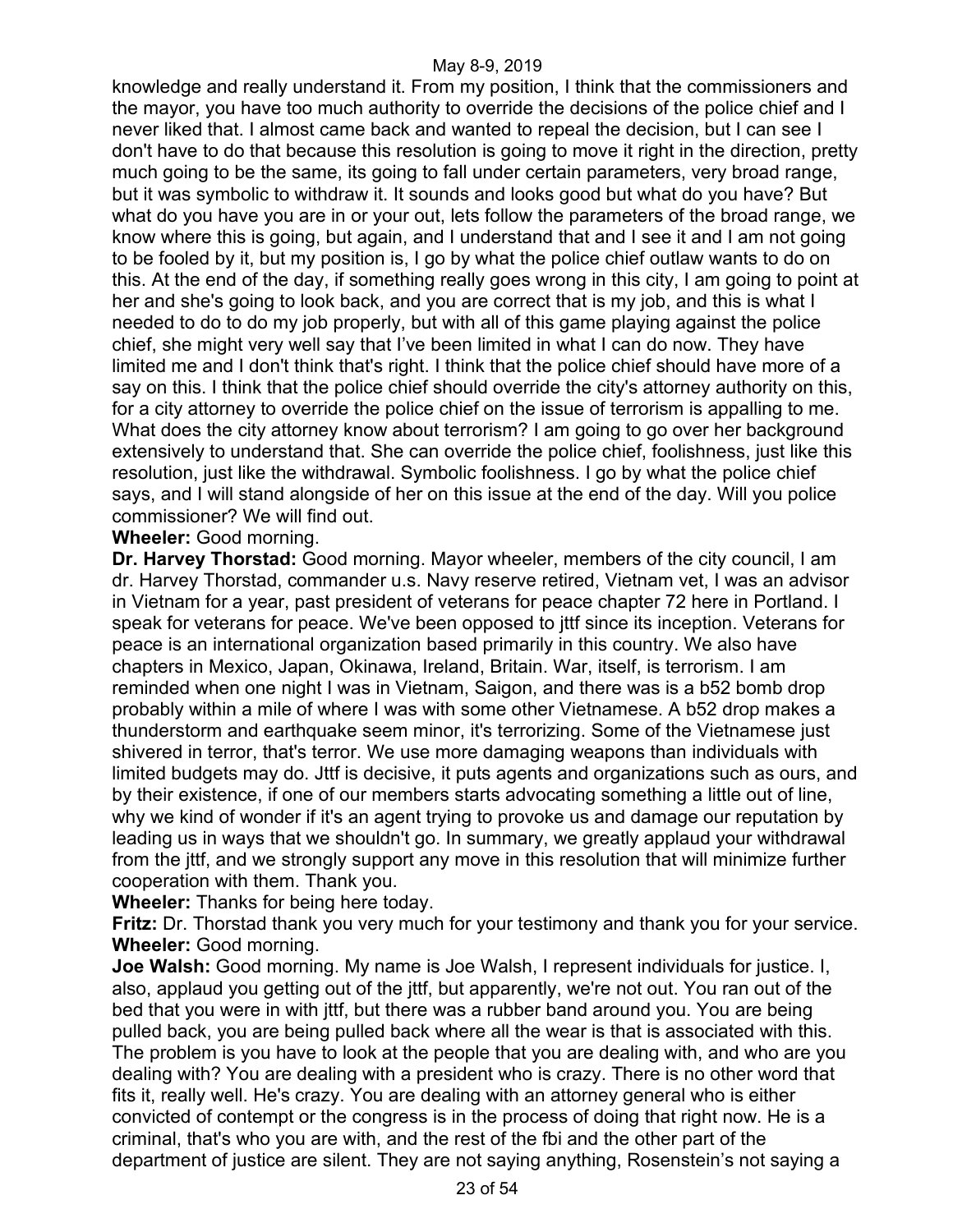knowledge and really understand it. From my position, I think that the commissioners and the mayor, you have too much authority to override the decisions of the police chief and I never liked that. I almost came back and wanted to repeal the decision, but I can see I don't have to do that because this resolution is going to move it right in the direction, pretty much going to be the same, its going to fall under certain parameters, very broad range, but it was symbolic to withdraw it. It sounds and looks good but what do you have? But what do you have you are in or your out, lets follow the parameters of the broad range, we know where this is going, but again, and I understand that and I see it and I am not going to be fooled by it, but my position is, I go by what the police chief outlaw wants to do on this. At the end of the day, if something really goes wrong in this city, I am going to point at her and she's going to look back, and you are correct that is my job, and this is what I needed to do to do my job properly, but with all of this game playing against the police chief, she might very well say that I've been limited in what I can do now. They have limited me and I don't think that's right. I think that the police chief should have more of a say on this. I think that the police chief should override the city's attorney authority on this, for a city attorney to override the police chief on the issue of terrorism is appalling to me. What does the city attorney know about terrorism? I am going to go over her background extensively to understand that. She can override the police chief, foolishness, just like this resolution, just like the withdrawal. Symbolic foolishness. I go by what the police chief says, and I will stand alongside of her on this issue at the end of the day. Will you police commissioner? We will find out.

**Wheeler:** Good morning.

**Dr. Harvey Thorstad:** Good morning. Mayor wheeler, members of the city council, I am dr. Harvey Thorstad, commander u.s. Navy reserve retired, Vietnam vet, I was an advisor in Vietnam for a year, past president of veterans for peace chapter 72 here in Portland. I speak for veterans for peace. We've been opposed to jttf since its inception. Veterans for peace is an international organization based primarily in this country. We also have chapters in Mexico, Japan, Okinawa, Ireland, Britain. War, itself, is terrorism. I am reminded when one night I was in Vietnam, Saigon, and there was is a b52 bomb drop probably within a mile of where I was with some other Vietnamese. A b52 drop makes a thunderstorm and earthquake seem minor, it's terrorizing. Some of the Vietnamese just shivered in terror, that's terror. We use more damaging weapons than individuals with limited budgets may do. Jttf is decisive, it puts agents and organizations such as ours, and by their existence, if one of our members starts advocating something a little out of line, why we kind of wonder if it's an agent trying to provoke us and damage our reputation by leading us in ways that we shouldn't go. In summary, we greatly applaud your withdrawal from the jttf, and we strongly support any move in this resolution that will minimize further cooperation with them. Thank you.

**Wheeler:** Thanks for being here today.

**Fritz:** Dr. Thorstad thank you very much for your testimony and thank you for your service.

**Wheeler:** Good morning.

**Joe Walsh:** Good morning. My name is Joe Walsh, I represent individuals for justice. I, also, applaud you getting out of the jttf, but apparently, we're not out. You ran out of the bed that you were in with jttf, but there was a rubber band around you. You are being pulled back, you are being pulled back where all the wear is that is associated with this. The problem is you have to look at the people that you are dealing with, and who are you dealing with? You are dealing with a president who is crazy. There is no other word that fits it, really well. He's crazy. You are dealing with an attorney general who is either convicted of contempt or the congress is in the process of doing that right now. He is a criminal, that's who you are with, and the rest of the fbi and the other part of the department of justice are silent. They are not saying anything, Rosenstein's not saying a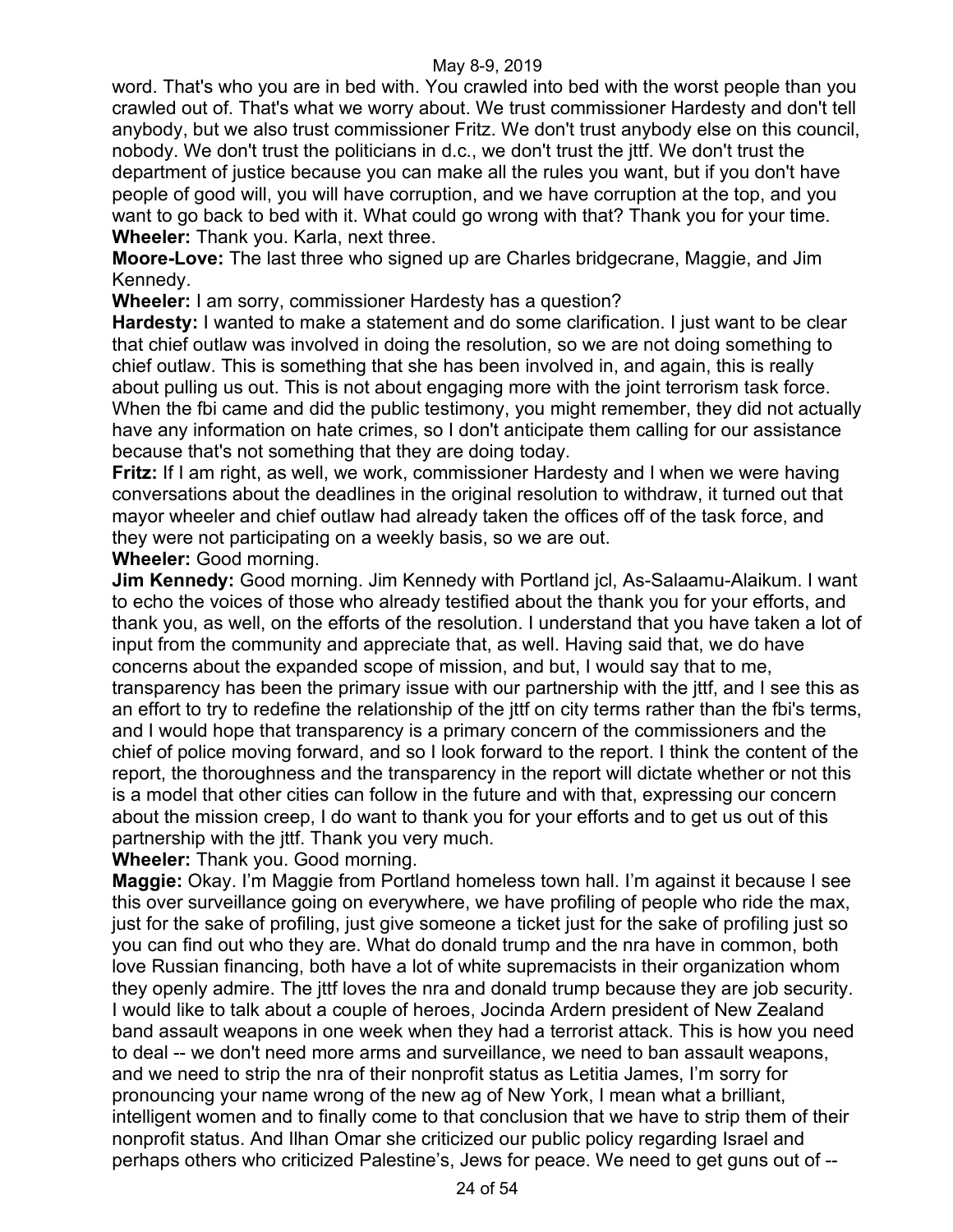word. That's who you are in bed with. You crawled into bed with the worst people than you crawled out of. That's what we worry about. We trust commissioner Hardesty and don't tell anybody, but we also trust commissioner Fritz. We don't trust anybody else on this council, nobody. We don't trust the politicians in d.c., we don't trust the jttf. We don't trust the department of justice because you can make all the rules you want, but if you don't have people of good will, you will have corruption, and we have corruption at the top, and you want to go back to bed with it. What could go wrong with that? Thank you for your time.

**Wheeler:** Thank you. Karla, next three.

**Moore-Love:** The last three who signed up are Charles bridgecrane, Maggie, and Jim Kennedy.

**Wheeler:** I am sorry, commissioner Hardesty has a question?

**Hardesty:** I wanted to make a statement and do some clarification. I just want to be clear that chief outlaw was involved in doing the resolution, so we are not doing something to chief outlaw. This is something that she has been involved in, and again, this is really about pulling us out. This is not about engaging more with the joint terrorism task force. When the fbi came and did the public testimony, you might remember, they did not actually have any information on hate crimes, so I don't anticipate them calling for our assistance because that's not something that they are doing today.

**Fritz:** If I am right, as well, we work, commissioner Hardesty and I when we were having conversations about the deadlines in the original resolution to withdraw, it turned out that mayor wheeler and chief outlaw had already taken the offices off of the task force, and they were not participating on a weekly basis, so we are out.

**Wheeler:** Good morning.

**Jim Kennedy:** Good morning. Jim Kennedy with Portland jcl, As-Salaamu-Alaikum. I want to echo the voices of those who already testified about the thank you for your efforts, and thank you, as well, on the efforts of the resolution. I understand that you have taken a lot of input from the community and appreciate that, as well. Having said that, we do have concerns about the expanded scope of mission, and but, I would say that to me, transparency has been the primary issue with our partnership with the jttf, and I see this as an effort to try to redefine the relationship of the jttf on city terms rather than the fbi's terms, and I would hope that transparency is a primary concern of the commissioners and the chief of police moving forward, and so I look forward to the report. I think the content of the report, the thoroughness and the transparency in the report will dictate whether or not this is a model that other cities can follow in the future and with that, expressing our concern about the mission creep, I do want to thank you for your efforts and to get us out of this partnership with the jttf. Thank you very much.

**Wheeler:** Thank you. Good morning.

**Maggie:** Okay. I'm Maggie from Portland homeless town hall. I'm against it because I see this over surveillance going on everywhere, we have profiling of people who ride the max, just for the sake of profiling, just give someone a ticket just for the sake of profiling just so you can find out who they are. What do donald trump and the nra have in common, both love Russian financing, both have a lot of white supremacists in their organization whom they openly admire. The jttf loves the nra and donald trump because they are job security. I would like to talk about a couple of heroes, Jocinda Ardern president of New Zealand band assault weapons in one week when they had a terrorist attack. This is how you need to deal -- we don't need more arms and surveillance, we need to ban assault weapons, and we need to strip the nra of their nonprofit status as Letitia James, I'm sorry for pronouncing your name wrong of the new ag of New York, I mean what a brilliant, intelligent women and to finally come to that conclusion that we have to strip them of their nonprofit status. And Ilhan Omar she criticized our public policy regarding Israel and perhaps others who criticized Palestine's, Jews for peace. We need to get guns out of --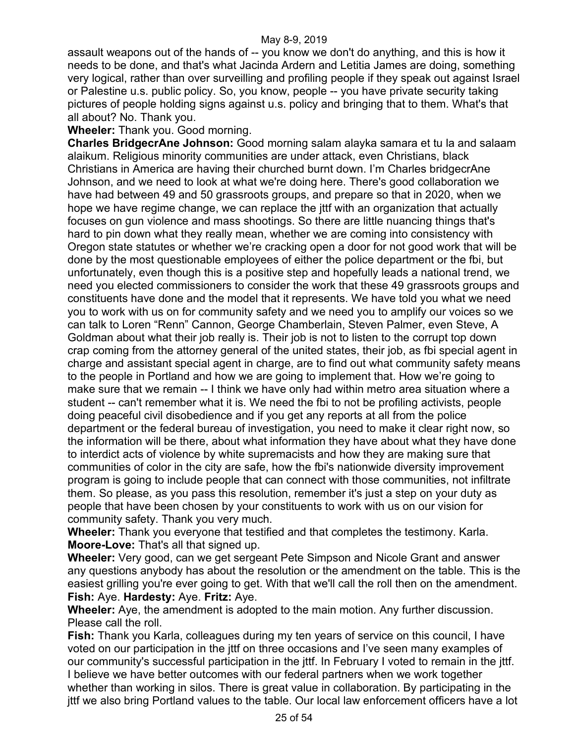assault weapons out of the hands of -- you know we don't do anything, and this is how it needs to be done, and that's what Jacinda Ardern and Letitia James are doing, something very logical, rather than over surveilling and profiling people if they speak out against Israel or Palestine u.s. public policy. So, you know, people -- you have private security taking pictures of people holding signs against u.s. policy and bringing that to them. What's that all about? No. Thank you.

**Wheeler:** Thank you. Good morning.

**Charles BridgecrAne Johnson:** Good morning salam alayka samara et tu la and salaam alaikum. Religious minority communities are under attack, even Christians, black Christians in America are having their churched burnt down. I'm Charles bridgecrAne Johnson, and we need to look at what we're doing here. There's good collaboration we have had between 49 and 50 grassroots groups, and prepare so that in 2020, when we hope we have regime change, we can replace the jttf with an organization that actually focuses on gun violence and mass shootings. So there are little nuancing things that's hard to pin down what they really mean, whether we are coming into consistency with Oregon state statutes or whether we're cracking open a door for not good work that will be done by the most questionable employees of either the police department or the fbi, but unfortunately, even though this is a positive step and hopefully leads a national trend, we need you elected commissioners to consider the work that these 49 grassroots groups and constituents have done and the model that it represents. We have told you what we need you to work with us on for community safety and we need you to amplify our voices so we can talk to Loren "Renn" Cannon, George Chamberlain, Steven Palmer, even Steve, A Goldman about what their job really is. Their job is not to listen to the corrupt top down crap coming from the attorney general of the united states, their job, as fbi special agent in charge and assistant special agent in charge, are to find out what community safety means to the people in Portland and how we are going to implement that. How we're going to make sure that we remain -- I think we have only had within metro area situation where a student -- can't remember what it is. We need the fbi to not be profiling activists, people doing peaceful civil disobedience and if you get any reports at all from the police department or the federal bureau of investigation, you need to make it clear right now, so the information will be there, about what information they have about what they have done to interdict acts of violence by white supremacists and how they are making sure that communities of color in the city are safe, how the fbi's nationwide diversity improvement program is going to include people that can connect with those communities, not infiltrate them. So please, as you pass this resolution, remember it's just a step on your duty as people that have been chosen by your constituents to work with us on our vision for community safety. Thank you very much.

**Wheeler:** Thank you everyone that testified and that completes the testimony. Karla.

**Moore-Love:** That's all that signed up.

**Wheeler:** Very good, can we get sergeant Pete Simpson and Nicole Grant and answer any questions anybody has about the resolution or the amendment on the table. This is the easiest grilling you're ever going to get. With that we'll call the roll then on the amendment.

**Fish:** Aye. **Hardesty:** Aye. **Fritz:** Aye.

**Wheeler:** Aye, the amendment is adopted to the main motion. Any further discussion. Please call the roll.

**Fish:** Thank you Karla, colleagues during my ten years of service on this council, I have voted on our participation in the jttf on three occasions and I've seen many examples of our community's successful participation in the jttf. In February I voted to remain in the jttf. I believe we have better outcomes with our federal partners when we work together whether than working in silos. There is great value in collaboration. By participating in the jttf we also bring Portland values to the table. Our local law enforcement officers have a lot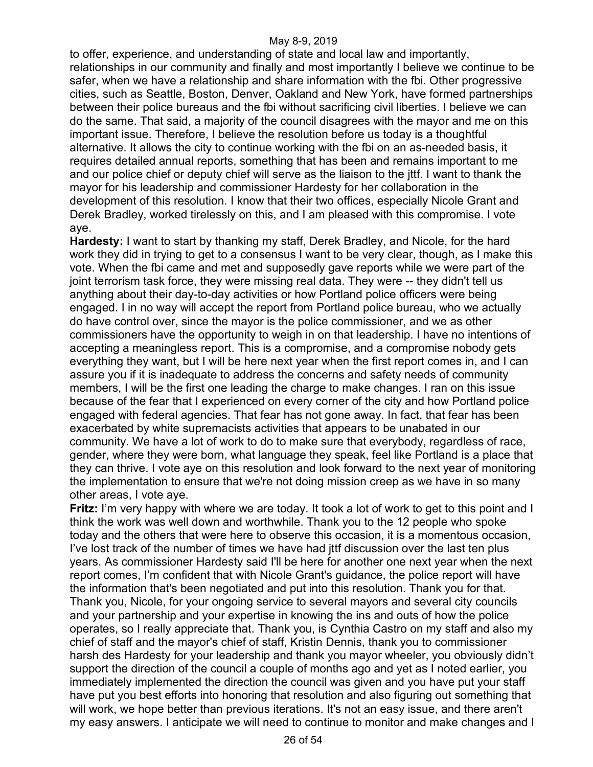to offer, experience, and understanding of state and local law and importantly, relationships in our community and finally and most importantly I believe we continue to be safer, when we have a relationship and share information with the fbi. Other progressive cities, such as Seattle, Boston, Denver, Oakland and New York, have formed partnerships between their police bureaus and the fbi without sacrificing civil liberties. I believe we can do the same. That said, a majority of the council disagrees with the mayor and me on this important issue. Therefore, I believe the resolution before us today is a thoughtful alternative. It allows the city to continue working with the fbi on an as-needed basis, it requires detailed annual reports, something that has been and remains important to me and our police chief or deputy chief will serve as the liaison to the jttf. I want to thank the mayor for his leadership and commissioner Hardesty for her collaboration in the development of this resolution. I know that their two offices, especially Nicole Grant and Derek Bradley, worked tirelessly on this, and I am pleased with this compromise. I vote aye.

**Hardesty:** I want to start by thanking my staff, Derek Bradley, and Nicole, for the hard work they did in trying to get to a consensus I want to be very clear, though, as I make this vote. When the fbi came and met and supposedly gave reports while we were part of the joint terrorism task force, they were missing real data. They were -- they didn't tell us anything about their day-to-day activities or how Portland police officers were being engaged. I in no way will accept the report from Portland police bureau, who we actually do have control over, since the mayor is the police commissioner, and we as other commissioners have the opportunity to weigh in on that leadership. I have no intentions of accepting a meaningless report. This is a compromise, and a compromise nobody gets everything they want, but I will be here next year when the first report comes in, and I can assure you if it is inadequate to address the concerns and safety needs of community members, I will be the first one leading the charge to make changes. I ran on this issue because of the fear that I experienced on every corner of the city and how Portland police engaged with federal agencies. That fear has not gone away. In fact, that fear has been exacerbated by white supremacists activities that appears to be unabated in our community. We have a lot of work to do to make sure that everybody, regardless of race, gender, where they were born, what language they speak, feel like Portland is a place that they can thrive. I vote aye on this resolution and look forward to the next year of monitoring the implementation to ensure that we're not doing mission creep as we have in so many other areas, I vote aye.

**Fritz:** I'm very happy with where we are today. It took a lot of work to get to this point and I think the work was well down and worthwhile. Thank you to the 12 people who spoke today and the others that were here to observe this occasion, it is a momentous occasion, I've lost track of the number of times we have had jttf discussion over the last ten plus years. As commissioner Hardesty said I'll be here for another one next year when the next report comes, I'm confident that with Nicole Grant's guidance, the police report will have the information that's been negotiated and put into this resolution. Thank you for that. Thank you, Nicole, for your ongoing service to several mayors and several city councils and your partnership and your expertise in knowing the ins and outs of how the police operates, so I really appreciate that. Thank you, is Cynthia Castro on my staff and also my chief of staff and the mayor's chief of staff, Kristin Dennis, thank you to commissioner harsh des Hardesty for your leadership and thank you mayor wheeler, you obviously didn't support the direction of the council a couple of months ago and yet as I noted earlier, you immediately implemented the direction the council was given and you have put your staff have put you best efforts into honoring that resolution and also figuring out something that will work, we hope better than previous iterations. It's not an easy issue, and there aren't my easy answers. I anticipate we will need to continue to monitor and make changes and I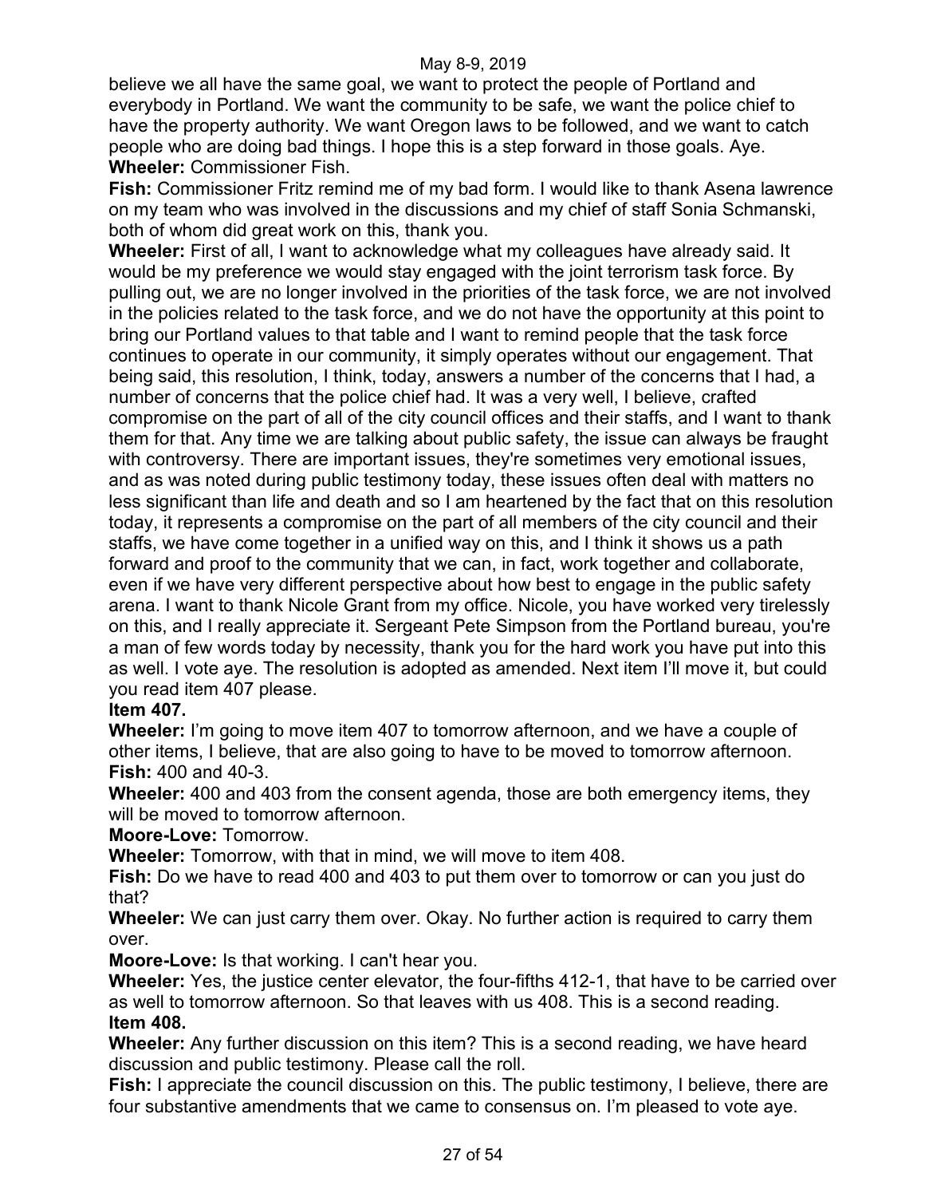believe we all have the same goal, we want to protect the people of Portland and everybody in Portland. We want the community to be safe, we want the police chief to have the property authority. We want Oregon laws to be followed, and we want to catch people who are doing bad things. I hope this is a step forward in those goals. Aye.

**Wheeler:** Commissioner Fish.

**Fish:** Commissioner Fritz remind me of my bad form. I would like to thank Asena lawrence on my team who was involved in the discussions and my chief of staff Sonia Schmanski, both of whom did great work on this, thank you.

**Wheeler:** First of all, I want to acknowledge what my colleagues have already said. It would be my preference we would stay engaged with the joint terrorism task force. By pulling out, we are no longer involved in the priorities of the task force, we are not involved in the policies related to the task force, and we do not have the opportunity at this point to bring our Portland values to that table and I want to remind people that the task force continues to operate in our community, it simply operates without our engagement. That being said, this resolution, I think, today, answers a number of the concerns that I had, a number of concerns that the police chief had. It was a very well, I believe, crafted compromise on the part of all of the city council offices and their staffs, and I want to thank them for that. Any time we are talking about public safety, the issue can always be fraught with controversy. There are important issues, they're sometimes very emotional issues, and as was noted during public testimony today, these issues often deal with matters no less significant than life and death and so I am heartened by the fact that on this resolution today, it represents a compromise on the part of all members of the city council and their staffs, we have come together in a unified way on this, and I think it shows us a path forward and proof to the community that we can, in fact, work together and collaborate, even if we have very different perspective about how best to engage in the public safety arena. I want to thank Nicole Grant from my office. Nicole, you have worked very tirelessly on this, and I really appreciate it. Sergeant Pete Simpson from the Portland bureau, you're a man of few words today by necessity, thank you for the hard work you have put into this as well. I vote aye. The resolution is adopted as amended. Next item I'll move it, but could you read item 407 please.

**Item 407.**

**Wheeler:** I'm going to move item 407 to tomorrow afternoon, and we have a couple of other items, I believe, that are also going to have to be moved to tomorrow afternoon.

**Fish:** 400 and 40-3.

**Wheeler:** 400 and 403 from the consent agenda, those are both emergency items, they will be moved to tomorrow afternoon.

**Moore-Love:** Tomorrow.

**Wheeler:** Tomorrow, with that in mind, we will move to item 408.

**Fish:** Do we have to read 400 and 403 to put them over to tomorrow or can you just do that?

**Wheeler:** We can just carry them over. Okay. No further action is required to carry them over.

**Moore-Love:** Is that working. I can't hear you.

**Wheeler:** Yes, the justice center elevator, the four-fifths 412-1, that have to be carried over as well to tomorrow afternoon. So that leaves with us 408. This is a second reading.

**Item 408.**

**Wheeler:** Any further discussion on this item? This is a second reading, we have heard discussion and public testimony. Please call the roll.

**Fish:** I appreciate the council discussion on this. The public testimony, I believe, there are four substantive amendments that we came to consensus on. I'm pleased to vote aye.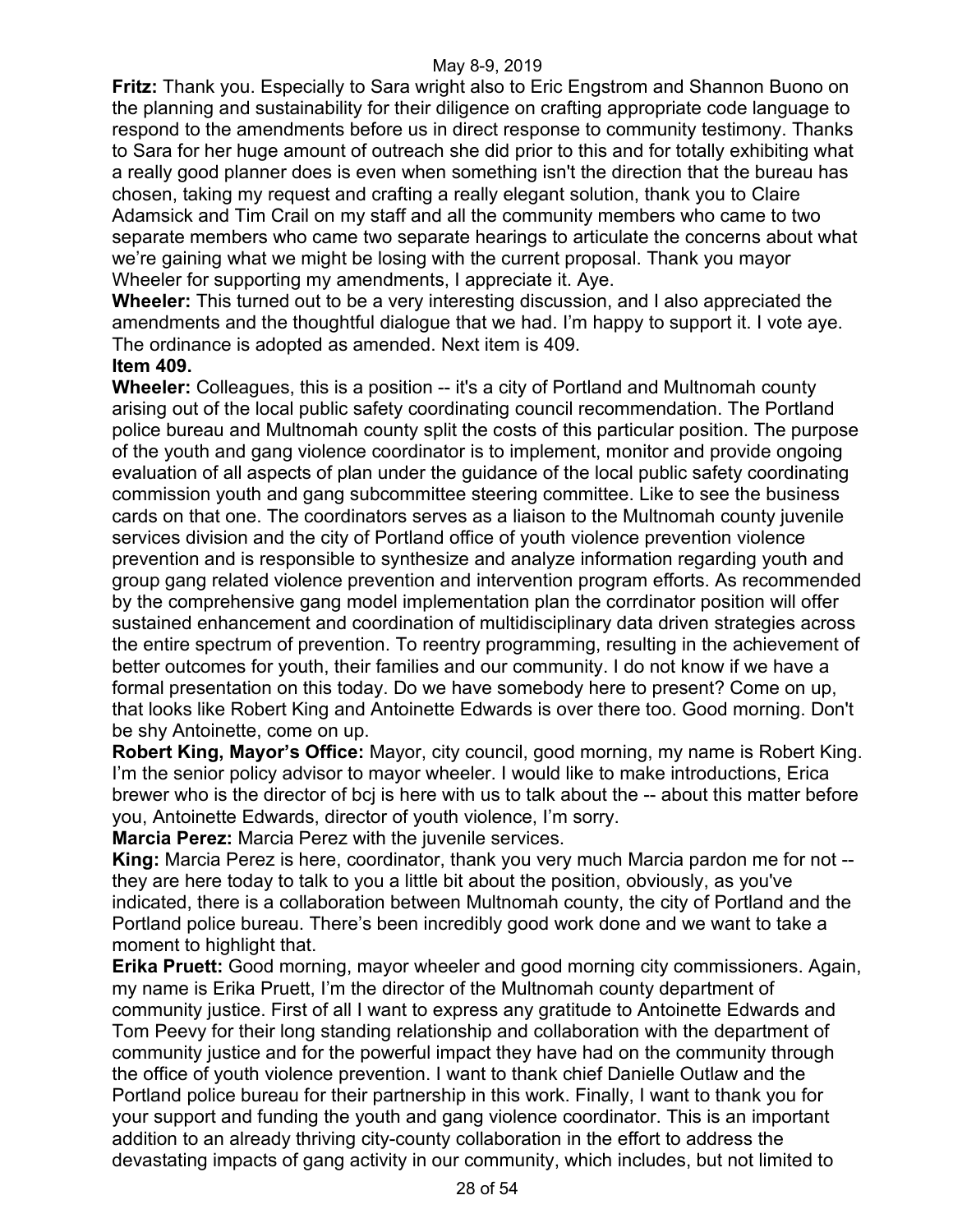**Fritz:** Thank you. Especially to Sara wright also to Eric Engstrom and Shannon Buono on the planning and sustainability for their diligence on crafting appropriate code language to respond to the amendments before us in direct response to community testimony. Thanks to Sara for her huge amount of outreach she did prior to this and for totally exhibiting what a really good planner does is even when something isn't the direction that the bureau has chosen, taking my request and crafting a really elegant solution, thank you to Claire Adamsick and Tim Crail on my staff and all the community members who came to two separate members who came two separate hearings to articulate the concerns about what we're gaining what we might be losing with the current proposal. Thank you mayor Wheeler for supporting my amendments, I appreciate it. Aye.

**Wheeler:** This turned out to be a very interesting discussion, and I also appreciated the amendments and the thoughtful dialogue that we had. I'm happy to support it. I vote aye. The ordinance is adopted as amended. Next item is 409.

**Item 409.**

**Wheeler:** Colleagues, this is a position -- it's a city of Portland and Multnomah county arising out of the local public safety coordinating council recommendation. The Portland police bureau and Multnomah county split the costs of this particular position. The purpose of the youth and gang violence coordinator is to implement, monitor and provide ongoing evaluation of all aspects of plan under the guidance of the local public safety coordinating commission youth and gang subcommittee steering committee. Like to see the business cards on that one. The coordinators serves as a liaison to the Multnomah county juvenile services division and the city of Portland office of youth violence prevention violence prevention and is responsible to synthesize and analyze information regarding youth and group gang related violence prevention and intervention program efforts. As recommended by the comprehensive gang model implementation plan the corrdinator position will offer sustained enhancement and coordination of multidisciplinary data driven strategies across the entire spectrum of prevention. To reentry programming, resulting in the achievement of better outcomes for youth, their families and our community. I do not know if we have a formal presentation on this today. Do we have somebody here to present? Come on up, that looks like Robert King and Antoinette Edwards is over there too. Good morning. Don't be shy Antoinette, come on up.

**Robert King, Mayor's Office:** Mayor, city council, good morning, my name is Robert King. I'm the senior policy advisor to mayor wheeler. I would like to make introductions, Erica brewer who is the director of bcj is here with us to talk about the -- about this matter before you, Antoinette Edwards, director of youth violence, I'm sorry.

**Marcia Perez:** Marcia Perez with the juvenile services.

**King:** Marcia Perez is here, coordinator, thank you very much Marcia pardon me for not -- they are here today to talk to you a little bit about the position, obviously, as you've indicated, there is a collaboration between Multnomah county, the city of Portland and the Portland police bureau. There's been incredibly good work done and we want to take a moment to highlight that.

**Erika Pruett:** Good morning, mayor wheeler and good morning city commissioners. Again, my name is Erika Pruett, I'm the director of the Multnomah county department of community justice. First of all I want to express any gratitude to Antoinette Edwards and Tom Peevy for their long standing relationship and collaboration with the department of community justice and for the powerful impact they have had on the community through the office of youth violence prevention. I want to thank chief Danielle Outlaw and the Portland police bureau for their partnership in this work. Finally, I want to thank you for your support and funding the youth and gang violence coordinator. This is an important addition to an already thriving city-county collaboration in the effort to address the devastating impacts of gang activity in our community, which includes, but not limited to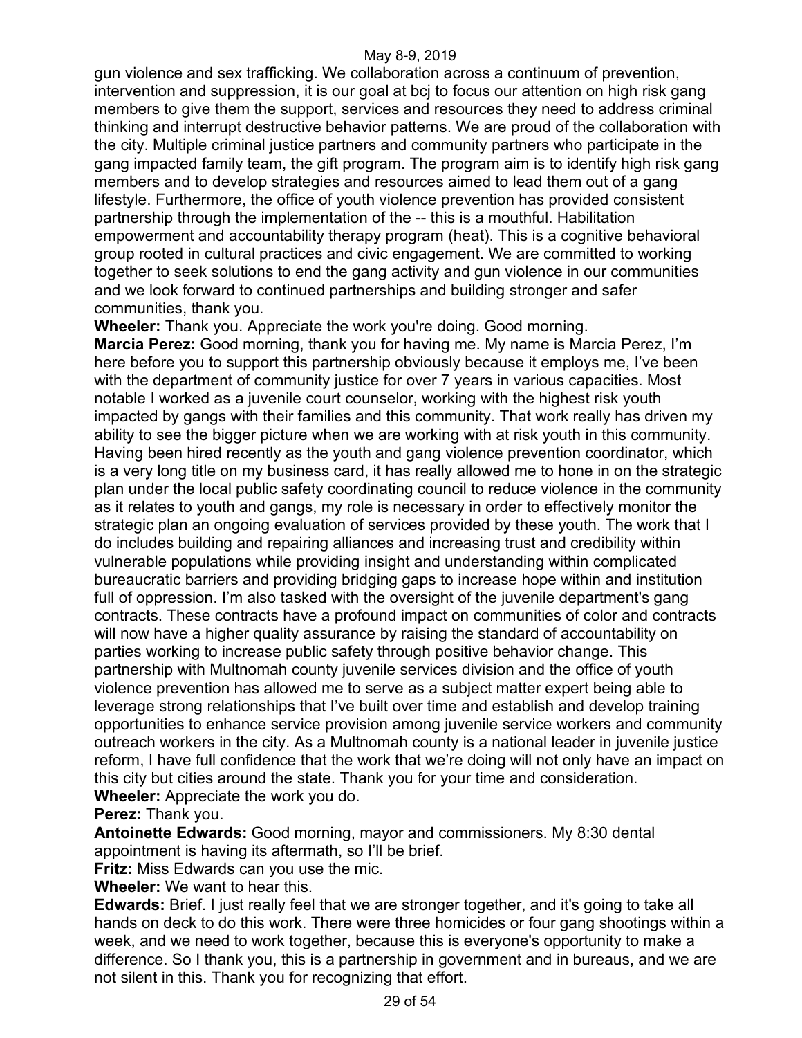gun violence and sex trafficking. We collaboration across a continuum of prevention, intervention and suppression, it is our goal at bcj to focus our attention on high risk gang members to give them the support, services and resources they need to address criminal thinking and interrupt destructive behavior patterns. We are proud of the collaboration with the city. Multiple criminal justice partners and community partners who participate in the gang impacted family team, the gift program. The program aim is to identify high risk gang members and to develop strategies and resources aimed to lead them out of a gang lifestyle. Furthermore, the office of youth violence prevention has provided consistent partnership through the implementation of the -- this is a mouthful. Habilitation empowerment and accountability therapy program (heat). This is a cognitive behavioral group rooted in cultural practices and civic engagement. We are committed to working together to seek solutions to end the gang activity and gun violence in our communities and we look forward to continued partnerships and building stronger and safer communities, thank you.

**Wheeler:** Thank you. Appreciate the work you're doing. Good morning.

**Marcia Perez:** Good morning, thank you for having me. My name is Marcia Perez, I'm here before you to support this partnership obviously because it employs me, I've been with the department of community justice for over 7 years in various capacities. Most notable I worked as a juvenile court counselor, working with the highest risk youth impacted by gangs with their families and this community. That work really has driven my ability to see the bigger picture when we are working with at risk youth in this community. Having been hired recently as the youth and gang violence prevention coordinator, which is a very long title on my business card, it has really allowed me to hone in on the strategic plan under the local public safety coordinating council to reduce violence in the community as it relates to youth and gangs, my role is necessary in order to effectively monitor the strategic plan an ongoing evaluation of services provided by these youth. The work that I do includes building and repairing alliances and increasing trust and credibility within vulnerable populations while providing insight and understanding within complicated bureaucratic barriers and providing bridging gaps to increase hope within and institution full of oppression. I'm also tasked with the oversight of the juvenile department's gang contracts. These contracts have a profound impact on communities of color and contracts will now have a higher quality assurance by raising the standard of accountability on parties working to increase public safety through positive behavior change. This partnership with Multnomah county juvenile services division and the office of youth violence prevention has allowed me to serve as a subject matter expert being able to leverage strong relationships that I've built over time and establish and develop training opportunities to enhance service provision among juvenile service workers and community outreach workers in the city. As a Multnomah county is a national leader in juvenile justice reform, I have full confidence that the work that we're doing will not only have an impact on this city but cities around the state. Thank you for your time and consideration.

**Wheeler:** Appreciate the work you do.

**Perez:** Thank you.

**Antoinette Edwards:** Good morning, mayor and commissioners. My 8:30 dental appointment is having its aftermath, so I'll be brief.

**Fritz:** Miss Edwards can you use the mic.

**Wheeler:** We want to hear this.

**Edwards:** Brief. I just really feel that we are stronger together, and it's going to take all hands on deck to do this work. There were three homicides or four gang shootings within a week, and we need to work together, because this is everyone's opportunity to make a difference. So I thank you, this is a partnership in government and in bureaus, and we are not silent in this. Thank you for recognizing that effort.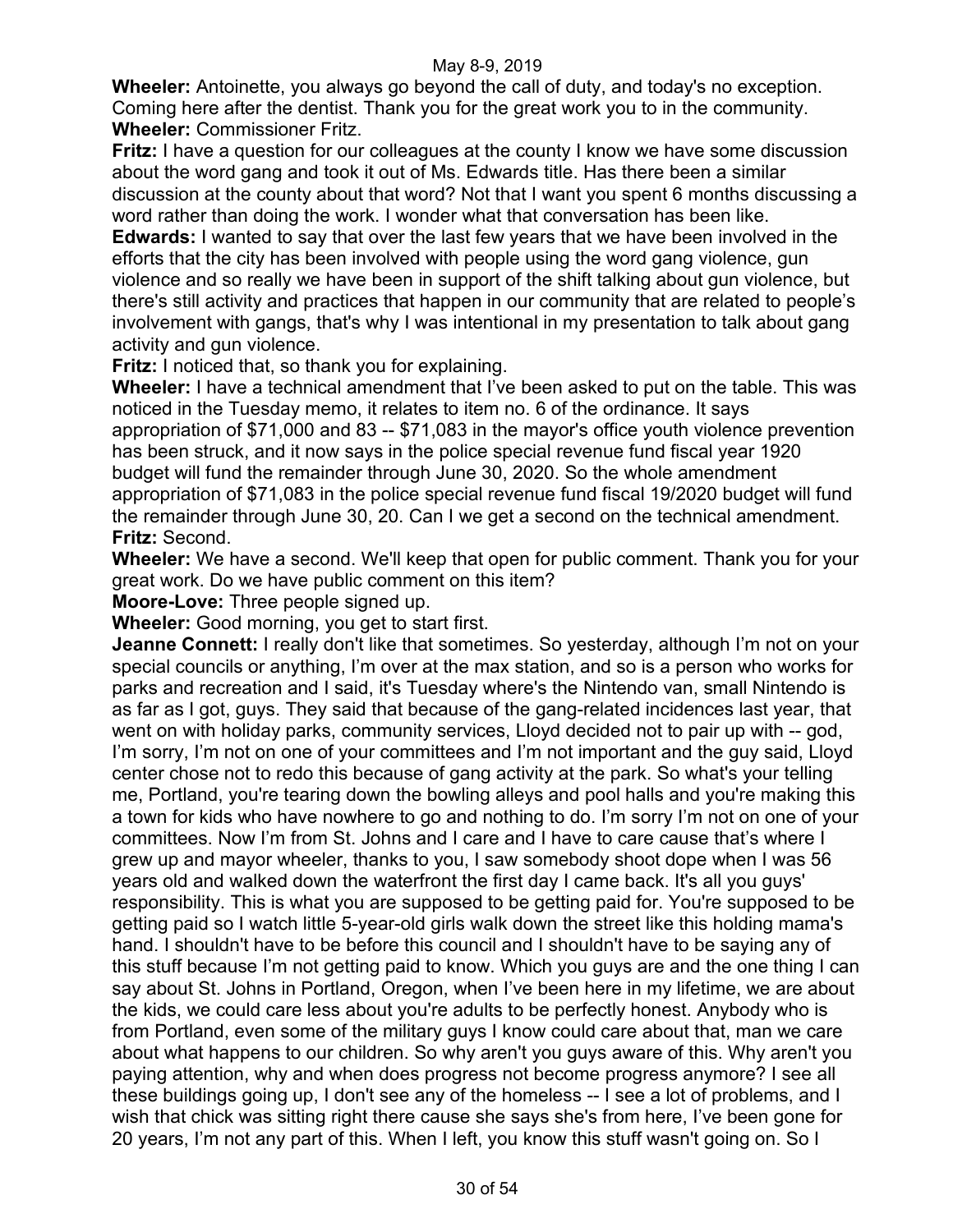**Wheeler:** Antoinette, you always go beyond the call of duty, and today's no exception. Coming here after the dentist. Thank you for the great work you to in the community.
**Wheeler:** Commissioner Fritz.
**Fritz:** I have a question for our colleagues at the county I know we have some discussion about the word gang and took it out of Ms. Edwards title. Has there been a similar discussion at the county about that word? Not that I want you spent 6 months discussing a word rather than doing the work. I wonder what that conversation has been like.
**Edwards:** I wanted to say that over the last few years that we have been involved in the efforts that the city has been involved with people using the word gang violence, gun violence and so really we have been in support of the shift talking about gun violence, but there's still activity and practices that happen in our community that are related to people's involvement with gangs, that's why I was intentional in my presentation to talk about gang activity and gun violence.
**Fritz:** I noticed that, so thank you for explaining.
**Wheeler:** I have a technical amendment that I've been asked to put on the table. This was noticed in the Tuesday memo, it relates to item no. 6 of the ordinance. It says appropriation of $71,000 and 83 -- $71,083 in the mayor's office youth violence prevention has been struck, and it now says in the police special revenue fund fiscal year 1920 budget will fund the remainder through June 30, 2020. So the whole amendment appropriation of $71,083 in the police special revenue fund fiscal 19/2020 budget will fund the remainder through June 30, 20. Can I we get a second on the technical amendment.
**Fritz:** Second.
**Wheeler:** We have a second. We'll keep that open for public comment. Thank you for your great work. Do we have public comment on this item?
**Moore-Love:** Three people signed up.
**Wheeler:** Good morning, you get to start first.
**Jeanne Connett:** I really don't like that sometimes. So yesterday, although I'm not on your special councils or anything, I'm over at the max station, and so is a person who works for parks and recreation and I said, it's Tuesday where's the Nintendo van, small Nintendo is as far as I got, guys. They said that because of the gang-related incidences last year, that went on with holiday parks, community services, Lloyd decided not to pair up with -- god, I'm sorry, I'm not on one of your committees and I'm not important and the guy said, Lloyd center chose not to redo this because of gang activity at the park. So what's your telling me, Portland, you're tearing down the bowling alleys and pool halls and you're making this a town for kids who have nowhere to go and nothing to do. I'm sorry I'm not on one of your committees. Now I'm from St. Johns and I care and I have to care cause that's where I grew up and mayor wheeler, thanks to you, I saw somebody shoot dope when I was 56 years old and walked down the waterfront the first day I came back. It's all you guys' responsibility. This is what you are supposed to be getting paid for. You're supposed to be getting paid so I watch little 5-year-old girls walk down the street like this holding mama's hand. I shouldn't have to be before this council and I shouldn't have to be saying any of this stuff because I'm not getting paid to know. Which you guys are and the one thing I can say about St. Johns in Portland, Oregon, when I've been here in my lifetime, we are about the kids, we could care less about you're adults to be perfectly honest. Anybody who is from Portland, even some of the military guys I know could care about that, man we care about what happens to our children. So why aren't you guys aware of this. Why aren't you paying attention, why and when does progress not become progress anymore? I see all these buildings going up, I don't see any of the homeless -- I see a lot of problems, and I wish that chick was sitting right there cause she says she's from here, I've been gone for 20 years, I'm not any part of this. When I left, you know this stuff wasn't going on. So I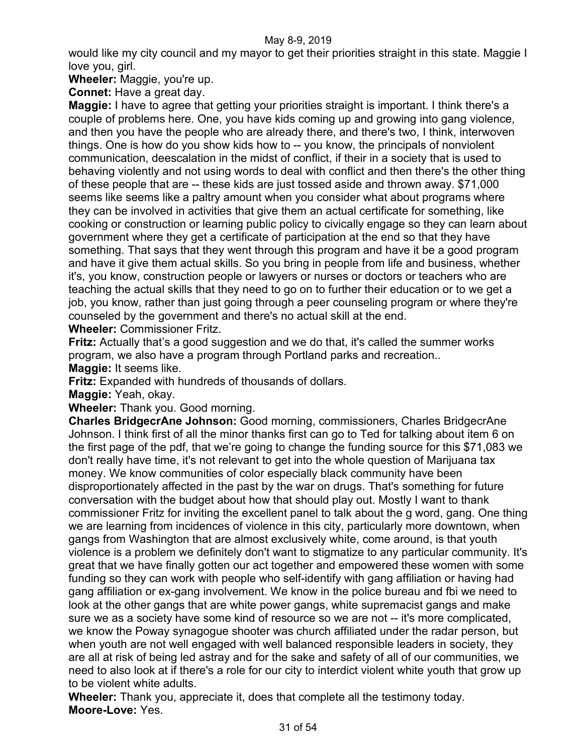would like my city council and my mayor to get their priorities straight in this state. Maggie I love you, girl.

**Wheeler:** Maggie, you're up.

**Connet:** Have a great day.

**Maggie:** I have to agree that getting your priorities straight is important. I think there's a couple of problems here. One, you have kids coming up and growing into gang violence, and then you have the people who are already there, and there's two, I think, interwoven things. One is how do you show kids how to -- you know, the principals of nonviolent communication, deescalation in the midst of conflict, if their in a society that is used to behaving violently and not using words to deal with conflict and then there's the other thing of these people that are -- these kids are just tossed aside and thrown away. $71,000 seems like seems like a paltry amount when you consider what about programs where they can be involved in activities that give them an actual certificate for something, like cooking or construction or learning public policy to civically engage so they can learn about government where they get a certificate of participation at the end so that they have something. That says that they went through this program and have it be a good program and have it give them actual skills. So you bring in people from life and business, whether it's, you know, construction people or lawyers or nurses or doctors or teachers who are teaching the actual skills that they need to go on to further their education or to we get a job, you know, rather than just going through a peer counseling program or where they're counseled by the government and there's no actual skill at the end.

**Wheeler:** Commissioner Fritz.

**Fritz:** Actually that's a good suggestion and we do that, it's called the summer works program, we also have a program through Portland parks and recreation..

**Maggie:** It seems like.

**Fritz:** Expanded with hundreds of thousands of dollars.

**Maggie:** Yeah, okay.

**Wheeler:** Thank you. Good morning.

**Charles BridgecrAne Johnson:** Good morning, commissioners, Charles BridgecrAne Johnson. I think first of all the minor thanks first can go to Ted for talking about item 6 on the first page of the pdf, that we're going to change the funding source for this $71,083 we don't really have time, it's not relevant to get into the whole question of Marijuana tax money. We know communities of color especially black community have been disproportionately affected in the past by the war on drugs. That's something for future conversation with the budget about how that should play out. Mostly I want to thank commissioner Fritz for inviting the excellent panel to talk about the g word, gang. One thing we are learning from incidences of violence in this city, particularly more downtown, when gangs from Washington that are almost exclusively white, come around, is that youth violence is a problem we definitely don't want to stigmatize to any particular community. It's great that we have finally gotten our act together and empowered these women with some funding so they can work with people who self-identify with gang affiliation or having had gang affiliation or ex-gang involvement. We know in the police bureau and fbi we need to look at the other gangs that are white power gangs, white supremacist gangs and make sure we as a society have some kind of resource so we are not -- it's more complicated, we know the Poway synagogue shooter was church affiliated under the radar person, but when youth are not well engaged with well balanced responsible leaders in society, they are all at risk of being led astray and for the sake and safety of all of our communities, we need to also look at if there's a role for our city to interdict violent white youth that grow up to be violent white adults.

**Wheeler:** Thank you, appreciate it, does that complete all the testimony today.

**Moore-Love:** Yes.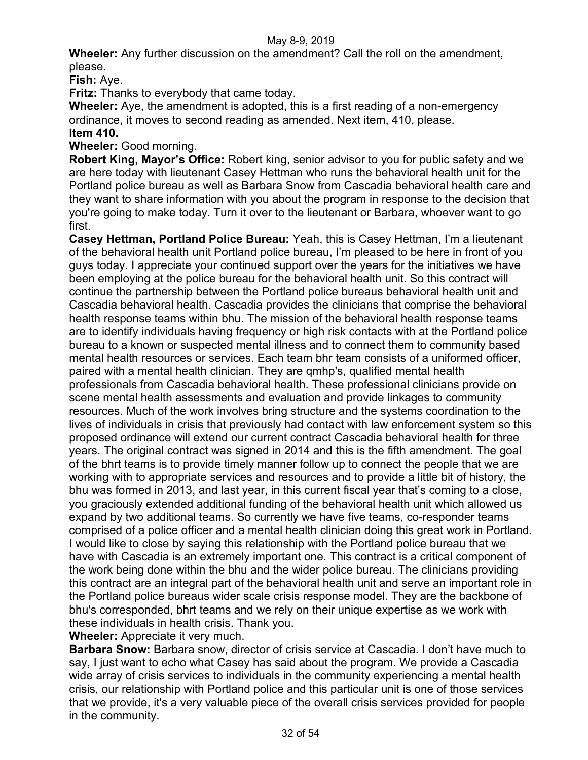**Wheeler:** Any further discussion on the amendment? Call the roll on the amendment, please.

**Fish:** Aye.

**Fritz:** Thanks to everybody that came today.

**Wheeler:** Aye, the amendment is adopted, this is a first reading of a non-emergency ordinance, it moves to second reading as amended. Next item, 410, please.

**Item 410.**

**Wheeler:** Good morning.

**Robert King, Mayor's Office:** Robert king, senior advisor to you for public safety and we are here today with lieutenant Casey Hettman who runs the behavioral health unit for the Portland police bureau as well as Barbara Snow from Cascadia behavioral health care and they want to share information with you about the program in response to the decision that you're going to make today. Turn it over to the lieutenant or Barbara, whoever want to go first.

**Casey Hettman, Portland Police Bureau:** Yeah, this is Casey Hettman, I'm a lieutenant of the behavioral health unit Portland police bureau, I'm pleased to be here in front of you guys today. I appreciate your continued support over the years for the initiatives we have been employing at the police bureau for the behavioral health unit. So this contract will continue the partnership between the Portland police bureaus behavioral health unit and Cascadia behavioral health. Cascadia provides the clinicians that comprise the behavioral health response teams within bhu. The mission of the behavioral health response teams are to identify individuals having frequency or high risk contacts with at the Portland police bureau to a known or suspected mental illness and to connect them to community based mental health resources or services. Each team bhr team consists of a uniformed officer, paired with a mental health clinician. They are qmhp's, qualified mental health professionals from Cascadia behavioral health. These professional clinicians provide on scene mental health assessments and evaluation and provide linkages to community resources. Much of the work involves bring structure and the systems coordination to the lives of individuals in crisis that previously had contact with law enforcement system so this proposed ordinance will extend our current contract Cascadia behavioral health for three years. The original contract was signed in 2014 and this is the fifth amendment. The goal of the bhrt teams is to provide timely manner follow up to connect the people that we are working with to appropriate services and resources and to provide a little bit of history, the bhu was formed in 2013, and last year, in this current fiscal year that's coming to a close, you graciously extended additional funding of the behavioral health unit which allowed us expand by two additional teams. So currently we have five teams, co-responder teams comprised of a police officer and a mental health clinician doing this great work in Portland. I would like to close by saying this relationship with the Portland police bureau that we have with Cascadia is an extremely important one. This contract is a critical component of the work being done within the bhu and the wider police bureau. The clinicians providing this contract are an integral part of the behavioral health unit and serve an important role in the Portland police bureaus wider scale crisis response model. They are the backbone of bhu's corresponded, bhrt teams and we rely on their unique expertise as we work with these individuals in health crisis. Thank you.

**Wheeler:** Appreciate it very much.

**Barbara Snow:** Barbara snow, director of crisis service at Cascadia. I don't have much to say, I just want to echo what Casey has said about the program. We provide a Cascadia wide array of crisis services to individuals in the community experiencing a mental health crisis, our relationship with Portland police and this particular unit is one of those services that we provide, it's a very valuable piece of the overall crisis services provided for people in the community.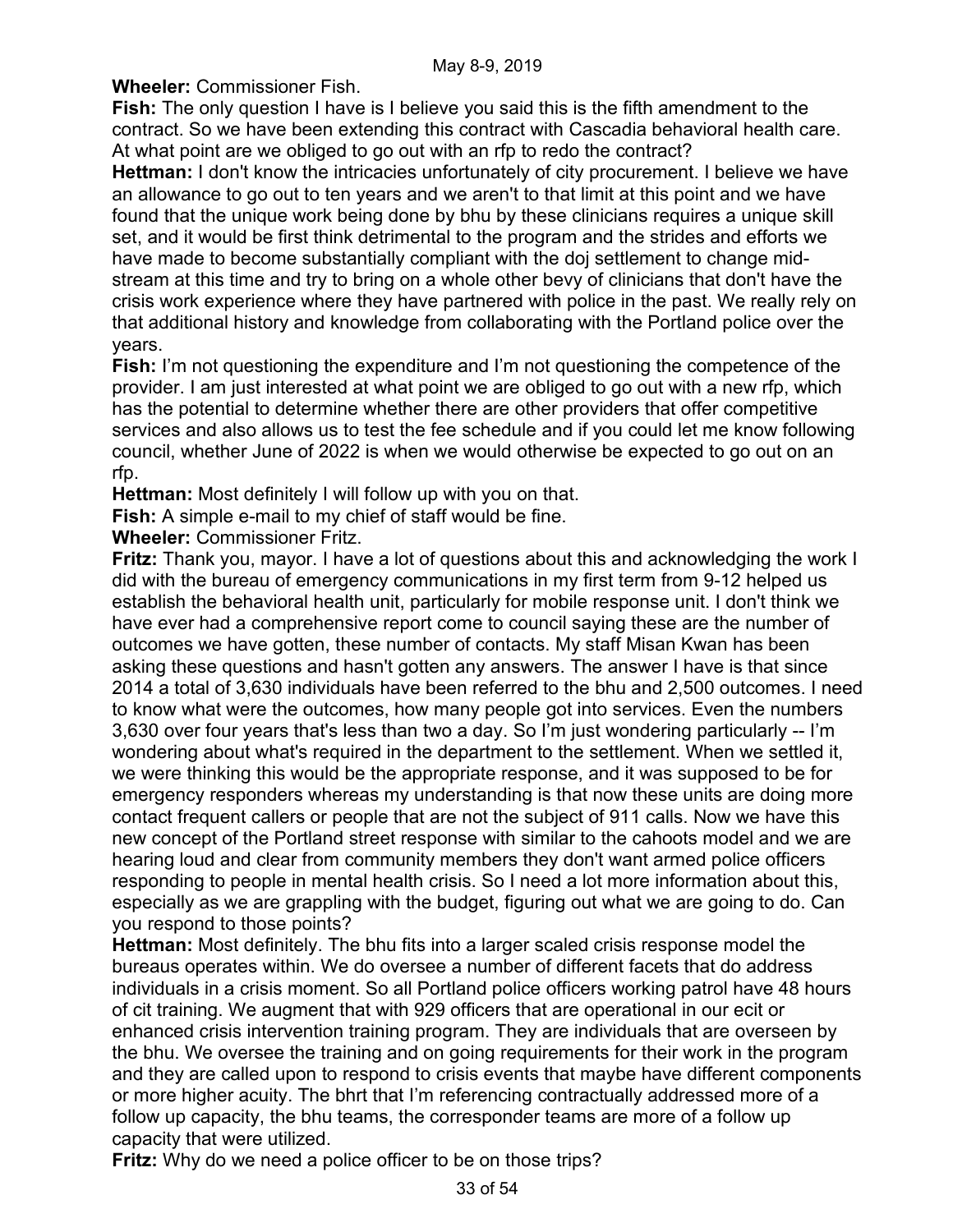**Wheeler:** Commissioner Fish.

**Fish:** The only question I have is I believe you said this is the fifth amendment to the contract. So we have been extending this contract with Cascadia behavioral health care. At what point are we obliged to go out with an rfp to redo the contract?

**Hettman:** I don't know the intricacies unfortunately of city procurement. I believe we have an allowance to go out to ten years and we aren't to that limit at this point and we have found that the unique work being done by bhu by these clinicians requires a unique skill set, and it would be first think detrimental to the program and the strides and efforts we have made to become substantially compliant with the doj settlement to change mid-stream at this time and try to bring on a whole other bevy of clinicians that don't have the crisis work experience where they have partnered with police in the past. We really rely on that additional history and knowledge from collaborating with the Portland police over the years.

**Fish:** I'm not questioning the expenditure and I'm not questioning the competence of the provider. I am just interested at what point we are obliged to go out with a new rfp, which has the potential to determine whether there are other providers that offer competitive services and also allows us to test the fee schedule and if you could let me know following council, whether June of 2022 is when we would otherwise be expected to go out on an rfp.

**Hettman:** Most definitely I will follow up with you on that.

**Fish:** A simple e-mail to my chief of staff would be fine.

**Wheeler:** Commissioner Fritz.

**Fritz:** Thank you, mayor. I have a lot of questions about this and acknowledging the work I did with the bureau of emergency communications in my first term from 9-12 helped us establish the behavioral health unit, particularly for mobile response unit. I don't think we have ever had a comprehensive report come to council saying these are the number of outcomes we have gotten, these number of contacts. My staff Misan Kwan has been asking these questions and hasn't gotten any answers. The answer I have is that since 2014 a total of 3,630 individuals have been referred to the bhu and 2,500 outcomes. I need to know what were the outcomes, how many people got into services. Even the numbers 3,630 over four years that's less than two a day. So I'm just wondering particularly -- I'm wondering about what's required in the department to the settlement. When we settled it, we were thinking this would be the appropriate response, and it was supposed to be for emergency responders whereas my understanding is that now these units are doing more contact frequent callers or people that are not the subject of 911 calls. Now we have this new concept of the Portland street response with similar to the cahoots model and we are hearing loud and clear from community members they don't want armed police officers responding to people in mental health crisis. So I need a lot more information about this, especially as we are grappling with the budget, figuring out what we are going to do. Can you respond to those points?

**Hettman:** Most definitely. The bhu fits into a larger scaled crisis response model the bureaus operates within. We do oversee a number of different facets that do address individuals in a crisis moment. So all Portland police officers working patrol have 48 hours of cit training. We augment that with 929 officers that are operational in our ecit or enhanced crisis intervention training program. They are individuals that are overseen by the bhu. We oversee the training and on going requirements for their work in the program and they are called upon to respond to crisis events that maybe have different components or more higher acuity. The bhrt that I'm referencing contractually addressed more of a follow up capacity, the bhu teams, the corresponder teams are more of a follow up capacity that were utilized.

**Fritz:** Why do we need a police officer to be on those trips?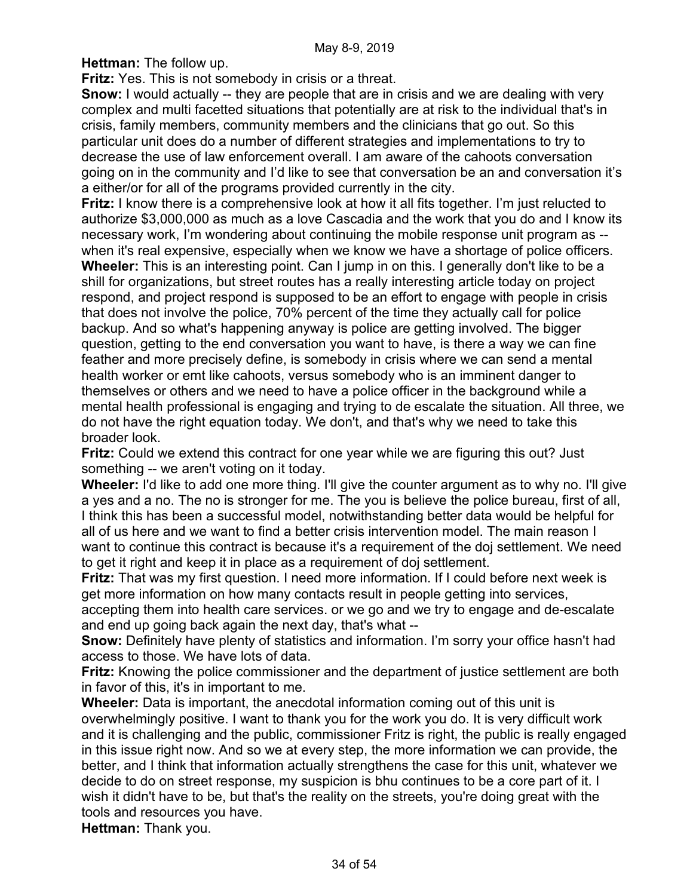**Hettman:** The follow up.

**Fritz:** Yes. This is not somebody in crisis or a threat.

**Snow:** I would actually -- they are people that are in crisis and we are dealing with very complex and multi facetted situations that potentially are at risk to the individual that's in crisis, family members, community members and the clinicians that go out. So this particular unit does do a number of different strategies and implementations to try to decrease the use of law enforcement overall. I am aware of the cahoots conversation going on in the community and I'd like to see that conversation be an and conversation it's a either/or for all of the programs provided currently in the city.

**Fritz:** I know there is a comprehensive look at how it all fits together. I'm just relucted to authorize $3,000,000 as much as a love Cascadia and the work that you do and I know its necessary work, I'm wondering about continuing the mobile response unit program as -- when it's real expensive, especially when we know we have a shortage of police officers.

**Wheeler:** This is an interesting point. Can I jump in on this. I generally don't like to be a shill for organizations, but street routes has a really interesting article today on project respond, and project respond is supposed to be an effort to engage with people in crisis that does not involve the police, 70% percent of the time they actually call for police backup. And so what's happening anyway is police are getting involved. The bigger question, getting to the end conversation you want to have, is there a way we can fine feather and more precisely define, is somebody in crisis where we can send a mental health worker or emt like cahoots, versus somebody who is an imminent danger to themselves or others and we need to have a police officer in the background while a mental health professional is engaging and trying to de escalate the situation. All three, we do not have the right equation today. We don't, and that's why we need to take this broader look.

**Fritz:** Could we extend this contract for one year while we are figuring this out? Just something -- we aren't voting on it today.

**Wheeler:** I'd like to add one more thing. I'll give the counter argument as to why no. I'll give a yes and a no. The no is stronger for me. The you is believe the police bureau, first of all, I think this has been a successful model, notwithstanding better data would be helpful for all of us here and we want to find a better crisis intervention model. The main reason I want to continue this contract is because it's a requirement of the doj settlement. We need to get it right and keep it in place as a requirement of doj settlement.

**Fritz:** That was my first question. I need more information. If I could before next week is get more information on how many contacts result in people getting into services, accepting them into health care services. or we go and we try to engage and de-escalate and end up going back again the next day, that's what --

**Snow:** Definitely have plenty of statistics and information. I'm sorry your office hasn't had access to those. We have lots of data.

**Fritz:** Knowing the police commissioner and the department of justice settlement are both in favor of this, it's in important to me.

**Wheeler:** Data is important, the anecdotal information coming out of this unit is overwhelmingly positive. I want to thank you for the work you do. It is very difficult work and it is challenging and the public, commissioner Fritz is right, the public is really engaged in this issue right now. And so we at every step, the more information we can provide, the better, and I think that information actually strengthens the case for this unit, whatever we decide to do on street response, my suspicion is bhu continues to be a core part of it. I wish it didn't have to be, but that's the reality on the streets, you're doing great with the tools and resources you have.

**Hettman:** Thank you.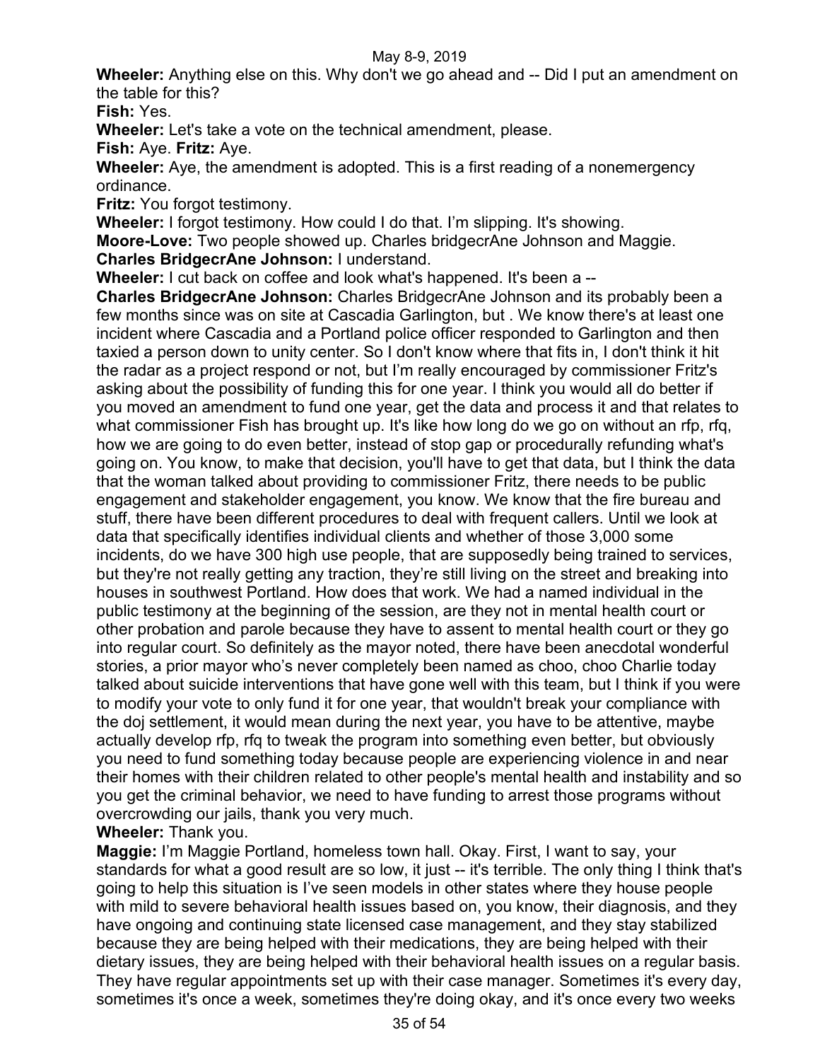**Wheeler:** Anything else on this. Why don't we go ahead and -- Did I put an amendment on the table for this?

**Fish:** Yes.

**Wheeler:** Let's take a vote on the technical amendment, please.

**Fish:** Aye. **Fritz:** Aye.

**Wheeler:** Aye, the amendment is adopted. This is a first reading of a nonemergency ordinance.

**Fritz:** You forgot testimony.

**Wheeler:** I forgot testimony. How could I do that. I'm slipping. It's showing.

**Moore-Love:** Two people showed up. Charles bridgecrAne Johnson and Maggie.

**Charles BridgecrAne Johnson:** I understand.

**Wheeler:** I cut back on coffee and look what's happened. It's been a --

**Charles BridgecrAne Johnson:** Charles BridgecrAne Johnson and its probably been a few months since was on site at Cascadia Garlington, but . We know there's at least one incident where Cascadia and a Portland police officer responded to Garlington and then taxied a person down to unity center. So I don't know where that fits in, I don't think it hit the radar as a project respond or not, but I'm really encouraged by commissioner Fritz's asking about the possibility of funding this for one year. I think you would all do better if you moved an amendment to fund one year, get the data and process it and that relates to what commissioner Fish has brought up. It's like how long do we go on without an rfp, rfq, how we are going to do even better, instead of stop gap or procedurally refunding what's going on. You know, to make that decision, you'll have to get that data, but I think the data that the woman talked about providing to commissioner Fritz, there needs to be public engagement and stakeholder engagement, you know. We know that the fire bureau and stuff, there have been different procedures to deal with frequent callers. Until we look at data that specifically identifies individual clients and whether of those 3,000 some incidents, do we have 300 high use people, that are supposedly being trained to services, but they're not really getting any traction, they're still living on the street and breaking into houses in southwest Portland. How does that work. We had a named individual in the public testimony at the beginning of the session, are they not in mental health court or other probation and parole because they have to assent to mental health court or they go into regular court. So definitely as the mayor noted, there have been anecdotal wonderful stories, a prior mayor who's never completely been named as choo, choo Charlie today talked about suicide interventions that have gone well with this team, but I think if you were to modify your vote to only fund it for one year, that wouldn't break your compliance with the doj settlement, it would mean during the next year, you have to be attentive, maybe actually develop rfp, rfq to tweak the program into something even better, but obviously you need to fund something today because people are experiencing violence in and near their homes with their children related to other people's mental health and instability and so you get the criminal behavior, we need to have funding to arrest those programs without overcrowding our jails, thank you very much.

**Wheeler:** Thank you.

**Maggie:** I'm Maggie Portland, homeless town hall. Okay. First, I want to say, your standards for what a good result are so low, it just -- it's terrible. The only thing I think that's going to help this situation is I've seen models in other states where they house people with mild to severe behavioral health issues based on, you know, their diagnosis, and they have ongoing and continuing state licensed case management, and they stay stabilized because they are being helped with their medications, they are being helped with their dietary issues, they are being helped with their behavioral health issues on a regular basis. They have regular appointments set up with their case manager. Sometimes it's every day, sometimes it's once a week, sometimes they're doing okay, and it's once every two weeks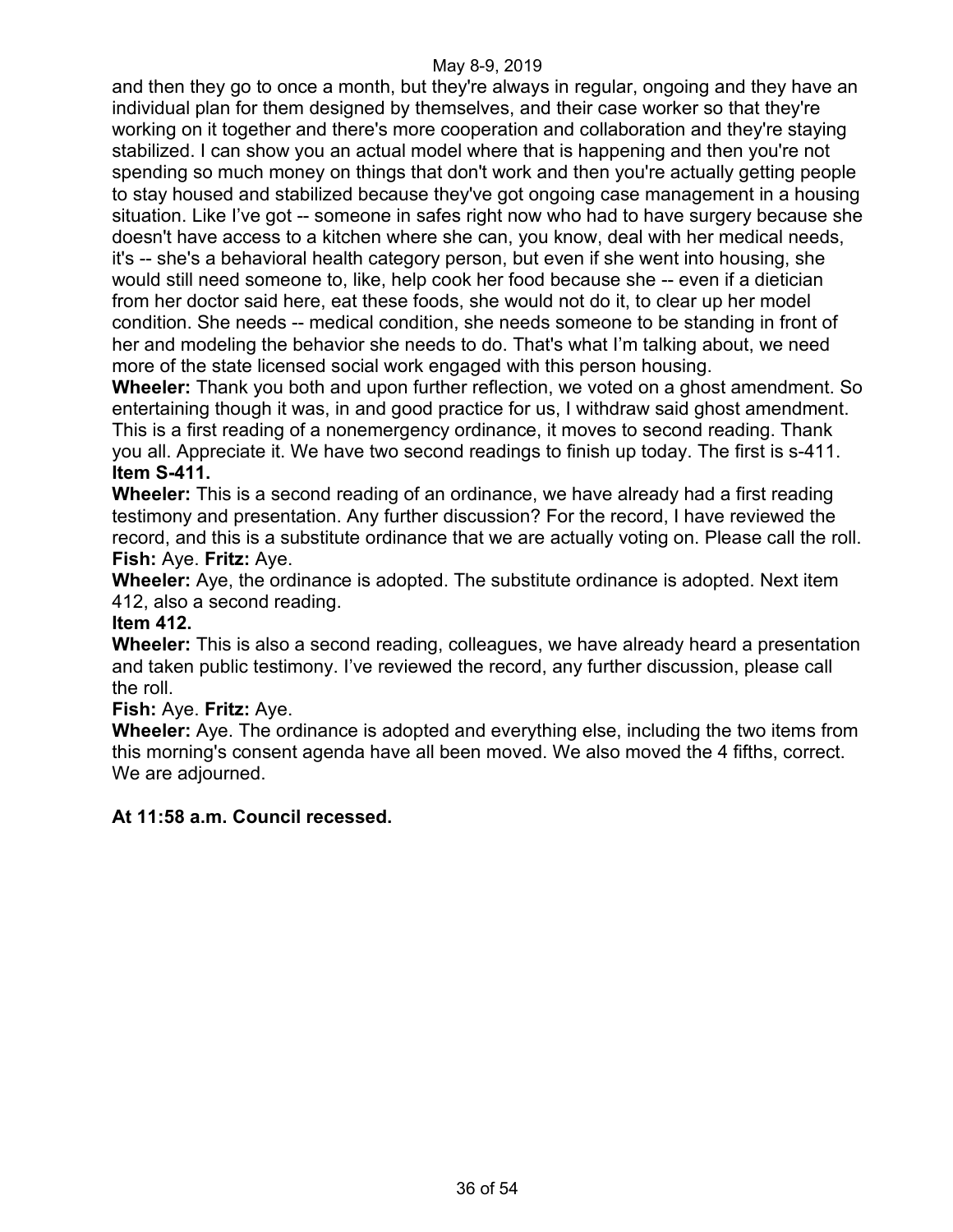and then they go to once a month, but they're always in regular, ongoing and they have an individual plan for them designed by themselves, and their case worker so that they're working on it together and there's more cooperation and collaboration and they're staying stabilized. I can show you an actual model where that is happening and then you're not spending so much money on things that don't work and then you're actually getting people to stay housed and stabilized because they've got ongoing case management in a housing situation. Like I've got -- someone in safes right now who had to have surgery because she doesn't have access to a kitchen where she can, you know, deal with her medical needs, it's -- she's a behavioral health category person, but even if she went into housing, she would still need someone to, like, help cook her food because she -- even if a dietician from her doctor said here, eat these foods, she would not do it, to clear up her model condition. She needs -- medical condition, she needs someone to be standing in front of her and modeling the behavior she needs to do. That's what I'm talking about, we need more of the state licensed social work engaged with this person housing.

**Wheeler:** Thank you both and upon further reflection, we voted on a ghost amendment. So entertaining though it was, in and good practice for us, I withdraw said ghost amendment. This is a first reading of a nonemergency ordinance, it moves to second reading. Thank you all. Appreciate it. We have two second readings to finish up today. The first is s-411.

**Item S-411.**

**Wheeler:** This is a second reading of an ordinance, we have already had a first reading testimony and presentation. Any further discussion? For the record, I have reviewed the record, and this is a substitute ordinance that we are actually voting on. Please call the roll.

**Fish:** Aye. **Fritz:** Aye.

**Wheeler:** Aye, the ordinance is adopted. The substitute ordinance is adopted. Next item 412, also a second reading.

**Item 412.**

**Wheeler:** This is also a second reading, colleagues, we have already heard a presentation and taken public testimony. I've reviewed the record, any further discussion, please call the roll.

**Fish:** Aye. **Fritz:** Aye.

**Wheeler:** Aye. The ordinance is adopted and everything else, including the two items from this morning's consent agenda have all been moved. We also moved the 4 fifths, correct. We are adjourned.

**At 11:58 a.m. Council recessed.**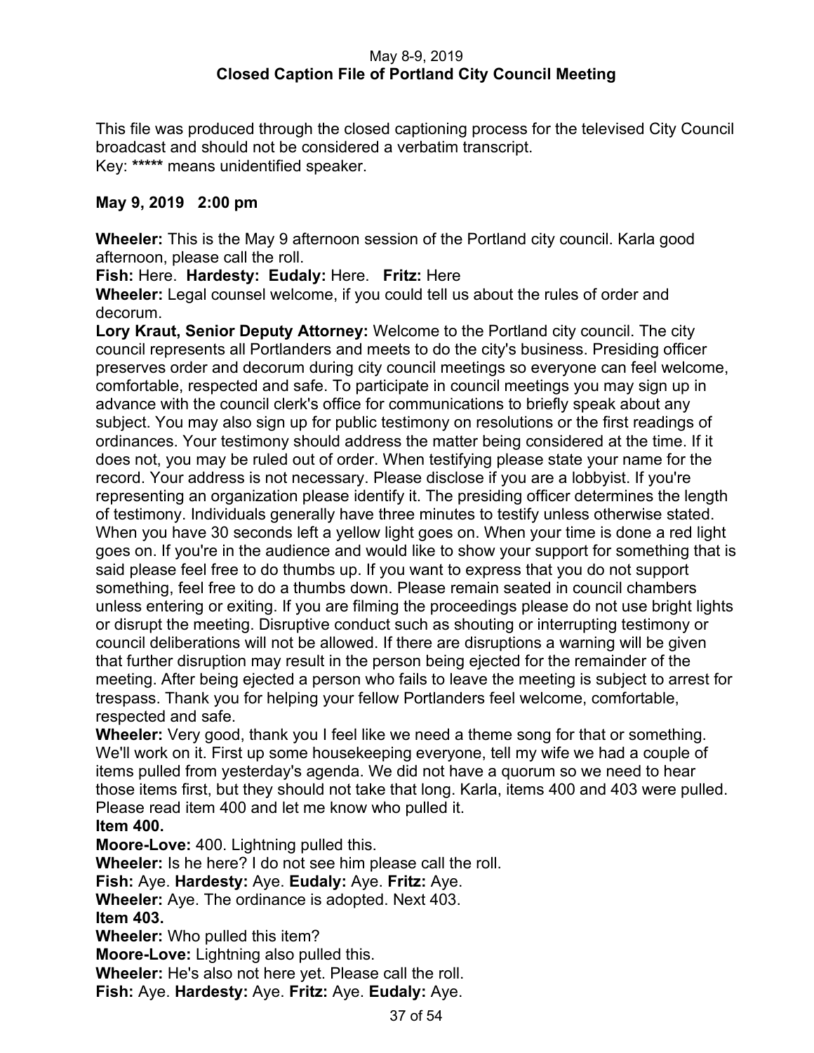May 8-9, 2019
**Closed Caption File of Portland City Council Meeting**

This file was produced through the closed captioning process for the televised City Council broadcast and should not be considered a verbatim transcript.
Key: ***** means unidentified speaker.

**May 9, 2019 2:00 pm**

**Wheeler:** This is the May 9 afternoon session of the Portland city council. Karla good afternoon, please call the roll.
**Fish:** Here. **Hardesty:** **Eudaly:** Here. **Fritz:** Here
**Wheeler:** Legal counsel welcome, if you could tell us about the rules of order and decorum.
**Lory Kraut, Senior Deputy Attorney:** Welcome to the Portland city council. The city council represents all Portlanders and meets to do the city's business. Presiding officer preserves order and decorum during city council meetings so everyone can feel welcome, comfortable, respected and safe. To participate in council meetings you may sign up in advance with the council clerk's office for communications to briefly speak about any subject. You may also sign up for public testimony on resolutions or the first readings of ordinances. Your testimony should address the matter being considered at the time. If it does not, you may be ruled out of order. When testifying please state your name for the record. Your address is not necessary. Please disclose if you are a lobbyist. If you're representing an organization please identify it. The presiding officer determines the length of testimony. Individuals generally have three minutes to testify unless otherwise stated. When you have 30 seconds left a yellow light goes on. When your time is done a red light goes on. If you're in the audience and would like to show your support for something that is said please feel free to do thumbs up. If you want to express that you do not support something, feel free to do a thumbs down. Please remain seated in council chambers unless entering or exiting. If you are filming the proceedings please do not use bright lights or disrupt the meeting. Disruptive conduct such as shouting or interrupting testimony or council deliberations will not be allowed. If there are disruptions a warning will be given that further disruption may result in the person being ejected for the remainder of the meeting. After being ejected a person who fails to leave the meeting is subject to arrest for trespass. Thank you for helping your fellow Portlanders feel welcome, comfortable, respected and safe.
**Wheeler:** Very good, thank you I feel like we need a theme song for that or something. We'll work on it. First up some housekeeping everyone, tell my wife we had a couple of items pulled from yesterday's agenda. We did not have a quorum so we need to hear those items first, but they should not take that long. Karla, items 400 and 403 were pulled. Please read item 400 and let me know who pulled it.
**Item 400.**
**Moore-Love:** 400. Lightning pulled this.
**Wheeler:** Is he here? I do not see him please call the roll.
**Fish:** Aye. **Hardesty:** Aye. **Eudaly:** Aye. **Fritz:** Aye.
**Wheeler:** Aye. The ordinance is adopted. Next 403.
**Item 403.**
**Wheeler:** Who pulled this item?
**Moore-Love:** Lightning also pulled this.
**Wheeler:** He's also not here yet. Please call the roll.
**Fish:** Aye. **Hardesty:** Aye. **Fritz:** Aye. **Eudaly:** Aye.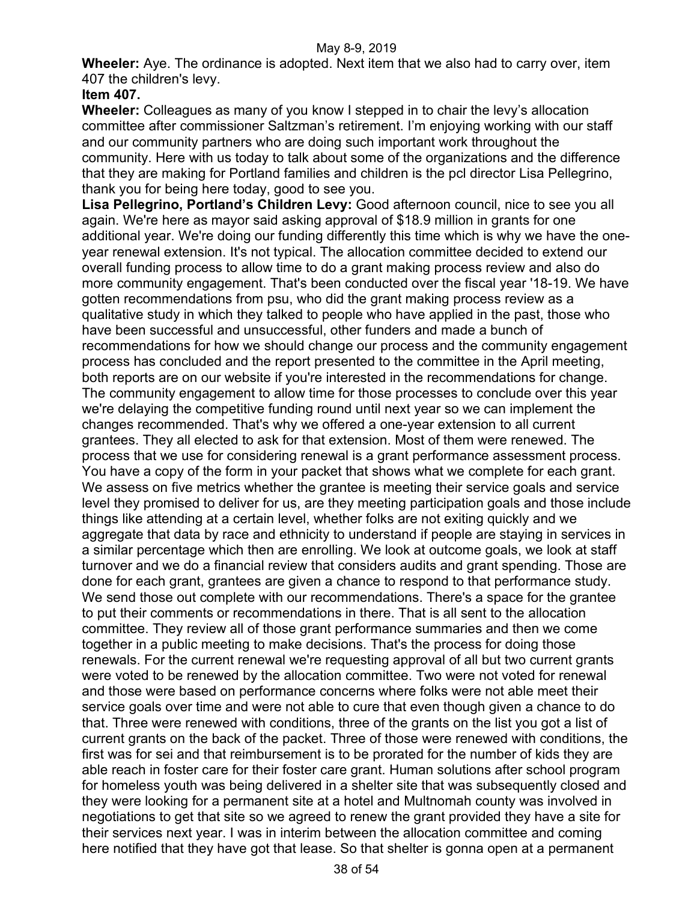**Wheeler:** Aye. The ordinance is adopted. Next item that we also had to carry over, item 407 the children's levy.

**Item 407.**

**Wheeler:** Colleagues as many of you know I stepped in to chair the levy's allocation committee after commissioner Saltzman's retirement. I'm enjoying working with our staff and our community partners who are doing such important work throughout the community. Here with us today to talk about some of the organizations and the difference that they are making for Portland families and children is the pcl director Lisa Pellegrino, thank you for being here today, good to see you.

**Lisa Pellegrino, Portland's Children Levy:** Good afternoon council, nice to see you all again. We're here as mayor said asking approval of $18.9 million in grants for one additional year. We're doing our funding differently this time which is why we have the one-year renewal extension. It's not typical. The allocation committee decided to extend our overall funding process to allow time to do a grant making process review and also do more community engagement. That's been conducted over the fiscal year '18-19. We have gotten recommendations from psu, who did the grant making process review as a qualitative study in which they talked to people who have applied in the past, those who have been successful and unsuccessful, other funders and made a bunch of recommendations for how we should change our process and the community engagement process has concluded and the report presented to the committee in the April meeting, both reports are on our website if you're interested in the recommendations for change. The community engagement to allow time for those processes to conclude over this year we're delaying the competitive funding round until next year so we can implement the changes recommended. That's why we offered a one-year extension to all current grantees. They all elected to ask for that extension. Most of them were renewed. The process that we use for considering renewal is a grant performance assessment process. You have a copy of the form in your packet that shows what we complete for each grant. We assess on five metrics whether the grantee is meeting their service goals and service level they promised to deliver for us, are they meeting participation goals and those include things like attending at a certain level, whether folks are not exiting quickly and we aggregate that data by race and ethnicity to understand if people are staying in services in a similar percentage which then are enrolling. We look at outcome goals, we look at staff turnover and we do a financial review that considers audits and grant spending. Those are done for each grant, grantees are given a chance to respond to that performance study. We send those out complete with our recommendations. There's a space for the grantee to put their comments or recommendations in there. That is all sent to the allocation committee. They review all of those grant performance summaries and then we come together in a public meeting to make decisions. That's the process for doing those renewals. For the current renewal we're requesting approval of all but two current grants were voted to be renewed by the allocation committee. Two were not voted for renewal and those were based on performance concerns where folks were not able meet their service goals over time and were not able to cure that even though given a chance to do that. Three were renewed with conditions, three of the grants on the list you got a list of current grants on the back of the packet. Three of those were renewed with conditions, the first was for sei and that reimbursement is to be prorated for the number of kids they are able reach in foster care for their foster care grant. Human solutions after school program for homeless youth was being delivered in a shelter site that was subsequently closed and they were looking for a permanent site at a hotel and Multnomah county was involved in negotiations to get that site so we agreed to renew the grant provided they have a site for their services next year. I was in interim between the allocation committee and coming here notified that they have got that lease. So that shelter is gonna open at a permanent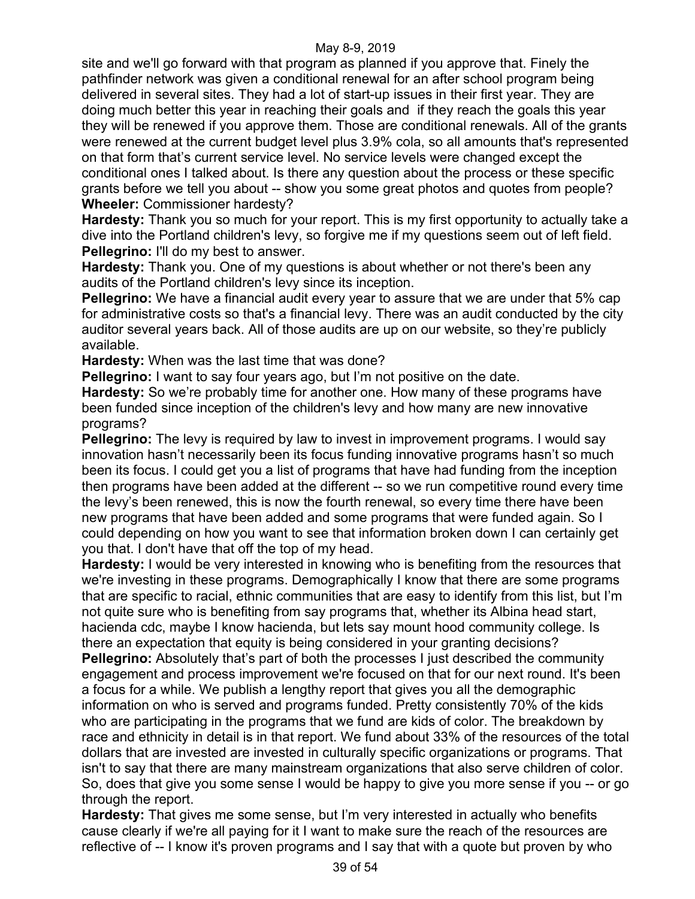site and we'll go forward with that program as planned if you approve that. Finely the pathfinder network was given a conditional renewal for an after school program being delivered in several sites. They had a lot of start-up issues in their first year. They are doing much better this year in reaching their goals and if they reach the goals this year they will be renewed if you approve them. Those are conditional renewals. All of the grants were renewed at the current budget level plus 3.9% cola, so all amounts that's represented on that form that's current service level. No service levels were changed except the conditional ones I talked about. Is there any question about the process or these specific grants before we tell you about -- show you some great photos and quotes from people?

**Wheeler:** Commissioner hardesty?

**Hardesty:** Thank you so much for your report. This is my first opportunity to actually take a dive into the Portland children's levy, so forgive me if my questions seem out of left field.

**Pellegrino:** I'll do my best to answer.

**Hardesty:** Thank you. One of my questions is about whether or not there's been any audits of the Portland children's levy since its inception.

**Pellegrino:** We have a financial audit every year to assure that we are under that 5% cap for administrative costs so that's a financial levy. There was an audit conducted by the city auditor several years back. All of those audits are up on our website, so they're publicly available.

**Hardesty:** When was the last time that was done?

**Pellegrino:** I want to say four years ago, but I'm not positive on the date.

**Hardesty:** So we're probably time for another one. How many of these programs have been funded since inception of the children's levy and how many are new innovative programs?

**Pellegrino:** The levy is required by law to invest in improvement programs. I would say innovation hasn't necessarily been its focus funding innovative programs hasn't so much been its focus. I could get you a list of programs that have had funding from the inception then programs have been added at the different -- so we run competitive round every time the levy's been renewed, this is now the fourth renewal, so every time there have been new programs that have been added and some programs that were funded again. So I could depending on how you want to see that information broken down I can certainly get you that. I don't have that off the top of my head.

**Hardesty:** I would be very interested in knowing who is benefiting from the resources that we're investing in these programs. Demographically I know that there are some programs that are specific to racial, ethnic communities that are easy to identify from this list, but I'm not quite sure who is benefiting from say programs that, whether its Albina head start, hacienda cdc, maybe I know hacienda, but lets say mount hood community college. Is there an expectation that equity is being considered in your granting decisions?

**Pellegrino:** Absolutely that's part of both the processes I just described the community engagement and process improvement we're focused on that for our next round. It's been a focus for a while. We publish a lengthy report that gives you all the demographic information on who is served and programs funded. Pretty consistently 70% of the kids who are participating in the programs that we fund are kids of color. The breakdown by race and ethnicity in detail is in that report. We fund about 33% of the resources of the total dollars that are invested are invested in culturally specific organizations or programs. That isn't to say that there are many mainstream organizations that also serve children of color. So, does that give you some sense I would be happy to give you more sense if you -- or go through the report.

**Hardesty:** That gives me some sense, but I'm very interested in actually who benefits cause clearly if we're all paying for it I want to make sure the reach of the resources are reflective of -- I know it's proven programs and I say that with a quote but proven by who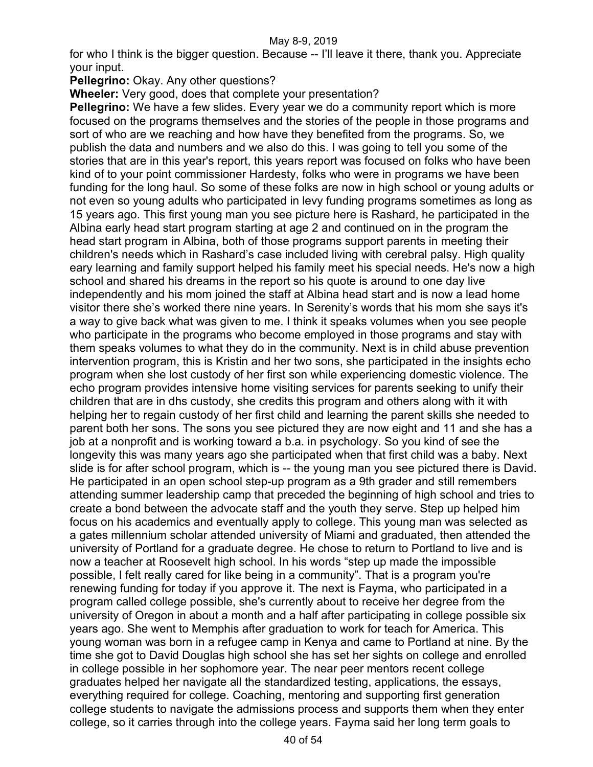for who I think is the bigger question. Because -- I'll leave it there, thank you. Appreciate your input.

**Pellegrino:** Okay. Any other questions?

**Wheeler:** Very good, does that complete your presentation?

**Pellegrino:** We have a few slides. Every year we do a community report which is more focused on the programs themselves and the stories of the people in those programs and sort of who are we reaching and how have they benefited from the programs. So, we publish the data and numbers and we also do this. I was going to tell you some of the stories that are in this year's report, this years report was focused on folks who have been kind of to your point commissioner Hardesty, folks who were in programs we have been funding for the long haul. So some of these folks are now in high school or young adults or not even so young adults who participated in levy funding programs sometimes as long as 15 years ago. This first young man you see picture here is Rashard, he participated in the Albina early head start program starting at age 2 and continued on in the program the head start program in Albina, both of those programs support parents in meeting their children's needs which in Rashard's case included living with cerebral palsy. High quality eary learning and family support helped his family meet his special needs. He's now a high school and shared his dreams in the report so his quote is around to one day live independently and his mom joined the staff at Albina head start and is now a lead home visitor there she's worked there nine years. In Serenity's words that his mom she says it's a way to give back what was given to me. I think it speaks volumes when you see people who participate in the programs who become employed in those programs and stay with them speaks volumes to what they do in the community. Next is in child abuse prevention intervention program, this is Kristin and her two sons, she participated in the insights echo program when she lost custody of her first son while experiencing domestic violence. The echo program provides intensive home visiting services for parents seeking to unify their children that are in dhs custody, she credits this program and others along with it with helping her to regain custody of her first child and learning the parent skills she needed to parent both her sons. The sons you see pictured they are now eight and 11 and she has a job at a nonprofit and is working toward a b.a. in psychology. So you kind of see the longevity this was many years ago she participated when that first child was a baby. Next slide is for after school program, which is -- the young man you see pictured there is David. He participated in an open school step-up program as a 9th grader and still remembers attending summer leadership camp that preceded the beginning of high school and tries to create a bond between the advocate staff and the youth they serve. Step up helped him focus on his academics and eventually apply to college. This young man was selected as a gates millennium scholar attended university of Miami and graduated, then attended the university of Portland for a graduate degree. He chose to return to Portland to live and is now a teacher at Roosevelt high school. In his words "step up made the impossible possible, I felt really cared for like being in a community". That is a program you're renewing funding for today if you approve it. The next is Fayma, who participated in a program called college possible, she's currently about to receive her degree from the university of Oregon in about a month and a half after participating in college possible six years ago. She went to Memphis after graduation to work for teach for America. This young woman was born in a refugee camp in Kenya and came to Portland at nine. By the time she got to David Douglas high school she has set her sights on college and enrolled in college possible in her sophomore year. The near peer mentors recent college graduates helped her navigate all the standardized testing, applications, the essays, everything required for college. Coaching, mentoring and supporting first generation college students to navigate the admissions process and supports them when they enter college, so it carries through into the college years. Fayma said her long term goals to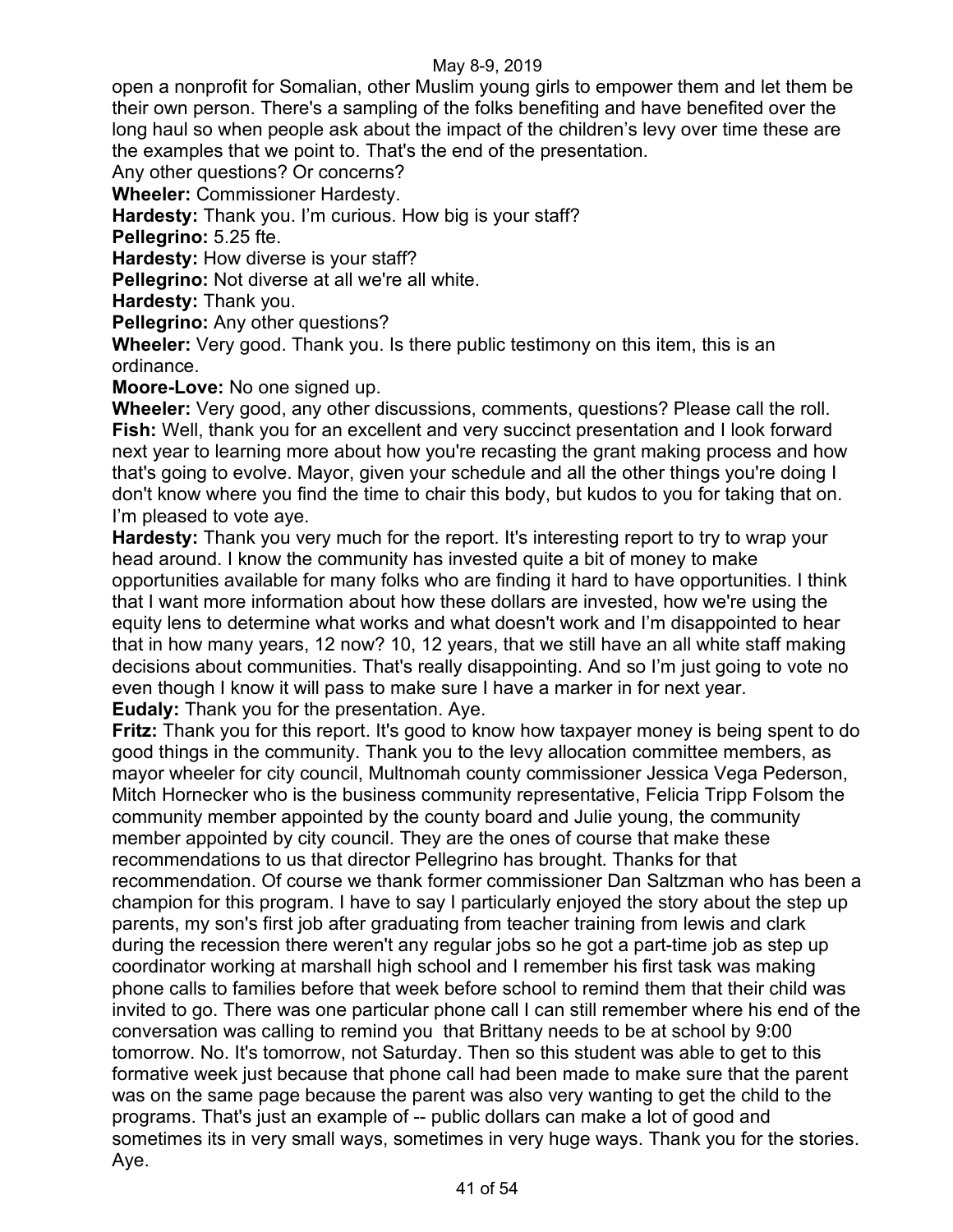open a nonprofit for Somalian, other Muslim young girls to empower them and let them be their own person. There's a sampling of the folks benefiting and have benefited over the long haul so when people ask about the impact of the children's levy over time these are the examples that we point to. That's the end of the presentation.

Any other questions? Or concerns?

**Wheeler:** Commissioner Hardesty.

**Hardesty:** Thank you. I'm curious. How big is your staff?

**Pellegrino:** 5.25 fte.

**Hardesty:** How diverse is your staff?

**Pellegrino:** Not diverse at all we're all white.

**Hardesty:** Thank you.

**Pellegrino:** Any other questions?

**Wheeler:** Very good. Thank you. Is there public testimony on this item, this is an ordinance.

**Moore-Love:** No one signed up.

**Wheeler:** Very good, any other discussions, comments, questions? Please call the roll.

**Fish:** Well, thank you for an excellent and very succinct presentation and I look forward next year to learning more about how you're recasting the grant making process and how that's going to evolve. Mayor, given your schedule and all the other things you're doing I don't know where you find the time to chair this body, but kudos to you for taking that on. I'm pleased to vote aye.

**Hardesty:** Thank you very much for the report. It's interesting report to try to wrap your head around. I know the community has invested quite a bit of money to make opportunities available for many folks who are finding it hard to have opportunities. I think that I want more information about how these dollars are invested, how we're using the equity lens to determine what works and what doesn't work and I'm disappointed to hear that in how many years, 12 now? 10, 12 years, that we still have an all white staff making decisions about communities. That's really disappointing. And so I'm just going to vote no even though I know it will pass to make sure I have a marker in for next year.

**Eudaly:** Thank you for the presentation. Aye.

**Fritz:** Thank you for this report. It's good to know how taxpayer money is being spent to do good things in the community. Thank you to the levy allocation committee members, as mayor wheeler for city council, Multnomah county commissioner Jessica Vega Pederson, Mitch Hornecker who is the business community representative, Felicia Tripp Folsom the community member appointed by the county board and Julie young, the community member appointed by city council. They are the ones of course that make these recommendations to us that director Pellegrino has brought. Thanks for that recommendation. Of course we thank former commissioner Dan Saltzman who has been a champion for this program. I have to say I particularly enjoyed the story about the step up parents, my son's first job after graduating from teacher training from lewis and clark during the recession there weren't any regular jobs so he got a part-time job as step up coordinator working at marshall high school and I remember his first task was making phone calls to families before that week before school to remind them that their child was invited to go. There was one particular phone call I can still remember where his end of the conversation was calling to remind you that Brittany needs to be at school by 9:00 tomorrow. No. It's tomorrow, not Saturday. Then so this student was able to get to this formative week just because that phone call had been made to make sure that the parent was on the same page because the parent was also very wanting to get the child to the programs. That's just an example of -- public dollars can make a lot of good and sometimes its in very small ways, sometimes in very huge ways. Thank you for the stories. Aye.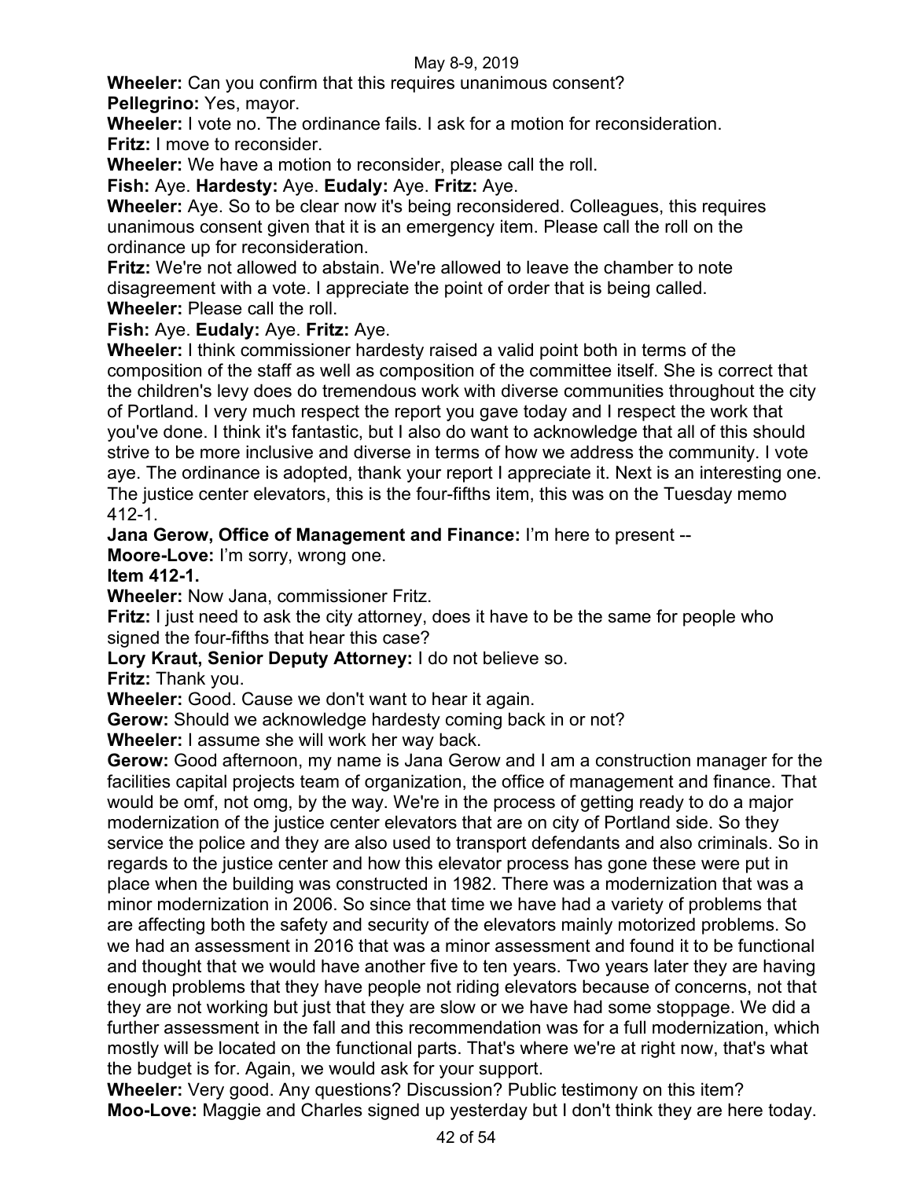**Wheeler:** Can you confirm that this requires unanimous consent?

**Pellegrino:** Yes, mayor.

**Wheeler:** I vote no. The ordinance fails. I ask for a motion for reconsideration.

**Fritz:** I move to reconsider.

**Wheeler:** We have a motion to reconsider, please call the roll.

**Fish:** Aye. **Hardesty:** Aye. **Eudaly:** Aye. **Fritz:** Aye.

**Wheeler:** Aye. So to be clear now it's being reconsidered. Colleagues, this requires unanimous consent given that it is an emergency item. Please call the roll on the ordinance up for reconsideration.

**Fritz:** We're not allowed to abstain. We're allowed to leave the chamber to note disagreement with a vote. I appreciate the point of order that is being called.

**Wheeler:** Please call the roll.

**Fish:** Aye. **Eudaly:** Aye. **Fritz:** Aye.

**Wheeler:** I think commissioner hardesty raised a valid point both in terms of the composition of the staff as well as composition of the committee itself. She is correct that the children's levy does do tremendous work with diverse communities throughout the city of Portland. I very much respect the report you gave today and I respect the work that you've done. I think it's fantastic, but I also do want to acknowledge that all of this should strive to be more inclusive and diverse in terms of how we address the community. I vote aye. The ordinance is adopted, thank your report I appreciate it. Next is an interesting one. The justice center elevators, this is the four-fifths item, this was on the Tuesday memo 412-1.

**Jana Gerow, Office of Management and Finance:** I'm here to present --

**Moore-Love:** I'm sorry, wrong one.

**Item 412-1.**

**Wheeler:** Now Jana, commissioner Fritz.

**Fritz:** I just need to ask the city attorney, does it have to be the same for people who signed the four-fifths that hear this case?

**Lory Kraut, Senior Deputy Attorney:** I do not believe so.

**Fritz:** Thank you.

**Wheeler:** Good. Cause we don't want to hear it again.

**Gerow:** Should we acknowledge hardesty coming back in or not?

**Wheeler:** I assume she will work her way back.

**Gerow:** Good afternoon, my name is Jana Gerow and I am a construction manager for the facilities capital projects team of organization, the office of management and finance. That would be omf, not omg, by the way. We're in the process of getting ready to do a major modernization of the justice center elevators that are on city of Portland side. So they service the police and they are also used to transport defendants and also criminals. So in regards to the justice center and how this elevator process has gone these were put in place when the building was constructed in 1982. There was a modernization that was a minor modernization in 2006. So since that time we have had a variety of problems that are affecting both the safety and security of the elevators mainly motorized problems. So we had an assessment in 2016 that was a minor assessment and found it to be functional and thought that we would have another five to ten years. Two years later they are having enough problems that they have people not riding elevators because of concerns, not that they are not working but just that they are slow or we have had some stoppage. We did a further assessment in the fall and this recommendation was for a full modernization, which mostly will be located on the functional parts. That's where we're at right now, that's what the budget is for. Again, we would ask for your support.

**Wheeler:** Very good. Any questions? Discussion? Public testimony on this item?

**Moo-Love:** Maggie and Charles signed up yesterday but I don't think they are here today.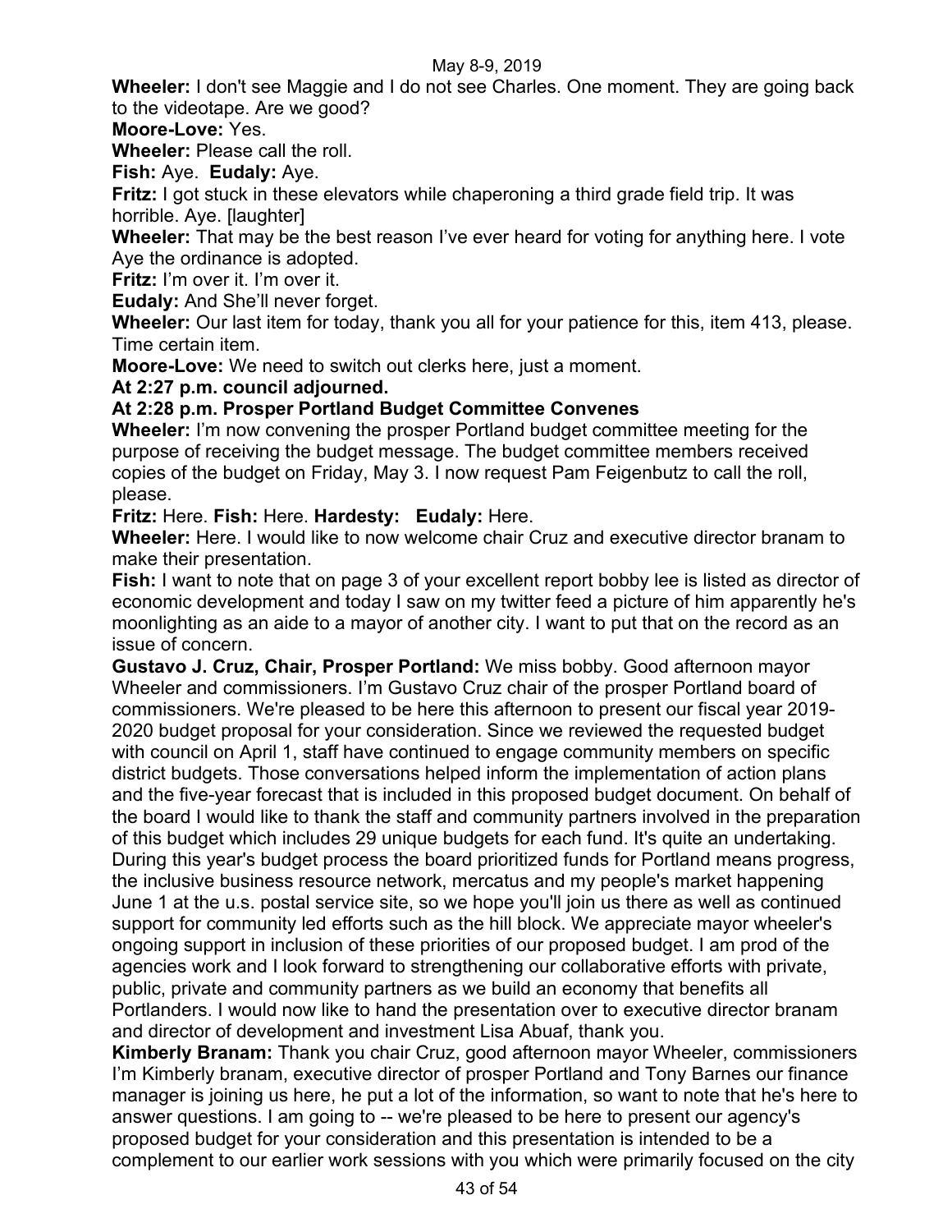**Wheeler:** I don't see Maggie and I do not see Charles. One moment. They are going back to the videotape. Are we good?

**Moore-Love:** Yes.

**Wheeler:** Please call the roll.

**Fish:** Aye. **Eudaly:** Aye.

**Fritz:** I got stuck in these elevators while chaperoning a third grade field trip. It was horrible. Aye. [laughter]

**Wheeler:** That may be the best reason I've ever heard for voting for anything here. I vote Aye the ordinance is adopted.

**Fritz:** I'm over it. I'm over it.

**Eudaly:** And She'll never forget.

**Wheeler:** Our last item for today, thank you all for your patience for this, item 413, please. Time certain item.

**Moore-Love:** We need to switch out clerks here, just a moment.

**At 2:27 p.m. council adjourned.**

**At 2:28 p.m. Prosper Portland Budget Committee Convenes**

**Wheeler:** I'm now convening the prosper Portland budget committee meeting for the purpose of receiving the budget message. The budget committee members received copies of the budget on Friday, May 3. I now request Pam Feigenbutz to call the roll, please.

**Fritz:** Here. **Fish:** Here. **Hardesty:** **Eudaly:** Here.

**Wheeler:** Here. I would like to now welcome chair Cruz and executive director branam to make their presentation.

**Fish:** I want to note that on page 3 of your excellent report bobby lee is listed as director of economic development and today I saw on my twitter feed a picture of him apparently he's moonlighting as an aide to a mayor of another city. I want to put that on the record as an issue of concern.

**Gustavo J. Cruz, Chair, Prosper Portland:** We miss bobby. Good afternoon mayor Wheeler and commissioners. I'm Gustavo Cruz chair of the prosper Portland board of commissioners. We're pleased to be here this afternoon to present our fiscal year 2019-2020 budget proposal for your consideration. Since we reviewed the requested budget with council on April 1, staff have continued to engage community members on specific district budgets. Those conversations helped inform the implementation of action plans and the five-year forecast that is included in this proposed budget document. On behalf of the board I would like to thank the staff and community partners involved in the preparation of this budget which includes 29 unique budgets for each fund. It's quite an undertaking. During this year's budget process the board prioritized funds for Portland means progress, the inclusive business resource network, mercatus and my people's market happening June 1 at the u.s. postal service site, so we hope you'll join us there as well as continued support for community led efforts such as the hill block. We appreciate mayor wheeler's ongoing support in inclusion of these priorities of our proposed budget. I am prod of the agencies work and I look forward to strengthening our collaborative efforts with private, public, private and community partners as we build an economy that benefits all Portlanders. I would now like to hand the presentation over to executive director branam and director of development and investment Lisa Abuaf, thank you.

**Kimberly Branam:** Thank you chair Cruz, good afternoon mayor Wheeler, commissioners I'm Kimberly branam, executive director of prosper Portland and Tony Barnes our finance manager is joining us here, he put a lot of the information, so want to note that he's here to answer questions. I am going to -- we're pleased to be here to present our agency's proposed budget for your consideration and this presentation is intended to be a complement to our earlier work sessions with you which were primarily focused on the city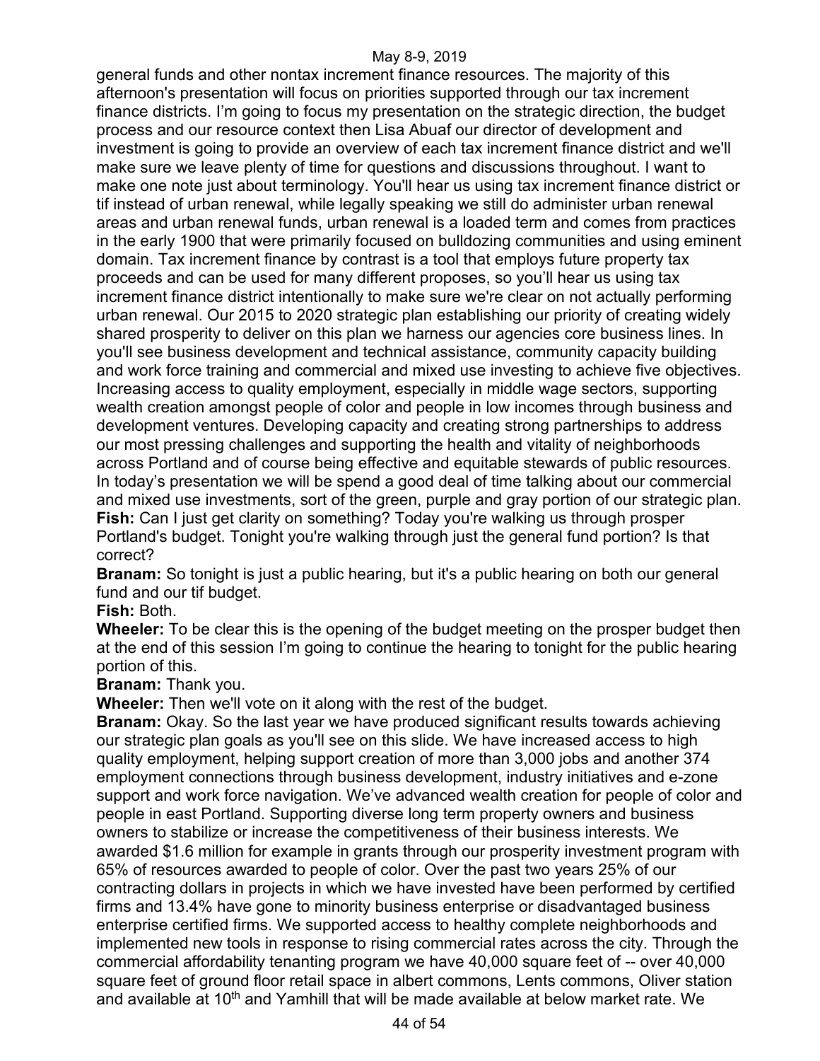general funds and other nontax increment finance resources. The majority of this afternoon's presentation will focus on priorities supported through our tax increment finance districts. I'm going to focus my presentation on the strategic direction, the budget process and our resource context then Lisa Abuaf our director of development and investment is going to provide an overview of each tax increment finance district and we'll make sure we leave plenty of time for questions and discussions throughout. I want to make one note just about terminology. You'll hear us using tax increment finance district or tif instead of urban renewal, while legally speaking we still do administer urban renewal areas and urban renewal funds, urban renewal is a loaded term and comes from practices in the early 1900 that were primarily focused on bulldozing communities and using eminent domain. Tax increment finance by contrast is a tool that employs future property tax proceeds and can be used for many different proposes, so you'll hear us using tax increment finance district intentionally to make sure we're clear on not actually performing urban renewal. Our 2015 to 2020 strategic plan establishing our priority of creating widely shared prosperity to deliver on this plan we harness our agencies core business lines. In you'll see business development and technical assistance, community capacity building and work force training and commercial and mixed use investing to achieve five objectives. Increasing access to quality employment, especially in middle wage sectors, supporting wealth creation amongst people of color and people in low incomes through business and development ventures. Developing capacity and creating strong partnerships to address our most pressing challenges and supporting the health and vitality of neighborhoods across Portland and of course being effective and equitable stewards of public resources. In today's presentation we will be spend a good deal of time talking about our commercial and mixed use investments, sort of the green, purple and gray portion of our strategic plan.

**Fish:** Can I just get clarity on something? Today you're walking us through prosper Portland's budget. Tonight you're walking through just the general fund portion? Is that correct?

**Branam:** So tonight is just a public hearing, but it's a public hearing on both our general fund and our tif budget.

**Fish:** Both.

**Wheeler:** To be clear this is the opening of the budget meeting on the prosper budget then at the end of this session I'm going to continue the hearing to tonight for the public hearing portion of this.

**Branam:** Thank you.

**Wheeler:** Then we'll vote on it along with the rest of the budget.

**Branam:** Okay. So the last year we have produced significant results towards achieving our strategic plan goals as you'll see on this slide. We have increased access to high quality employment, helping support creation of more than 3,000 jobs and another 374 employment connections through business development, industry initiatives and e-zone support and work force navigation. We've advanced wealth creation for people of color and people in east Portland. Supporting diverse long term property owners and business owners to stabilize or increase the competitiveness of their business interests. We awarded \$1.6 million for example in grants through our prosperity investment program with 65% of resources awarded to people of color. Over the past two years 25% of our contracting dollars in projects in which we have invested have been performed by certified firms and 13.4% have gone to minority business enterprise or disadvantaged business enterprise certified firms. We supported access to healthy complete neighborhoods and implemented new tools in response to rising commercial rates across the city. Through the commercial affordability tenanting program we have 40,000 square feet of -- over 40,000 square feet of ground floor retail space in albert commons, Lents commons, Oliver station and available at 10th and Yamhill that will be made available at below market rate. We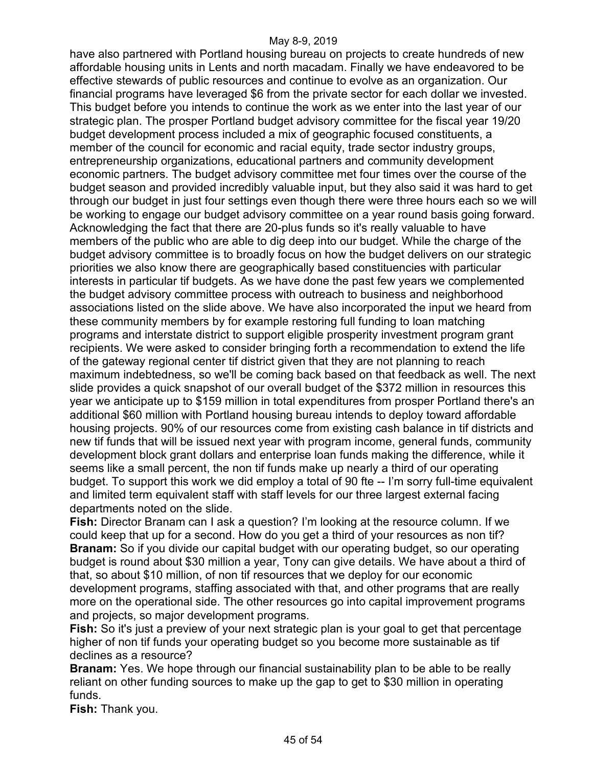have also partnered with Portland housing bureau on projects to create hundreds of new affordable housing units in Lents and north macadam. Finally we have endeavored to be effective stewards of public resources and continue to evolve as an organization. Our financial programs have leveraged $6 from the private sector for each dollar we invested. This budget before you intends to continue the work as we enter into the last year of our strategic plan. The prosper Portland budget advisory committee for the fiscal year 19/20 budget development process included a mix of geographic focused constituents, a member of the council for economic and racial equity, trade sector industry groups, entrepreneurship organizations, educational partners and community development economic partners. The budget advisory committee met four times over the course of the budget season and provided incredibly valuable input, but they also said it was hard to get through our budget in just four settings even though there were three hours each so we will be working to engage our budget advisory committee on a year round basis going forward. Acknowledging the fact that there are 20-plus funds so it's really valuable to have members of the public who are able to dig deep into our budget. While the charge of the budget advisory committee is to broadly focus on how the budget delivers on our strategic priorities we also know there are geographically based constituencies with particular interests in particular tif budgets. As we have done the past few years we complemented the budget advisory committee process with outreach to business and neighborhood associations listed on the slide above. We have also incorporated the input we heard from these community members by for example restoring full funding to loan matching programs and interstate district to support eligible prosperity investment program grant recipients. We were asked to consider bringing forth a recommendation to extend the life of the gateway regional center tif district given that they are not planning to reach maximum indebtedness, so we'll be coming back based on that feedback as well. The next slide provides a quick snapshot of our overall budget of the $372 million in resources this year we anticipate up to $159 million in total expenditures from prosper Portland there's an additional $60 million with Portland housing bureau intends to deploy toward affordable housing projects. 90% of our resources come from existing cash balance in tif districts and new tif funds that will be issued next year with program income, general funds, community development block grant dollars and enterprise loan funds making the difference, while it seems like a small percent, the non tif funds make up nearly a third of our operating budget. To support this work we did employ a total of 90 fte -- I'm sorry full-time equivalent and limited term equivalent staff with staff levels for our three largest external facing departments noted on the slide.

**Fish:** Director Branam can I ask a question? I'm looking at the resource column. If we could keep that up for a second. How do you get a third of your resources as non tif?

**Branam:** So if you divide our capital budget with our operating budget, so our operating budget is round about $30 million a year, Tony can give details. We have about a third of that, so about $10 million, of non tif resources that we deploy for our economic development programs, staffing associated with that, and other programs that are really more on the operational side. The other resources go into capital improvement programs and projects, so major development programs.

**Fish:** So it's just a preview of your next strategic plan is your goal to get that percentage higher of non tif funds your operating budget so you become more sustainable as tif declines as a resource?

**Branam:** Yes. We hope through our financial sustainability plan to be able to be really reliant on other funding sources to make up the gap to get to $30 million in operating funds.

**Fish:** Thank you.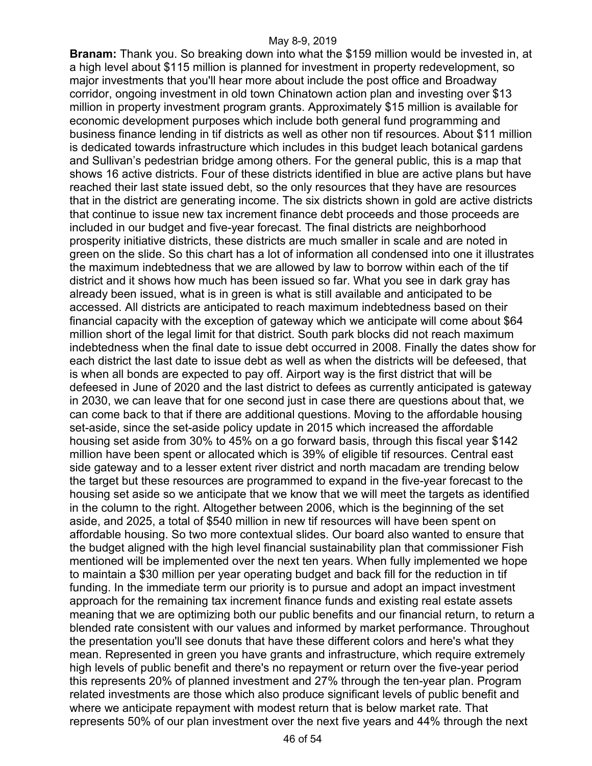**Branam:** Thank you. So breaking down into what the $159 million would be invested in, at a high level about $115 million is planned for investment in property redevelopment, so major investments that you'll hear more about include the post office and Broadway corridor, ongoing investment in old town Chinatown action plan and investing over $13 million in property investment program grants. Approximately $15 million is available for economic development purposes which include both general fund programming and business finance lending in tif districts as well as other non tif resources. About $11 million is dedicated towards infrastructure which includes in this budget leach botanical gardens and Sullivan's pedestrian bridge among others. For the general public, this is a map that shows 16 active districts. Four of these districts identified in blue are active plans but have reached their last state issued debt, so the only resources that they have are resources that in the district are generating income. The six districts shown in gold are active districts that continue to issue new tax increment finance debt proceeds and those proceeds are included in our budget and five-year forecast. The final districts are neighborhood prosperity initiative districts, these districts are much smaller in scale and are noted in green on the slide. So this chart has a lot of information all condensed into one it illustrates the maximum indebtedness that we are allowed by law to borrow within each of the tif district and it shows how much has been issued so far. What you see in dark gray has already been issued, what is in green is what is still available and anticipated to be accessed. All districts are anticipated to reach maximum indebtedness based on their financial capacity with the exception of gateway which we anticipate will come about $64 million short of the legal limit for that district. South park blocks did not reach maximum indebtedness when the final date to issue debt occurred in 2008. Finally the dates show for each district the last date to issue debt as well as when the districts will be defeesed, that is when all bonds are expected to pay off. Airport way is the first district that will be defeesed in June of 2020 and the last district to defees as currently anticipated is gateway in 2030, we can leave that for one second just in case there are questions about that, we can come back to that if there are additional questions. Moving to the affordable housing set-aside, since the set-aside policy update in 2015 which increased the affordable housing set aside from 30% to 45% on a go forward basis, through this fiscal year $142 million have been spent or allocated which is 39% of eligible tif resources. Central east side gateway and to a lesser extent river district and north macadam are trending below the target but these resources are programmed to expand in the five-year forecast to the housing set aside so we anticipate that we know that we will meet the targets as identified in the column to the right. Altogether between 2006, which is the beginning of the set aside, and 2025, a total of $540 million in new tif resources will have been spent on affordable housing. So two more contextual slides. Our board also wanted to ensure that the budget aligned with the high level financial sustainability plan that commissioner Fish mentioned will be implemented over the next ten years. When fully implemented we hope to maintain a $30 million per year operating budget and back fill for the reduction in tif funding. In the immediate term our priority is to pursue and adopt an impact investment approach for the remaining tax increment finance funds and existing real estate assets meaning that we are optimizing both our public benefits and our financial return, to return a blended rate consistent with our values and informed by market performance. Throughout the presentation you'll see donuts that have these different colors and here's what they mean. Represented in green you have grants and infrastructure, which require extremely high levels of public benefit and there's no repayment or return over the five-year period this represents 20% of planned investment and 27% through the ten-year plan. Program related investments are those which also produce significant levels of public benefit and where we anticipate repayment with modest return that is below market rate. That represents 50% of our plan investment over the next five years and 44% through the next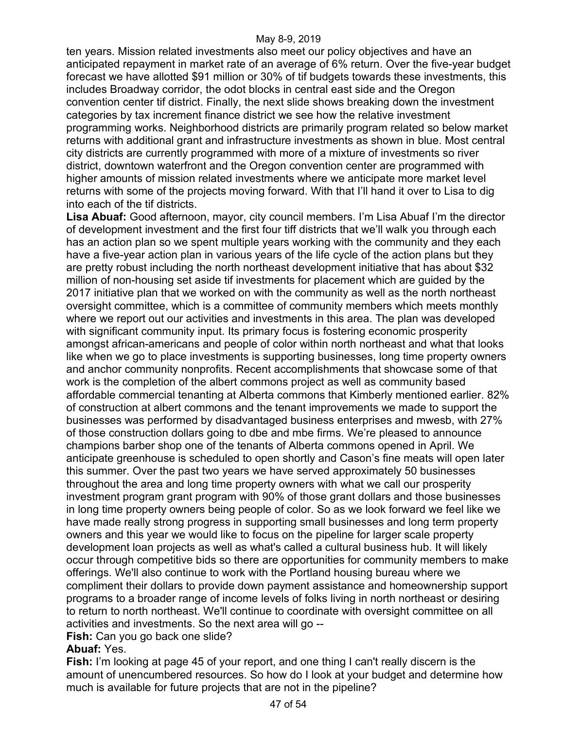ten years. Mission related investments also meet our policy objectives and have an anticipated repayment in market rate of an average of 6% return. Over the five-year budget forecast we have allotted $91 million or 30% of tif budgets towards these investments, this includes Broadway corridor, the odot blocks in central east side and the Oregon convention center tif district. Finally, the next slide shows breaking down the investment categories by tax increment finance district we see how the relative investment programming works. Neighborhood districts are primarily program related so below market returns with additional grant and infrastructure investments as shown in blue. Most central city districts are currently programmed with more of a mixture of investments so river district, downtown waterfront and the Oregon convention center are programmed with higher amounts of mission related investments where we anticipate more market level returns with some of the projects moving forward. With that I'll hand it over to Lisa to dig into each of the tif districts.

**Lisa Abuaf:** Good afternoon, mayor, city council members. I'm Lisa Abuaf I'm the director of development investment and the first four tiff districts that we'll walk you through each has an action plan so we spent multiple years working with the community and they each have a five-year action plan in various years of the life cycle of the action plans but they are pretty robust including the north northeast development initiative that has about $32 million of non-housing set aside tif investments for placement which are guided by the 2017 initiative plan that we worked on with the community as well as the north northeast oversight committee, which is a committee of community members which meets monthly where we report out our activities and investments in this area. The plan was developed with significant community input. Its primary focus is fostering economic prosperity amongst african-americans and people of color within north northeast and what that looks like when we go to place investments is supporting businesses, long time property owners and anchor community nonprofits. Recent accomplishments that showcase some of that work is the completion of the albert commons project as well as community based affordable commercial tenanting at Alberta commons that Kimberly mentioned earlier. 82% of construction at albert commons and the tenant improvements we made to support the businesses was performed by disadvantaged business enterprises and mwesb, with 27% of those construction dollars going to dbe and mbe firms. We're pleased to announce champions barber shop one of the tenants of Alberta commons opened in April. We anticipate greenhouse is scheduled to open shortly and Cason's fine meats will open later this summer. Over the past two years we have served approximately 50 businesses throughout the area and long time property owners with what we call our prosperity investment program grant program with 90% of those grant dollars and those businesses in long time property owners being people of color. So as we look forward we feel like we have made really strong progress in supporting small businesses and long term property owners and this year we would like to focus on the pipeline for larger scale property development loan projects as well as what's called a cultural business hub. It will likely occur through competitive bids so there are opportunities for community members to make offerings. We'll also continue to work with the Portland housing bureau where we compliment their dollars to provide down payment assistance and homeownership support programs to a broader range of income levels of folks living in north northeast or desiring to return to north northeast. We'll continue to coordinate with oversight committee on all activities and investments. So the next area will go --

**Fish:** Can you go back one slide?

**Abuaf:** Yes.

**Fish:** I'm looking at page 45 of your report, and one thing I can't really discern is the amount of unencumbered resources. So how do I look at your budget and determine how much is available for future projects that are not in the pipeline?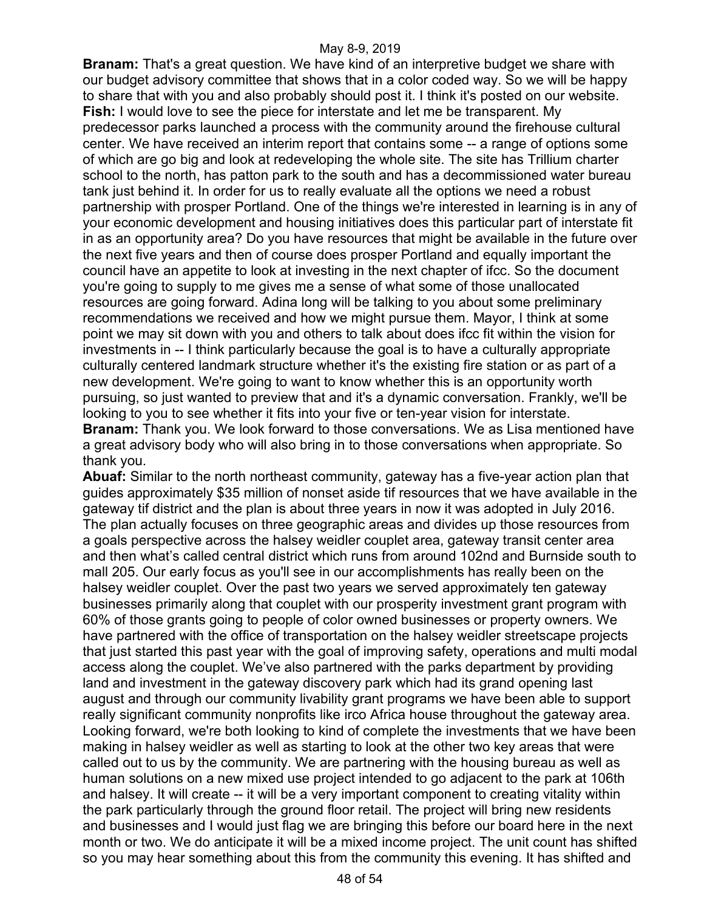**Branam:** That's a great question. We have kind of an interpretive budget we share with our budget advisory committee that shows that in a color coded way. So we will be happy to share that with you and also probably should post it. I think it's posted on our website.

**Fish:** I would love to see the piece for interstate and let me be transparent. My predecessor parks launched a process with the community around the firehouse cultural center. We have received an interim report that contains some -- a range of options some of which are go big and look at redeveloping the whole site. The site has Trillium charter school to the north, has patton park to the south and has a decommissioned water bureau tank just behind it. In order for us to really evaluate all the options we need a robust partnership with prosper Portland. One of the things we're interested in learning is in any of your economic development and housing initiatives does this particular part of interstate fit in as an opportunity area? Do you have resources that might be available in the future over the next five years and then of course does prosper Portland and equally important the council have an appetite to look at investing in the next chapter of ifcc. So the document you're going to supply to me gives me a sense of what some of those unallocated resources are going forward. Adina long will be talking to you about some preliminary recommendations we received and how we might pursue them. Mayor, I think at some point we may sit down with you and others to talk about does ifcc fit within the vision for investments in -- I think particularly because the goal is to have a culturally appropriate culturally centered landmark structure whether it's the existing fire station or as part of a new development. We're going to want to know whether this is an opportunity worth pursuing, so just wanted to preview that and it's a dynamic conversation. Frankly, we'll be looking to you to see whether it fits into your five or ten-year vision for interstate.

**Branam:** Thank you. We look forward to those conversations. We as Lisa mentioned have a great advisory body who will also bring in to those conversations when appropriate. So thank you.

**Abuaf:** Similar to the north northeast community, gateway has a five-year action plan that guides approximately $35 million of nonset aside tif resources that we have available in the gateway tif district and the plan is about three years in now it was adopted in July 2016. The plan actually focuses on three geographic areas and divides up those resources from a goals perspective across the halsey weidler couplet area, gateway transit center area and then what's called central district which runs from around 102nd and Burnside south to mall 205. Our early focus as you'll see in our accomplishments has really been on the halsey weidler couplet. Over the past two years we served approximately ten gateway businesses primarily along that couplet with our prosperity investment grant program with 60% of those grants going to people of color owned businesses or property owners. We have partnered with the office of transportation on the halsey weidler streetscape projects that just started this past year with the goal of improving safety, operations and multi modal access along the couplet. We've also partnered with the parks department by providing land and investment in the gateway discovery park which had its grand opening last august and through our community livability grant programs we have been able to support really significant community nonprofits like irco Africa house throughout the gateway area. Looking forward, we're both looking to kind of complete the investments that we have been making in halsey weidler as well as starting to look at the other two key areas that were called out to us by the community. We are partnering with the housing bureau as well as human solutions on a new mixed use project intended to go adjacent to the park at 106th and halsey. It will create -- it will be a very important component to creating vitality within the park particularly through the ground floor retail. The project will bring new residents and businesses and I would just flag we are bringing this before our board here in the next month or two. We do anticipate it will be a mixed income project. The unit count has shifted so you may hear something about this from the community this evening. It has shifted and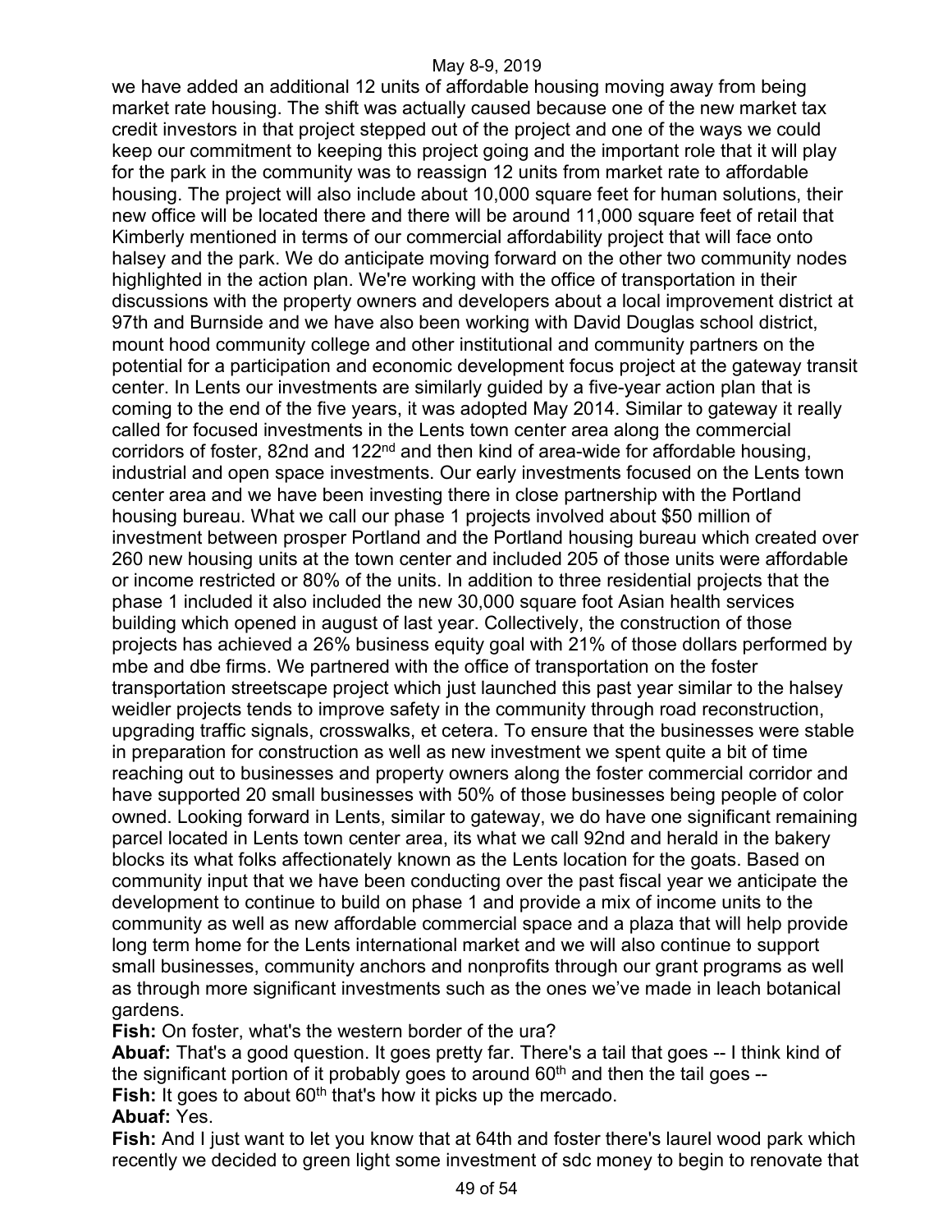we have added an additional 12 units of affordable housing moving away from being market rate housing. The shift was actually caused because one of the new market tax credit investors in that project stepped out of the project and one of the ways we could keep our commitment to keeping this project going and the important role that it will play for the park in the community was to reassign 12 units from market rate to affordable housing. The project will also include about 10,000 square feet for human solutions, their new office will be located there and there will be around 11,000 square feet of retail that Kimberly mentioned in terms of our commercial affordability project that will face onto halsey and the park. We do anticipate moving forward on the other two community nodes highlighted in the action plan. We're working with the office of transportation in their discussions with the property owners and developers about a local improvement district at 97th and Burnside and we have also been working with David Douglas school district, mount hood community college and other institutional and community partners on the potential for a participation and economic development focus project at the gateway transit center. In Lents our investments are similarly guided by a five-year action plan that is coming to the end of the five years, it was adopted May 2014. Similar to gateway it really called for focused investments in the Lents town center area along the commercial corridors of foster, 82nd and 122nd and then kind of area-wide for affordable housing, industrial and open space investments. Our early investments focused on the Lents town center area and we have been investing there in close partnership with the Portland housing bureau. What we call our phase 1 projects involved about $50 million of investment between prosper Portland and the Portland housing bureau which created over 260 new housing units at the town center and included 205 of those units were affordable or income restricted or 80% of the units. In addition to three residential projects that the phase 1 included it also included the new 30,000 square foot Asian health services building which opened in august of last year. Collectively, the construction of those projects has achieved a 26% business equity goal with 21% of those dollars performed by mbe and dbe firms. We partnered with the office of transportation on the foster transportation streetscape project which just launched this past year similar to the halsey weidler projects tends to improve safety in the community through road reconstruction, upgrading traffic signals, crosswalks, et cetera. To ensure that the businesses were stable in preparation for construction as well as new investment we spent quite a bit of time reaching out to businesses and property owners along the foster commercial corridor and have supported 20 small businesses with 50% of those businesses being people of color owned. Looking forward in Lents, similar to gateway, we do have one significant remaining parcel located in Lents town center area, its what we call 92nd and herald in the bakery blocks its what folks affectionately known as the Lents location for the goats. Based on community input that we have been conducting over the past fiscal year we anticipate the development to continue to build on phase 1 and provide a mix of income units to the community as well as new affordable commercial space and a plaza that will help provide long term home for the Lents international market and we will also continue to support small businesses, community anchors and nonprofits through our grant programs as well as through more significant investments such as the ones we've made in leach botanical gardens.

**Fish:** On foster, what's the western border of the ura?

**Abuaf:** That's a good question. It goes pretty far. There's a tail that goes -- I think kind of the significant portion of it probably goes to around 60th and then the tail goes --

**Fish:** It goes to about 60th that's how it picks up the mercado.

**Abuaf:** Yes.

**Fish:** And I just want to let you know that at 64th and foster there's laurel wood park which recently we decided to green light some investment of sdc money to begin to renovate that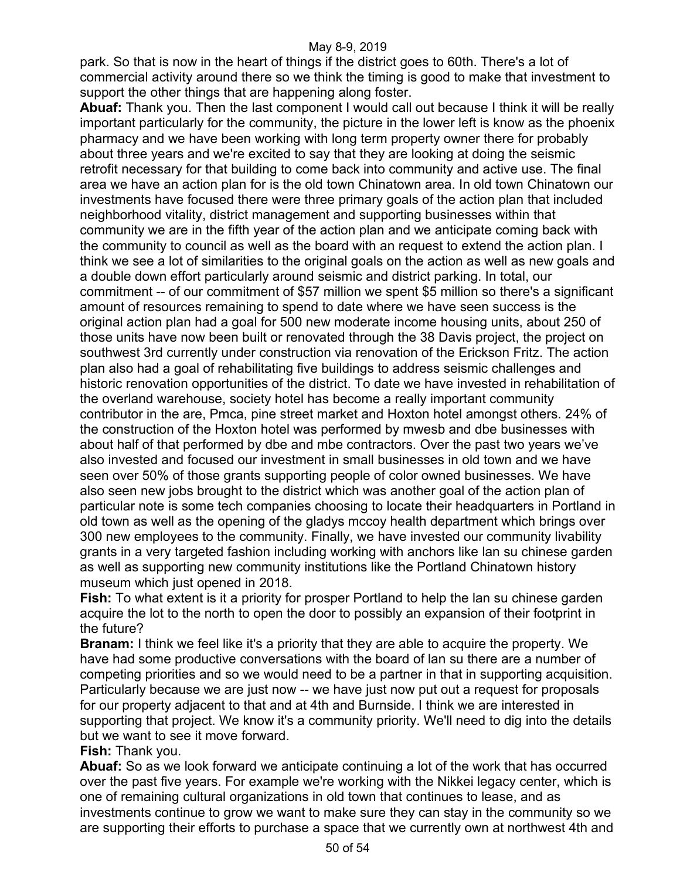park. So that is now in the heart of things if the district goes to 60th. There's a lot of commercial activity around there so we think the timing is good to make that investment to support the other things that are happening along foster.

**Abuaf:** Thank you. Then the last component I would call out because I think it will be really important particularly for the community, the picture in the lower left is know as the phoenix pharmacy and we have been working with long term property owner there for probably about three years and we're excited to say that they are looking at doing the seismic retrofit necessary for that building to come back into community and active use. The final area we have an action plan for is the old town Chinatown area. In old town Chinatown our investments have focused there were three primary goals of the action plan that included neighborhood vitality, district management and supporting businesses within that community we are in the fifth year of the action plan and we anticipate coming back with the community to council as well as the board with an request to extend the action plan. I think we see a lot of similarities to the original goals on the action as well as new goals and a double down effort particularly around seismic and district parking. In total, our commitment -- of our commitment of $57 million we spent $5 million so there's a significant amount of resources remaining to spend to date where we have seen success is the original action plan had a goal for 500 new moderate income housing units, about 250 of those units have now been built or renovated through the 38 Davis project, the project on southwest 3rd currently under construction via renovation of the Erickson Fritz. The action plan also had a goal of rehabilitating five buildings to address seismic challenges and historic renovation opportunities of the district. To date we have invested in rehabilitation of the overland warehouse, society hotel has become a really important community contributor in the are, Pmca, pine street market and Hoxton hotel amongst others. 24% of the construction of the Hoxton hotel was performed by mwesb and dbe businesses with about half of that performed by dbe and mbe contractors. Over the past two years we've also invested and focused our investment in small businesses in old town and we have seen over 50% of those grants supporting people of color owned businesses. We have also seen new jobs brought to the district which was another goal of the action plan of particular note is some tech companies choosing to locate their headquarters in Portland in old town as well as the opening of the gladys mccoy health department which brings over 300 new employees to the community. Finally, we have invested our community livability grants in a very targeted fashion including working with anchors like lan su chinese garden as well as supporting new community institutions like the Portland Chinatown history museum which just opened in 2018.

**Fish:** To what extent is it a priority for prosper Portland to help the lan su chinese garden acquire the lot to the north to open the door to possibly an expansion of their footprint in the future?

**Branam:** I think we feel like it's a priority that they are able to acquire the property. We have had some productive conversations with the board of lan su there are a number of competing priorities and so we would need to be a partner in that in supporting acquisition. Particularly because we are just now -- we have just now put out a request for proposals for our property adjacent to that and at 4th and Burnside. I think we are interested in supporting that project. We know it's a community priority. We'll need to dig into the details but we want to see it move forward.

**Fish:** Thank you.

**Abuaf:** So as we look forward we anticipate continuing a lot of the work that has occurred over the past five years. For example we're working with the Nikkei legacy center, which is one of remaining cultural organizations in old town that continues to lease, and as investments continue to grow we want to make sure they can stay in the community so we are supporting their efforts to purchase a space that we currently own at northwest 4th and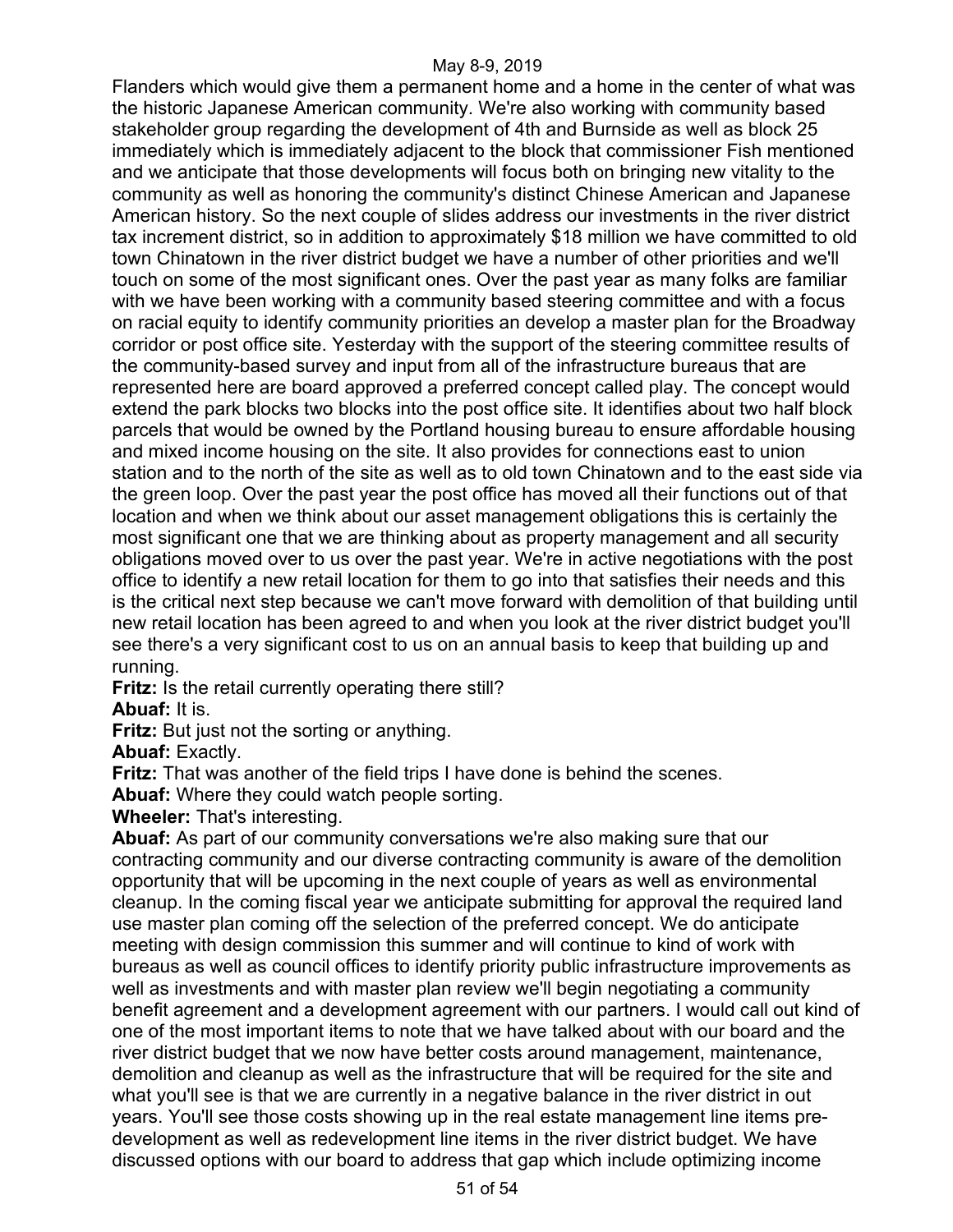Flanders which would give them a permanent home and a home in the center of what was the historic Japanese American community. We're also working with community based stakeholder group regarding the development of 4th and Burnside as well as block 25 immediately which is immediately adjacent to the block that commissioner Fish mentioned and we anticipate that those developments will focus both on bringing new vitality to the community as well as honoring the community's distinct Chinese American and Japanese American history. So the next couple of slides address our investments in the river district tax increment district, so in addition to approximately $18 million we have committed to old town Chinatown in the river district budget we have a number of other priorities and we'll touch on some of the most significant ones. Over the past year as many folks are familiar with we have been working with a community based steering committee and with a focus on racial equity to identify community priorities an develop a master plan for the Broadway corridor or post office site. Yesterday with the support of the steering committee results of the community-based survey and input from all of the infrastructure bureaus that are represented here are board approved a preferred concept called play. The concept would extend the park blocks two blocks into the post office site. It identifies about two half block parcels that would be owned by the Portland housing bureau to ensure affordable housing and mixed income housing on the site. It also provides for connections east to union station and to the north of the site as well as to old town Chinatown and to the east side via the green loop. Over the past year the post office has moved all their functions out of that location and when we think about our asset management obligations this is certainly the most significant one that we are thinking about as property management and all security obligations moved over to us over the past year. We're in active negotiations with the post office to identify a new retail location for them to go into that satisfies their needs and this is the critical next step because we can't move forward with demolition of that building until new retail location has been agreed to and when you look at the river district budget you'll see there's a very significant cost to us on an annual basis to keep that building up and running.

**Fritz:** Is the retail currently operating there still?

**Abuaf:** It is.

**Fritz:** But just not the sorting or anything.

**Abuaf:** Exactly.

**Fritz:** That was another of the field trips I have done is behind the scenes.

**Abuaf:** Where they could watch people sorting.

**Wheeler:** That's interesting.

**Abuaf:** As part of our community conversations we're also making sure that our contracting community and our diverse contracting community is aware of the demolition opportunity that will be upcoming in the next couple of years as well as environmental cleanup. In the coming fiscal year we anticipate submitting for approval the required land use master plan coming off the selection of the preferred concept. We do anticipate meeting with design commission this summer and will continue to kind of work with bureaus as well as council offices to identify priority public infrastructure improvements as well as investments and with master plan review we'll begin negotiating a community benefit agreement and a development agreement with our partners. I would call out kind of one of the most important items to note that we have talked about with our board and the river district budget that we now have better costs around management, maintenance, demolition and cleanup as well as the infrastructure that will be required for the site and what you'll see is that we are currently in a negative balance in the river district in out years. You'll see those costs showing up in the real estate management line items pre-development as well as redevelopment line items in the river district budget. We have discussed options with our board to address that gap which include optimizing income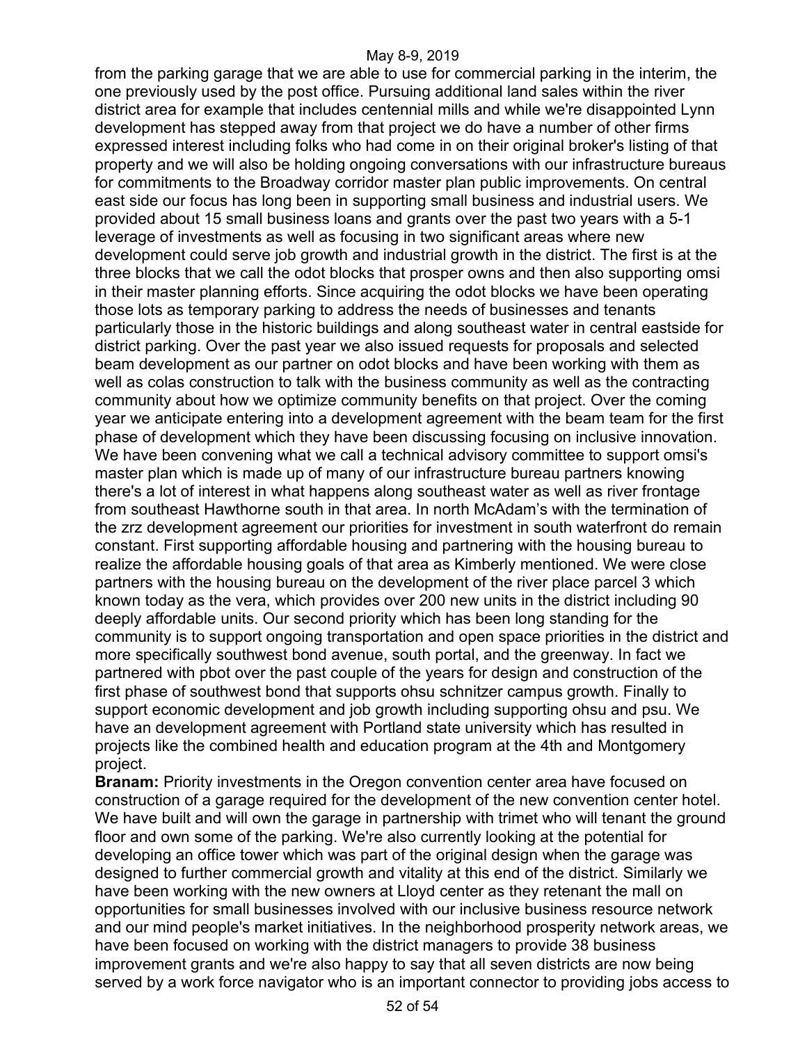from the parking garage that we are able to use for commercial parking in the interim, the one previously used by the post office. Pursuing additional land sales within the river district area for example that includes centennial mills and while we're disappointed Lynn development has stepped away from that project we do have a number of other firms expressed interest including folks who had come in on their original broker's listing of that property and we will also be holding ongoing conversations with our infrastructure bureaus for commitments to the Broadway corridor master plan public improvements. On central east side our focus has long been in supporting small business and industrial users. We provided about 15 small business loans and grants over the past two years with a 5-1 leverage of investments as well as focusing in two significant areas where new development could serve job growth and industrial growth in the district. The first is at the three blocks that we call the odot blocks that prosper owns and then also supporting omsi in their master planning efforts. Since acquiring the odot blocks we have been operating those lots as temporary parking to address the needs of businesses and tenants particularly those in the historic buildings and along southeast water in central eastside for district parking. Over the past year we also issued requests for proposals and selected beam development as our partner on odot blocks and have been working with them as well as colas construction to talk with the business community as well as the contracting community about how we optimize community benefits on that project. Over the coming year we anticipate entering into a development agreement with the beam team for the first phase of development which they have been discussing focusing on inclusive innovation. We have been convening what we call a technical advisory committee to support omsi's master plan which is made up of many of our infrastructure bureau partners knowing there's a lot of interest in what happens along southeast water as well as river frontage from southeast Hawthorne south in that area. In north McAdam's with the termination of the zrz development agreement our priorities for investment in south waterfront do remain constant. First supporting affordable housing and partnering with the housing bureau to realize the affordable housing goals of that area as Kimberly mentioned. We were close partners with the housing bureau on the development of the river place parcel 3 which known today as the vera, which provides over 200 new units in the district including 90 deeply affordable units. Our second priority which has been long standing for the community is to support ongoing transportation and open space priorities in the district and more specifically southwest bond avenue, south portal, and the greenway. In fact we partnered with pbot over the past couple of the years for design and construction of the first phase of southwest bond that supports ohsu schnitzer campus growth. Finally to support economic development and job growth including supporting ohsu and psu. We have an development agreement with Portland state university which has resulted in projects like the combined health and education program at the 4th and Montgomery project.

**Branam:** Priority investments in the Oregon convention center area have focused on construction of a garage required for the development of the new convention center hotel. We have built and will own the garage in partnership with trimet who will tenant the ground floor and own some of the parking. We're also currently looking at the potential for developing an office tower which was part of the original design when the garage was designed to further commercial growth and vitality at this end of the district. Similarly we have been working with the new owners at Lloyd center as they retenant the mall on opportunities for small businesses involved with our inclusive business resource network and our mind people's market initiatives. In the neighborhood prosperity network areas, we have been focused on working with the district managers to provide 38 business improvement grants and we're also happy to say that all seven districts are now being served by a work force navigator who is an important connector to providing jobs access to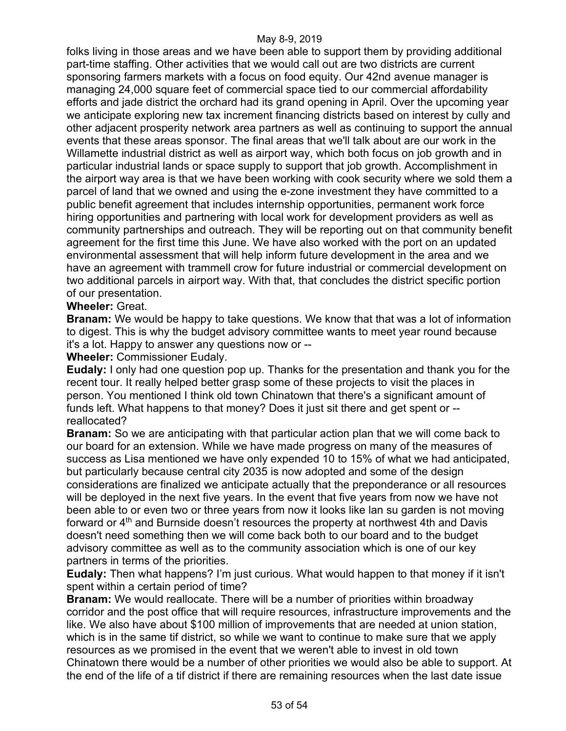folks living in those areas and we have been able to support them by providing additional part-time staffing. Other activities that we would call out are two districts are current sponsoring farmers markets with a focus on food equity. Our 42nd avenue manager is managing 24,000 square feet of commercial space tied to our commercial affordability efforts and jade district the orchard had its grand opening in April. Over the upcoming year we anticipate exploring new tax increment financing districts based on interest by cully and other adjacent prosperity network area partners as well as continuing to support the annual events that these areas sponsor. The final areas that we'll talk about are our work in the Willamette industrial district as well as airport way, which both focus on job growth and in particular industrial lands or space supply to support that job growth. Accomplishment in the airport way area is that we have been working with cook security where we sold them a parcel of land that we owned and using the e-zone investment they have committed to a public benefit agreement that includes internship opportunities, permanent work force hiring opportunities and partnering with local work for development providers as well as community partnerships and outreach. They will be reporting out on that community benefit agreement for the first time this June. We have also worked with the port on an updated environmental assessment that will help inform future development in the area and we have an agreement with trammell crow for future industrial or commercial development on two additional parcels in airport way. With that, that concludes the district specific portion of our presentation.

**Wheeler:** Great.

**Branam:** We would be happy to take questions. We know that that was a lot of information to digest. This is why the budget advisory committee wants to meet year round because it's a lot. Happy to answer any questions now or --

**Wheeler:** Commissioner Eudaly.

**Eudaly:** I only had one question pop up. Thanks for the presentation and thank you for the recent tour. It really helped better grasp some of these projects to visit the places in person. You mentioned I think old town Chinatown that there's a significant amount of funds left. What happens to that money? Does it just sit there and get spent or -- reallocated?

**Branam:** So we are anticipating with that particular action plan that we will come back to our board for an extension. While we have made progress on many of the measures of success as Lisa mentioned we have only expended 10 to 15% of what we had anticipated, but particularly because central city 2035 is now adopted and some of the design considerations are finalized we anticipate actually that the preponderance or all resources will be deployed in the next five years. In the event that five years from now we have not been able to or even two or three years from now it looks like lan su garden is not moving forward or 4th and Burnside doesn't resources the property at northwest 4th and Davis doesn't need something then we will come back both to our board and to the budget advisory committee as well as to the community association which is one of our key partners in terms of the priorities.

**Eudaly:** Then what happens? I'm just curious. What would happen to that money if it isn't spent within a certain period of time?

**Branam:** We would reallocate. There will be a number of priorities within broadway corridor and the post office that will require resources, infrastructure improvements and the like. We also have about $100 million of improvements that are needed at union station, which is in the same tif district, so while we want to continue to make sure that we apply resources as we promised in the event that we weren't able to invest in old town Chinatown there would be a number of other priorities we would also be able to support. At the end of the life of a tif district if there are remaining resources when the last date issue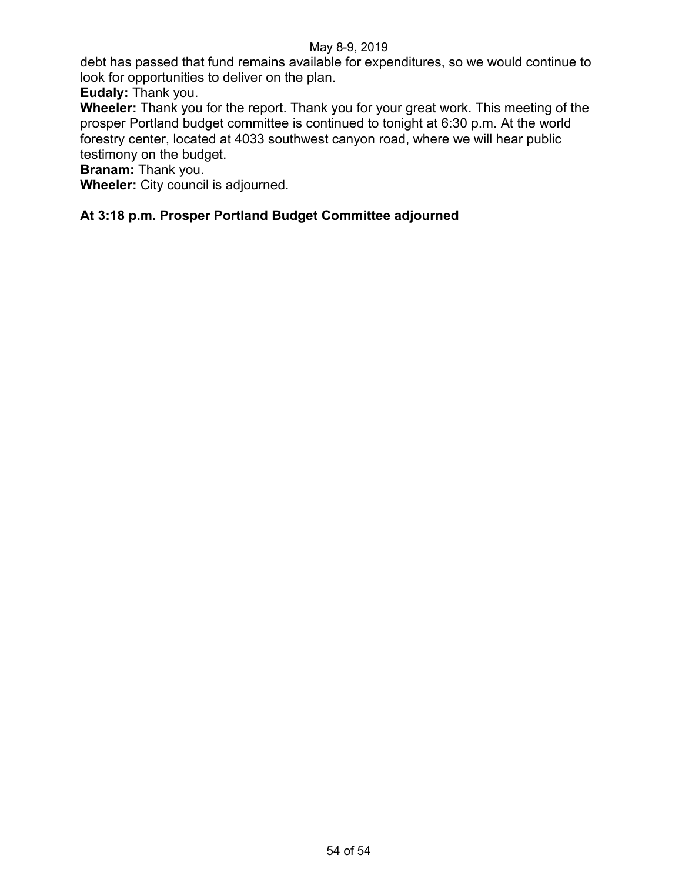debt has passed that fund remains available for expenditures, so we would continue to look for opportunities to deliver on the plan.

**Eudaly:** Thank you.

**Wheeler:** Thank you for the report. Thank you for your great work. This meeting of the prosper Portland budget committee is continued to tonight at 6:30 p.m. At the world forestry center, located at 4033 southwest canyon road, where we will hear public testimony on the budget.

**Branam:** Thank you.

**Wheeler:** City council is adjourned.

**At 3:18 p.m. Prosper Portland Budget Committee adjourned**